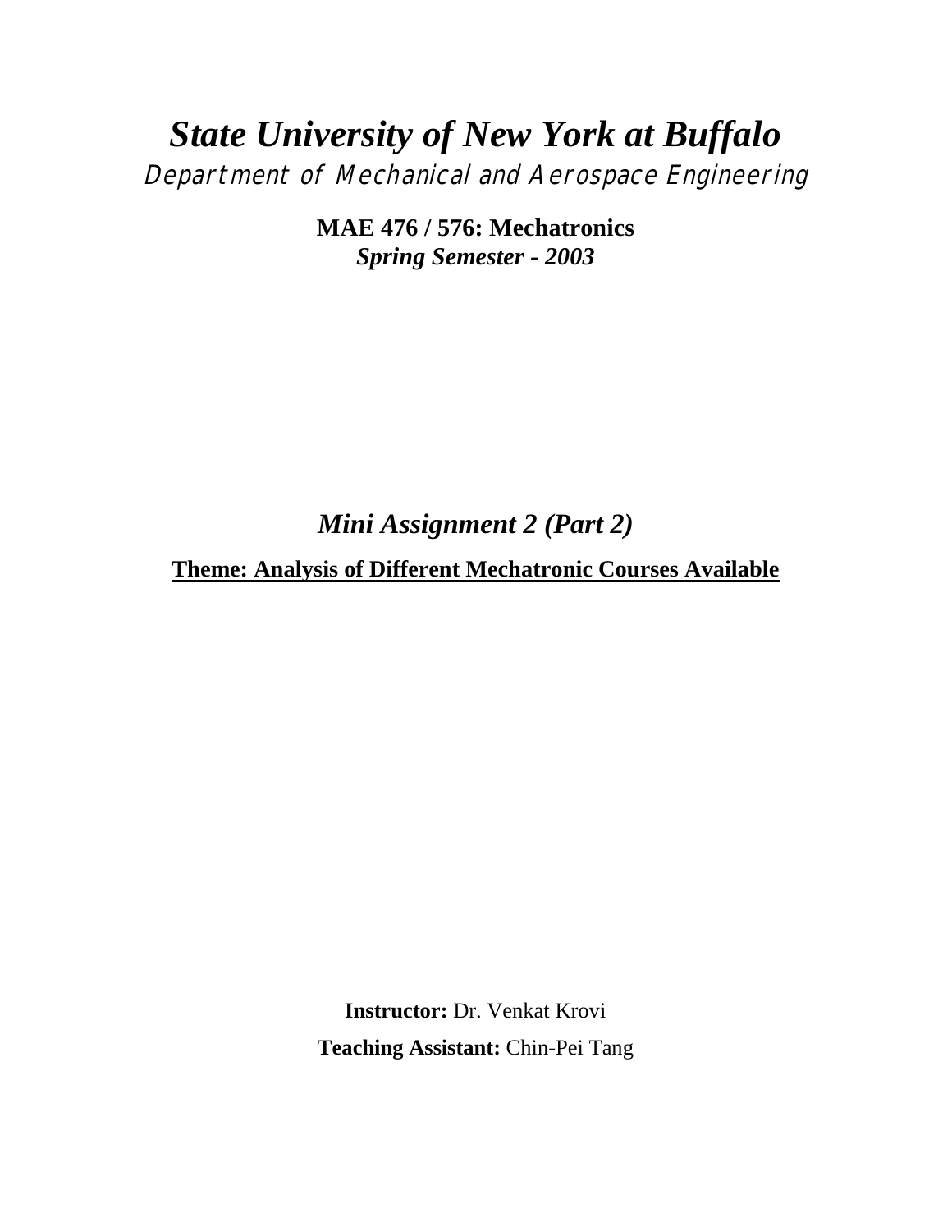# *State University of New York at Buffalo*

*Department of Mechanical and Aerospace Engineering*

**MAE 476 / 576: Mechatronics**

***Spring Semester - 2003***

## *Mini Assignment 2 (Part 2)*

**Theme: Analysis of Different Mechatronic Courses Available**

**Instructor:** Dr. Venkat Krovi

**Teaching Assistant:** Chin-Pei Tang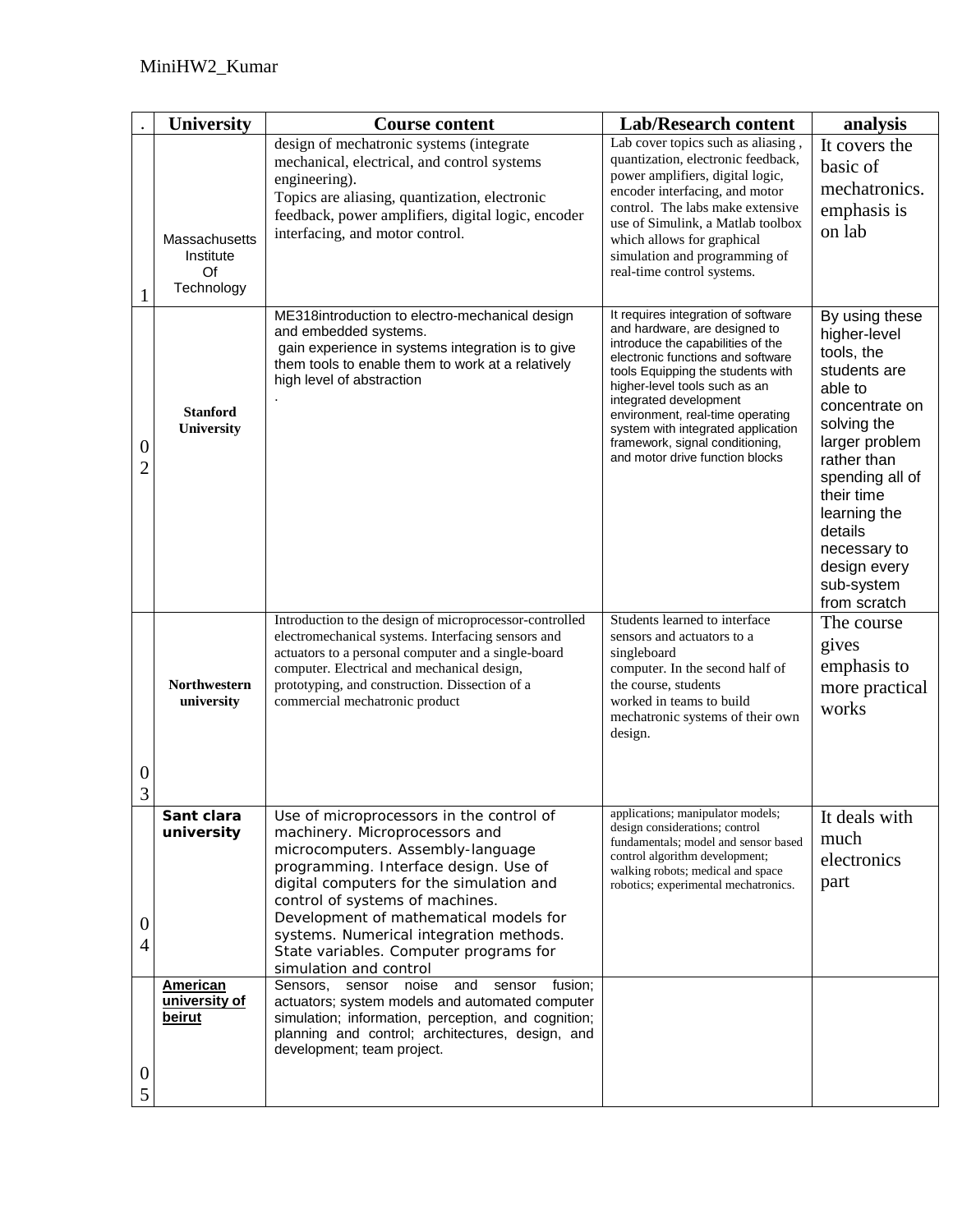MiniHW2_Kumar

| . | University | Course content | Lab/Research content | analysis |
|---|---|---|---|---|
| 1 | Massachusetts Institute Of Technology | design of mechatronic systems (integrate mechanical, electrical, and control systems engineering). Topics are aliasing, quantization, electronic feedback, power amplifiers, digital logic, encoder interfacing, and motor control. | Lab cover topics such as aliasing , quantization, electronic feedback, power amplifiers, digital logic, encoder interfacing, and motor control. The labs make extensive use of Simulink, a Matlab toolbox which allows for graphical simulation and programming of real-time control systems. | It covers the basic of mechatronics. emphasis is on lab |
| 02 | **Stanford University** | ME318introduction to electro-mechanical design and embedded systems. gain experience in systems integration is to give them tools to enable them to work at a relatively high level of abstraction . | It requires integration of software and hardware, are designed to introduce the capabilities of the electronic functions and software tools Equipping the students with higher-level tools such as an integrated development environment, real-time operating system with integrated application framework, signal conditioning, and motor drive function blocks | By using these higher-level tools, the students are able to concentrate on solving the larger problem rather than spending all of their time learning the details necessary to design every sub-system from scratch |
| 03 | **Northwestern university** | Introduction to the design of microprocessor-controlled electromechanical systems. Interfacing sensors and actuators to a personal computer and a single-board computer. Electrical and mechanical design, prototyping, and construction. Dissection of a commercial mechatronic product | Students learned to interface sensors and actuators to a singleboard computer. In the second half of the course, students worked in teams to build mechatronic systems of their own design. | The course gives emphasis to more practical works |
| 04 | **Sant clara university** | Use of microprocessors in the control of machinery. Microprocessors and microcomputers. Assembly-language programming. Interface design. Use of digital computers for the simulation and control of systems of machines. Development of mathematical models for systems. Numerical integration methods. State variables. Computer programs for simulation and control | applications; manipulator models; design considerations; control fundamentals; model and sensor based control algorithm development; walking robots; medical and space robotics; experimental mechatronics. | It deals with much electronics part |
| 05 | **American university of beirut** | Sensors, sensor noise and sensor fusion; actuators; system models and automated computer simulation; information, perception, and cognition; planning and control; architectures, design, and development; team project. | | |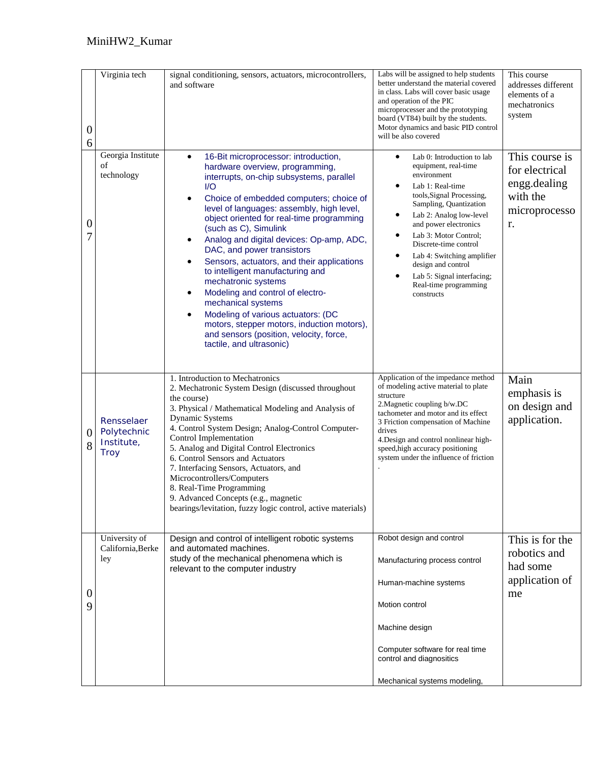| | | | | |
|---|---|---|---|---|
| 06 | Virginia tech | signal conditioning, sensors, actuators, microcontrollers, and software | Labs will be assigned to help students better understand the material covered in class. Labs will cover basic usage and operation of the PIC microprocesser and the prototyping board (VT84) built by the students. Motor dynamics and basic PID control will be also covered | This course addresses different elements of a mechatronics system |
| 07 | Georgia Institute of technology | • 16-Bit microprocessor: introduction, hardware overview, programming, interrupts, on-chip subsystems, parallel I/O<br>• Choice of embedded computers; choice of level of languages: assembly, high level, object oriented for real-time programming (such as C), Simulink<br>• Analog and digital devices: Op-amp, ADC, DAC, and power transistors<br>• Sensors, actuators, and their applications to intelligent manufacturing and mechatronic systems<br>• Modeling and control of electro-mechanical systems<br>• Modeling of various actuators: (DC motors, stepper motors, induction motors), and sensors (position, velocity, force, tactile, and ultrasonic) | • Lab 0: Introduction to lab equipment, real-time environment<br>• Lab 1: Real-time tools,Signal Processing, Sampling, Quantization<br>• Lab 2: Analog low-level and power electronics<br>• Lab 3: Motor Control; Discrete-time control<br>• Lab 4: Switching amplifier design and control<br>• Lab 5: Signal interfacing; Real-time programming constructs | This course is for electrical engg.dealing with the microprocessor. |
| 08 | Rensselaer Polytechnic Institute, Troy | 1. Introduction to Mechatronics<br>2. Mechatronic System Design (discussed throughout the course)<br>3. Physical / Mathematical Modeling and Analysis of Dynamic Systems<br>4. Control System Design; Analog-Control Computer-Control Implementation<br>5. Analog and Digital Control Electronics<br>6. Control Sensors and Actuators<br>7. Interfacing Sensors, Actuators, and Microcontrollers/Computers<br>8. Real-Time Programming<br>9. Advanced Concepts (e.g., magnetic bearings/levitation, fuzzy logic control, active materials) | Application of the impedance method of modeling active material to plate structure<br>2.Magnetic coupling b/w.DC tachometer and motor and its effect<br>3 Friction compensation of Machine drives<br>4.Design and control nonlinear high-speed,high accuracy positioning system under the influence of friction<br>. | Main emphasis is on design and application. |
| 09 | University of California,Berkeley | Design and control of intelligent robotic systems and automated machines.<br>study of the mechanical phenomena which is relevant to the computer industry | Robot design and control<br><br>Manufacturing process control<br><br>Human-machine systems<br><br>Motion control<br><br>Machine design<br><br>Computer software for real time control and diagnositics<br><br>Mechanical systems modeling, | This is for the robotics and had some application of me |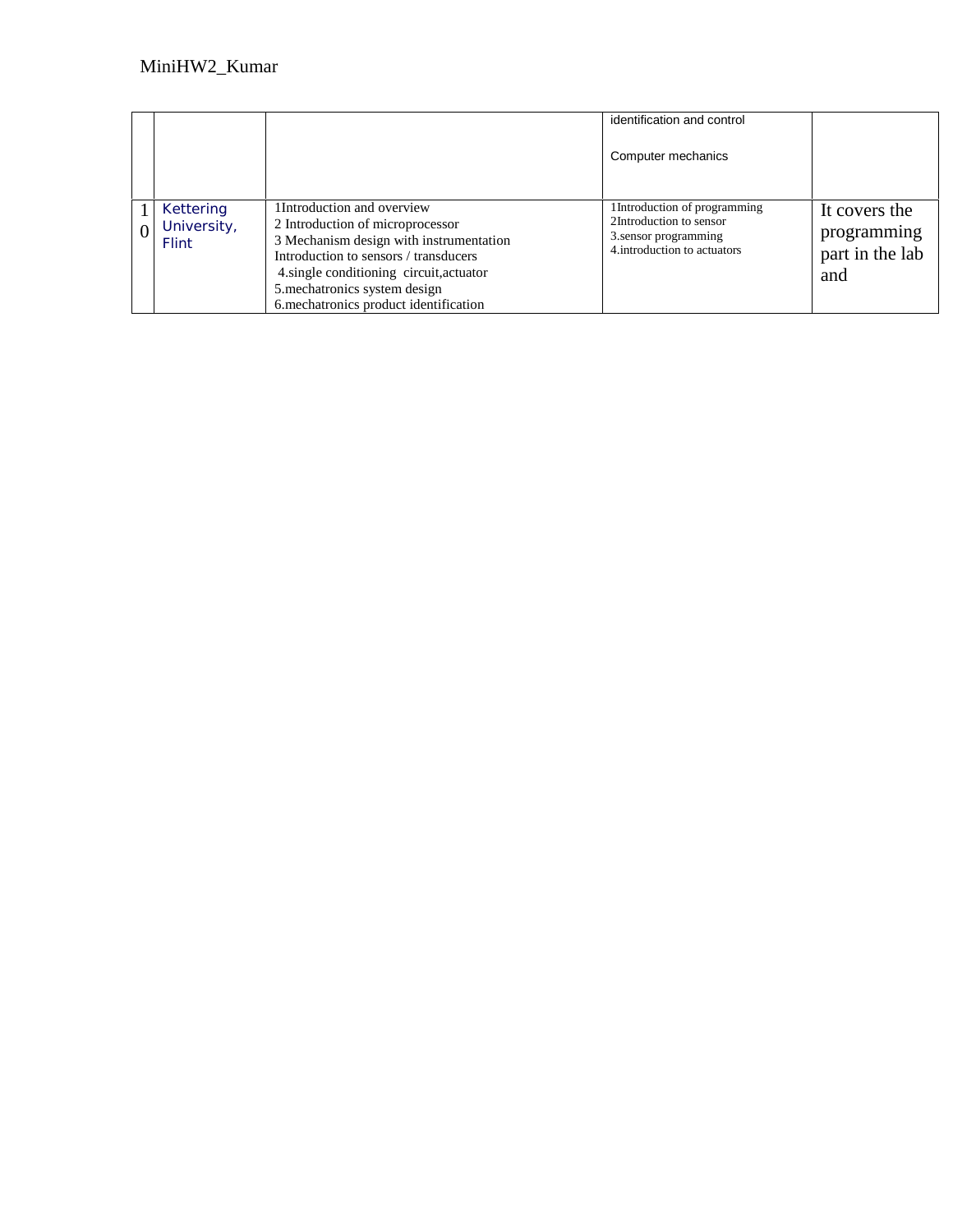|  |  |  | identification and control<br><br>Computer mechanics |  |
|---|---|---|---|---|
| 10 | Kettering University, Flint | 1Introduction and overview<br>2 Introduction of microprocessor<br>3 Mechanism design with instrumentation<br>Introduction to sensors / transducers<br>4.single conditioning circuit,actuator<br>5.mechatronics system design<br>6.mechatronics product identification | 1Introduction of programming<br>2Introduction to sensor<br>3.sensor programming<br>4.introduction to actuators | It covers the programming part in the lab and |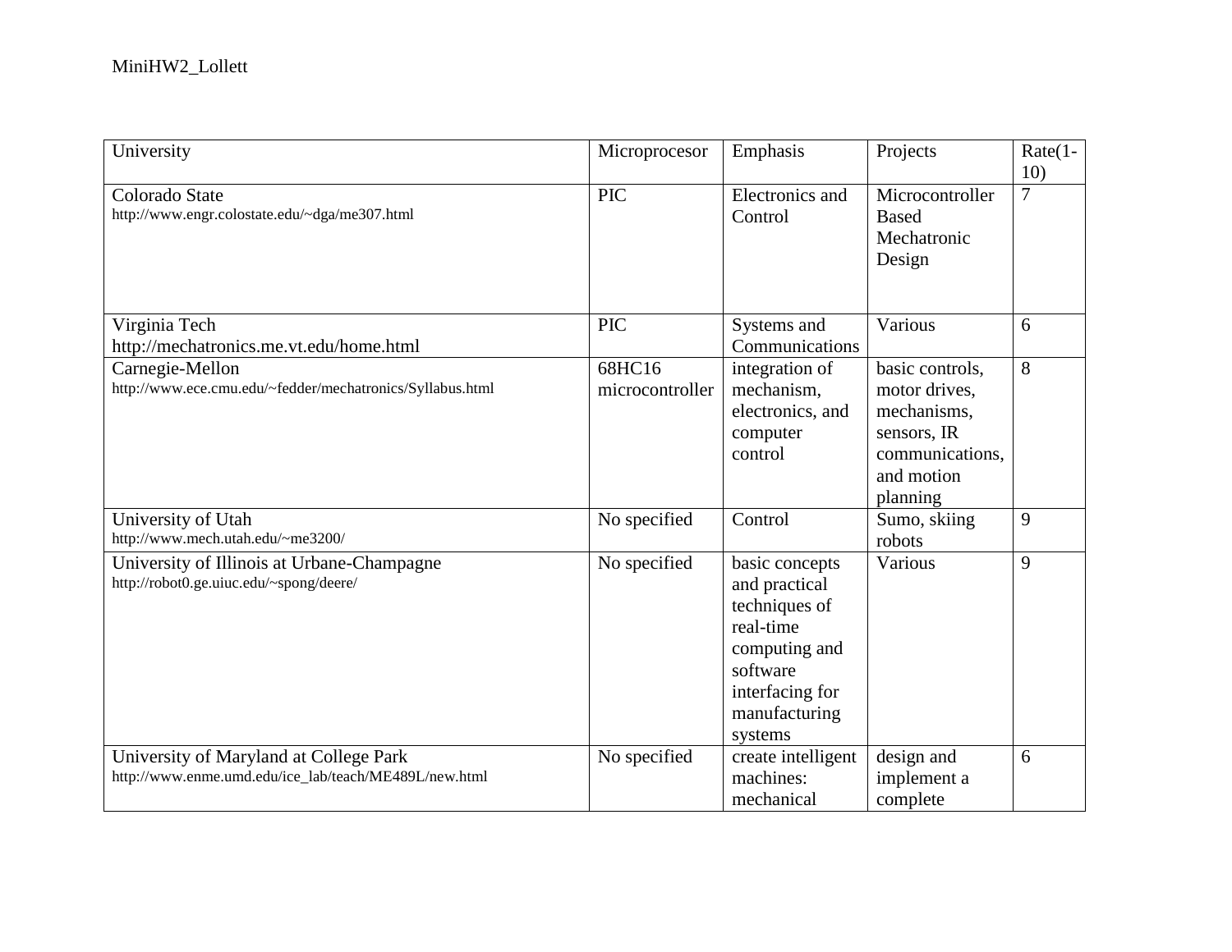| University | Microprocesor | Emphasis | Projects | Rate(1-10) |
|---|---|---|---|---|
| Colorado State<br>http://www.engr.colostate.edu/~dga/me307.html | PIC | Electronics and Control | Microcontroller Based Mechatronic Design | 7 |
| Virginia Tech<br>http://mechatronics.me.vt.edu/home.html | PIC | Systems and Communications | Various | 6 |
| Carnegie-Mellon<br>http://www.ece.cmu.edu/~fedder/mechatronics/Syllabus.html | 68HC16 microcontroller | integration of mechanism, electronics, and computer control | basic controls, motor drives, mechanisms, sensors, IR communications, and motion planning | 8 |
| University of Utah<br>http://www.mech.utah.edu/~me3200/ | No specified | Control | Sumo, skiing robots | 9 |
| University of Illinois at Urbane-Champagne<br>http://robot0.ge.uiuc.edu/~spong/deere/ | No specified | basic concepts and practical techniques of real-time computing and software interfacing for manufacturing systems | Various | 9 |
| University of Maryland at College Park<br>http://www.enme.umd.edu/ice_lab/teach/ME489L/new.html | No specified | create intelligent machines: mechanical | design and implement a complete | 6 |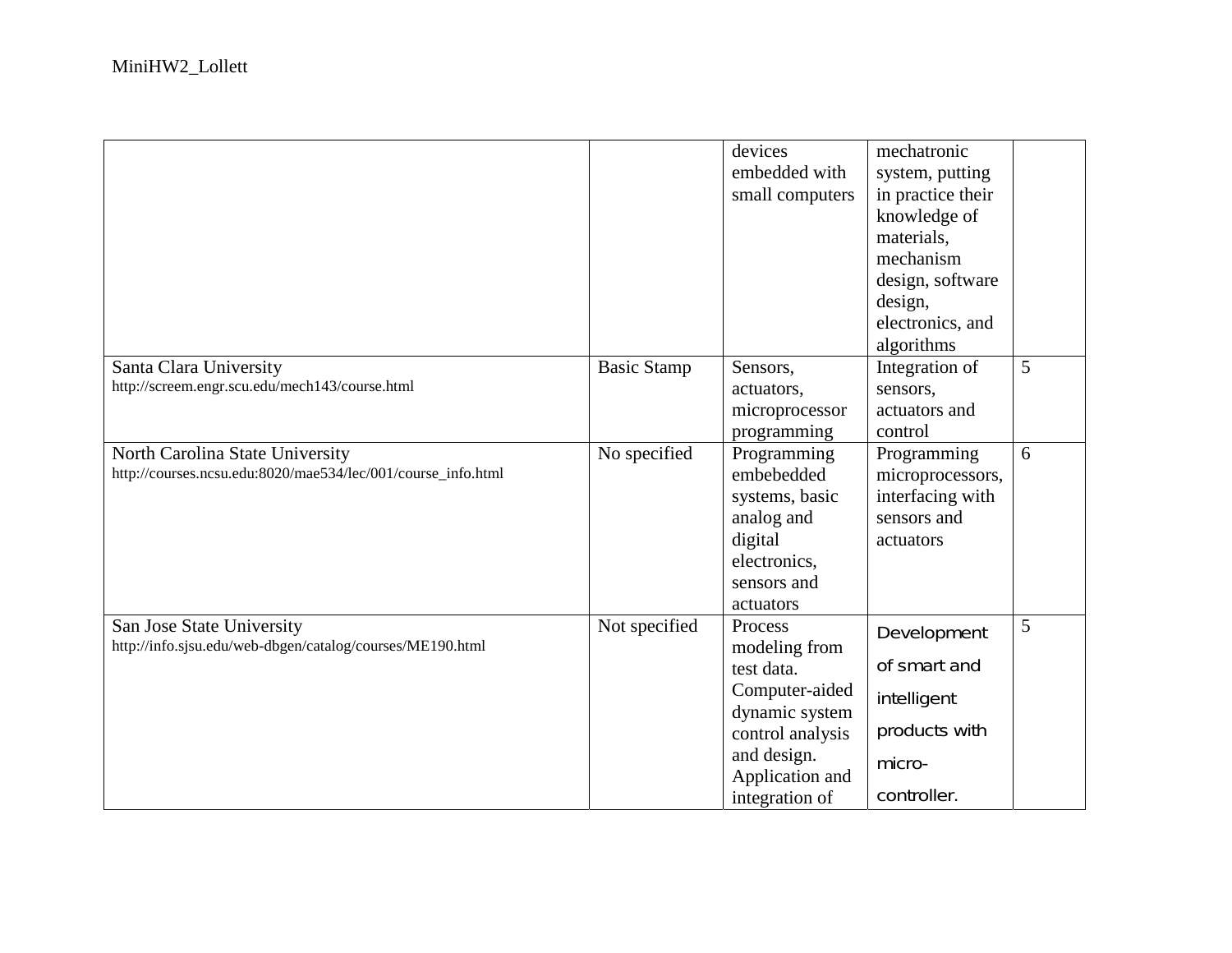| | | | | |
|---|---|---|---|---|
| | | devices embedded with small computers | mechatronic system, putting in practice their knowledge of materials, mechanism design, software design, electronics, and algorithms | |
| Santa Clara University http://screem.engr.scu.edu/mech143/course.html | Basic Stamp | Sensors, actuators, microprocessor programming | Integration of sensors, actuators and control | 5 |
| North Carolina State University http://courses.ncsu.edu:8020/mae534/lec/001/course_info.html | No specified | Programming embebedded systems, basic analog and digital electronics, sensors and actuators | Programming microprocessors, interfacing with sensors and actuators | 6 |
| San Jose State University http://info.sjsu.edu/web-dbgen/catalog/courses/ME190.html | Not specified | Process modeling from test data. Computer-aided dynamic system control analysis and design. Application and integration of | Development of smart and intelligent products with micro-controller. | 5 |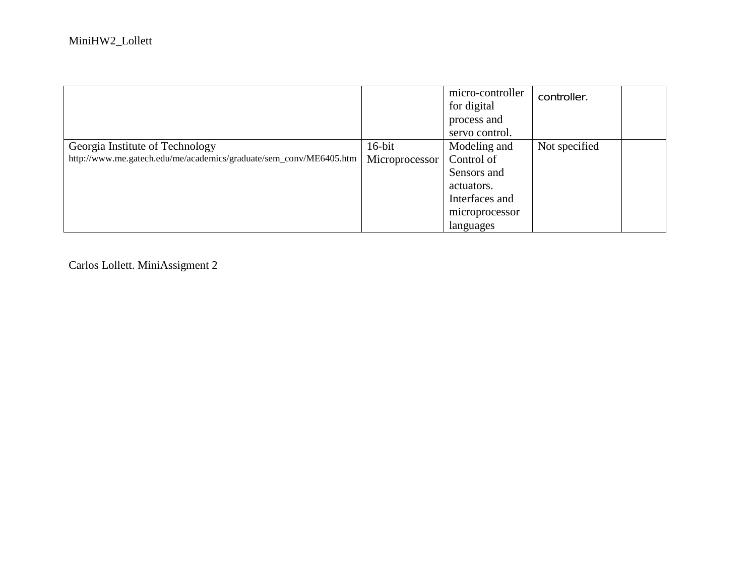| | | micro-controller for digital process and servo control. | controller. | |
|---|---|---|---|---|
| Georgia Institute of Technology http://www.me.gatech.edu/me/academics/graduate/sem_conv/ME6405.htm | 16-bit Microprocessor | Modeling and Control of Sensors and actuators. Interfaces and microprocessor languages | Not specified | |

Carlos Lollett. MiniAssigment 2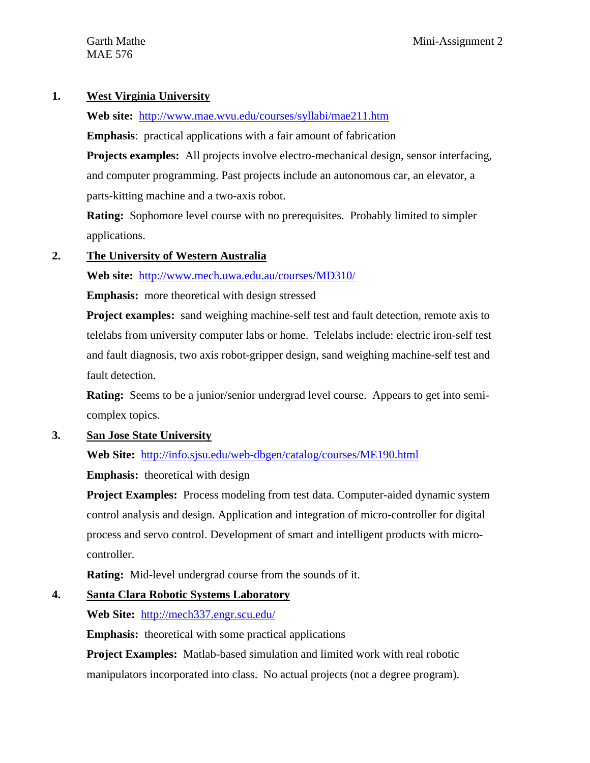Garth Mathe
MAE 576

Mini-Assignment 2

1. **West Virginia University**

   **Web site:** http://www.mae.wvu.edu/courses/syllabi/mae211.htm

   **Emphasis**: practical applications with a fair amount of fabrication

   **Projects examples:** All projects involve electro-mechanical design, sensor interfacing, and computer programming. Past projects include an autonomous car, an elevator, a parts-kitting machine and a two-axis robot.

   **Rating:** Sophomore level course with no prerequisites. Probably limited to simpler applications.

2. **The University of Western Australia**

   **Web site:** http://www.mech.uwa.edu.au/courses/MD310/

   **Emphasis:** more theoretical with design stressed

   **Project examples:** sand weighing machine-self test and fault detection, remote axis to telelabs from university computer labs or home. Telelabs include: electric iron-self test and fault diagnosis, two axis robot-gripper design, sand weighing machine-self test and fault detection.

   **Rating:** Seems to be a junior/senior undergrad level course. Appears to get into semi-complex topics.

3. **San Jose State University**

   **Web Site:** http://info.sjsu.edu/web-dbgen/catalog/courses/ME190.html

   **Emphasis:** theoretical with design

   **Project Examples:** Process modeling from test data. Computer-aided dynamic system control analysis and design. Application and integration of micro-controller for digital process and servo control. Development of smart and intelligent products with micro-controller.

   **Rating:** Mid-level undergrad course from the sounds of it.

4. **Santa Clara Robotic Systems Laboratory**

   **Web Site:** http://mech337.engr.scu.edu/

   **Emphasis:** theoretical with some practical applications

   **Project Examples:** Matlab-based simulation and limited work with real robotic manipulators incorporated into class. No actual projects (not a degree program).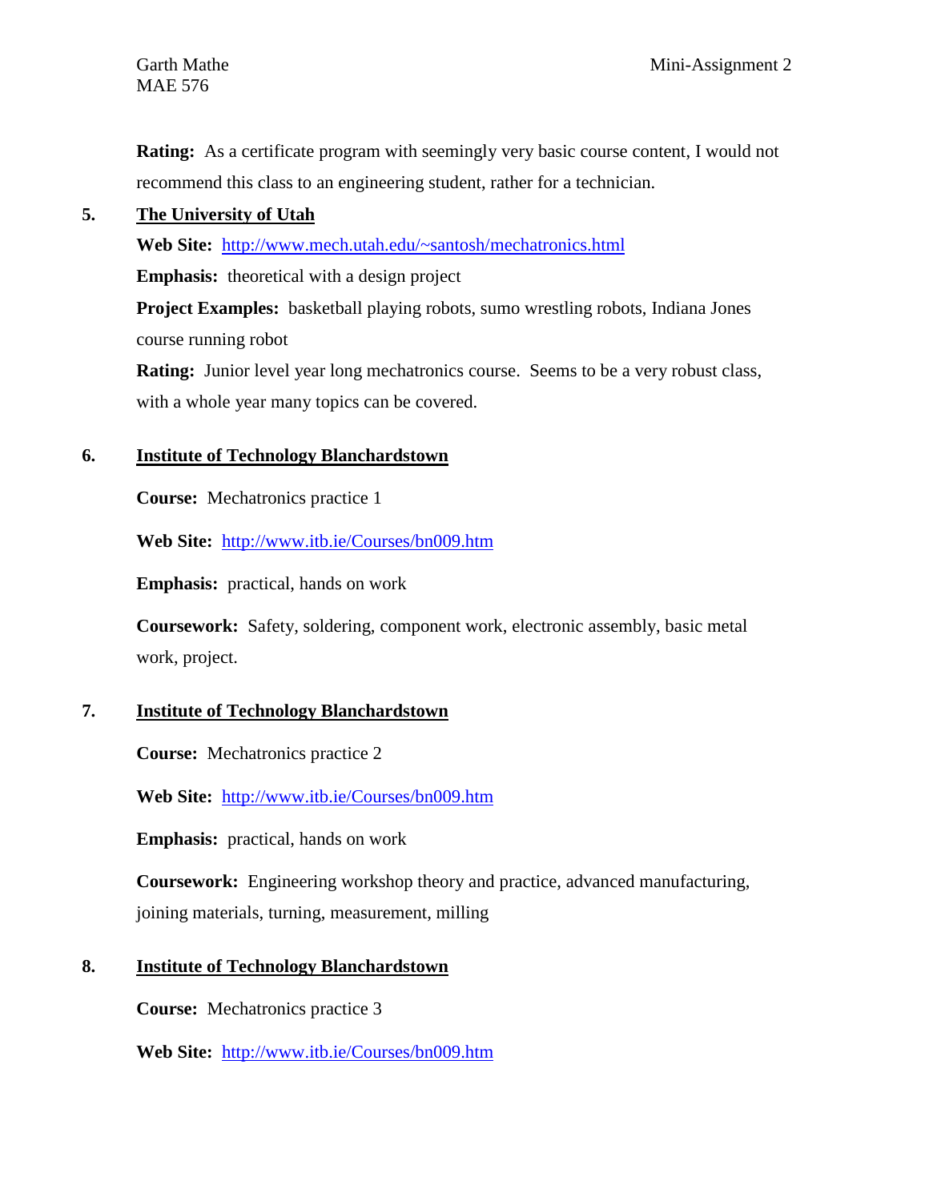**Rating:** As a certificate program with seemingly very basic course content, I would not recommend this class to an engineering student, rather for a technician.

5. **The University of Utah**

   **Web Site:** http://www.mech.utah.edu/~santosh/mechatronics.html

   **Emphasis:** theoretical with a design project

   **Project Examples:** basketball playing robots, sumo wrestling robots, Indiana Jones course running robot

   **Rating:** Junior level year long mechatronics course. Seems to be a very robust class, with a whole year many topics can be covered.

6. **Institute of Technology Blanchardstown**

   **Course:** Mechatronics practice 1

   **Web Site:** http://www.itb.ie/Courses/bn009.htm

   **Emphasis:** practical, hands on work

   **Coursework:** Safety, soldering, component work, electronic assembly, basic metal work, project.

7. **Institute of Technology Blanchardstown**

   **Course:** Mechatronics practice 2

   **Web Site:** http://www.itb.ie/Courses/bn009.htm

   **Emphasis:** practical, hands on work

   **Coursework:** Engineering workshop theory and practice, advanced manufacturing, joining materials, turning, measurement, milling

8. **Institute of Technology Blanchardstown**

   **Course:** Mechatronics practice 3

   **Web Site:** http://www.itb.ie/Courses/bn009.htm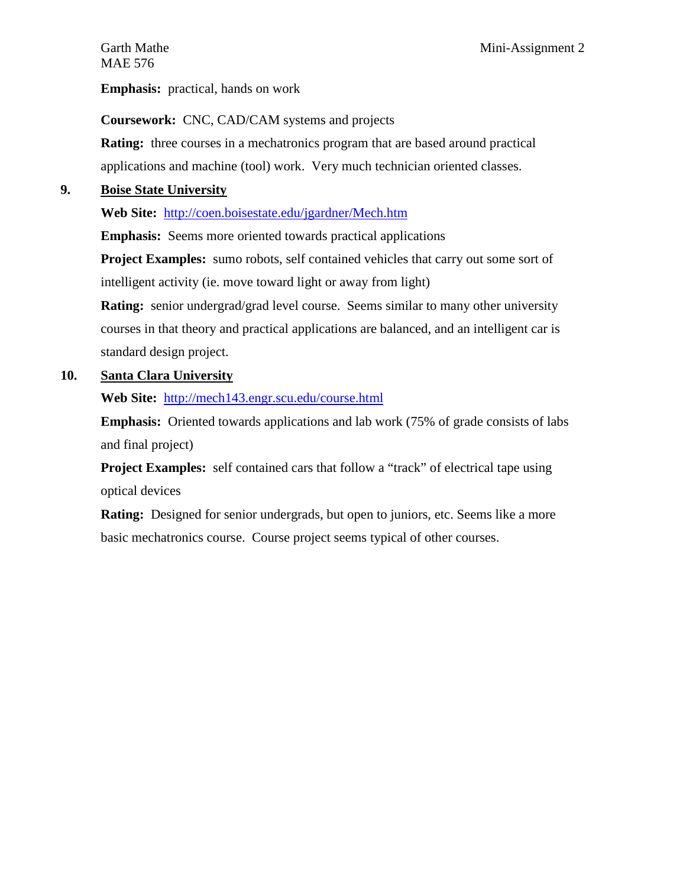**Emphasis:** practical, hands on work

**Coursework:** CNC, CAD/CAM systems and projects

**Rating:** three courses in a mechatronics program that are based around practical applications and machine (tool) work. Very much technician oriented classes.

**9. Boise State University**

**Web Site:** http://coen.boisestate.edu/jgardner/Mech.htm

**Emphasis:** Seems more oriented towards practical applications

**Project Examples:** sumo robots, self contained vehicles that carry out some sort of intelligent activity (ie. move toward light or away from light)

**Rating:** senior undergrad/grad level course. Seems similar to many other university courses in that theory and practical applications are balanced, and an intelligent car is standard design project.

**10. Santa Clara University**

**Web Site:** http://mech143.engr.scu.edu/course.html

**Emphasis:** Oriented towards applications and lab work (75% of grade consists of labs and final project)

**Project Examples:** self contained cars that follow a "track" of electrical tape using optical devices

**Rating:** Designed for senior undergrads, but open to juniors, etc. Seems like a more basic mechatronics course. Course project seems typical of other courses.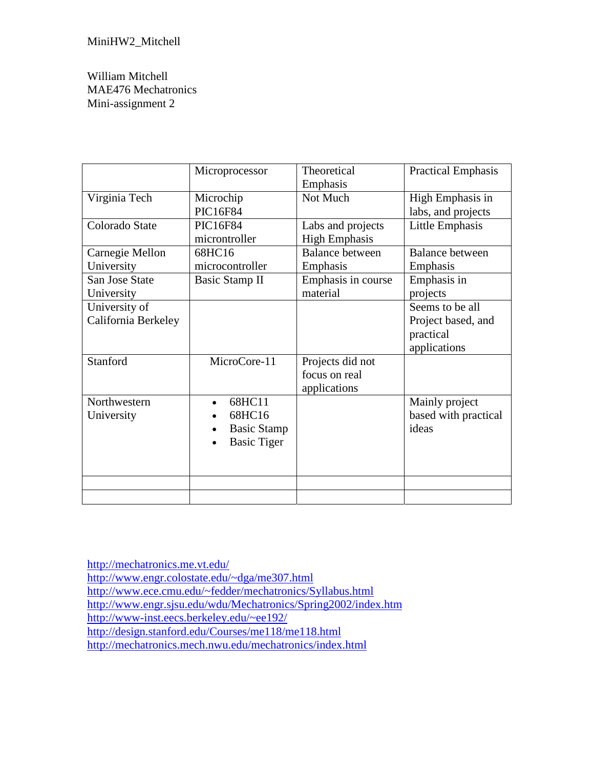MiniHW2_Mitchell

William Mitchell
MAE476 Mechatronics
Mini-assignment 2

| | Microprocessor | Theoretical Emphasis | Practical Emphasis |
|---|---|---|---|
| Virginia Tech | Microchip PIC16F84 | Not Much | High Emphasis in labs, and projects |
| Colorado State | PIC16F84 microntroller | Labs and projects High Emphasis | Little Emphasis |
| Carnegie Mellon University | 68HC16 microcontroller | Balance between Emphasis | Balance between Emphasis |
| San Jose State University | Basic Stamp II | Emphasis in course material | Emphasis in projects |
| University of California Berkeley | | | Seems to be all Project based, and practical applications |
| Stanford | MicroCore-11 | Projects did not focus on real applications | |
| Northwestern University | • 68HC11<br>• 68HC16<br>• Basic Stamp<br>• Basic Tiger | | Mainly project based with practical ideas |
| | | | |
| | | | |

http://mechatronics.me.vt.edu/
http://www.engr.colostate.edu/~dga/me307.html
http://www.ece.cmu.edu/~fedder/mechatronics/Syllabus.html
http://www.engr.sjsu.edu/wdu/Mechatronics/Spring2002/index.htm
http://www-inst.eecs.berkeley.edu/~ee192/
http://design.stanford.edu/Courses/me118/me118.html
http://mechatronics.mech.nwu.edu/mechatronics/index.html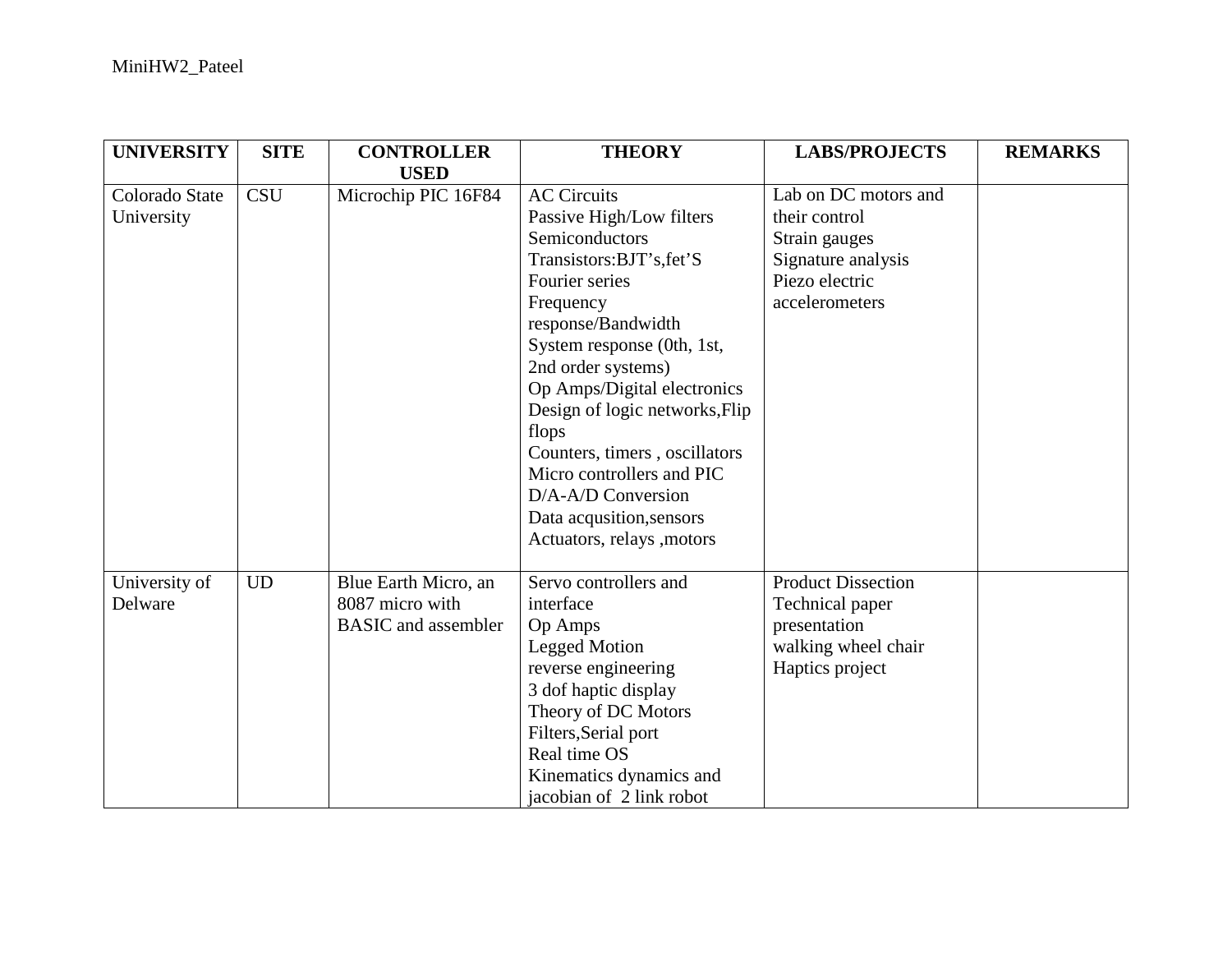| UNIVERSITY | SITE | CONTROLLER USED | THEORY | LABS/PROJECTS | REMARKS |
|---|---|---|---|---|---|
| Colorado State University | CSU | Microchip PIC 16F84 | AC Circuits<br>Passive High/Low filters<br>Semiconductors<br>Transistors:BJT's,fet'S<br>Fourier series<br>Frequency response/Bandwidth<br>System response (0th, 1st, 2nd order systems)<br>Op Amps/Digital electronics<br>Design of logic networks,Flip flops<br>Counters, timers , oscillators<br>Micro controllers and PIC<br>D/A-A/D Conversion<br>Data acqusition,sensors<br>Actuators, relays ,motors | Lab on DC motors and their control<br>Strain gauges<br>Signature analysis<br>Piezo electric accelerometers | |
| University of Delware | UD | Blue Earth Micro, an 8087 micro with BASIC and assembler | Servo controllers and interface<br>Op Amps<br>Legged Motion<br>reverse engineering<br>3 dof haptic display<br>Theory of DC Motors<br>Filters,Serial port<br>Real time OS<br>Kinematics dynamics and jacobian of 2 link robot | Product Dissection<br>Technical paper presentation<br>walking wheel chair<br>Haptics project | |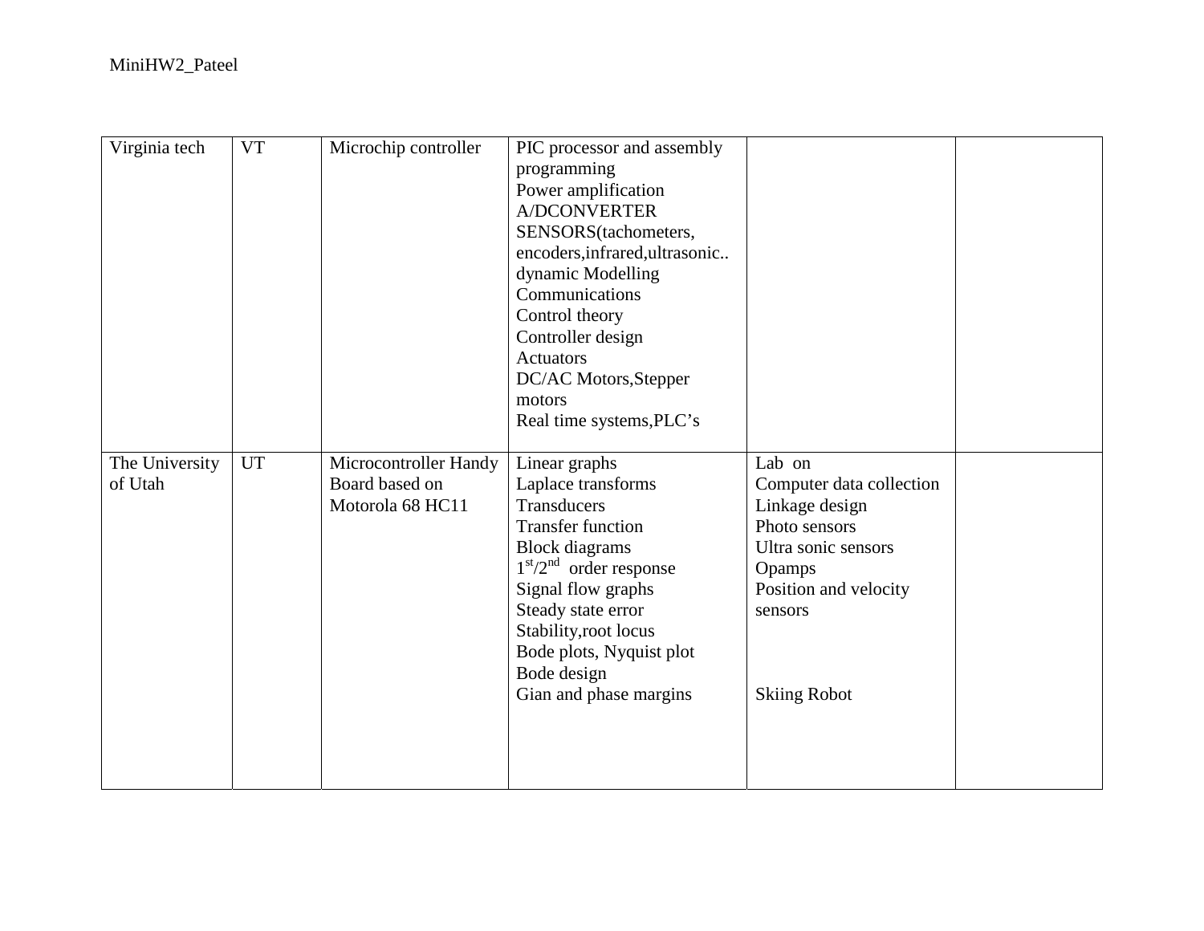| Virginia tech | VT | Microchip controller | PIC processor and assembly programming<br>Power amplification<br>A/DCONVERTER<br>SENSORS(tachometers, encoders,infrared,ultrasonic..<br>dynamic Modelling<br>Communications<br>Control theory<br>Controller design<br>Actuators<br>DC/AC Motors,Stepper motors<br>Real time systems,PLC’s | | |
|---|---|---|---|---|---|
| The University of Utah | UT | Microcontroller Handy Board based on Motorola 68 HC11 | Linear graphs<br>Laplace transforms<br>Transducers<br>Transfer function<br>Block diagrams<br>$1^{st}/2^{nd}$ order response<br>Signal flow graphs<br>Steady state error<br>Stability,root locus<br>Bode plots, Nyquist plot<br>Bode design<br>Gian and phase margins | Lab on<br>Computer data collection<br>Linkage design<br>Photo sensors<br>Ultra sonic sensors<br>Opamps<br>Position and velocity sensors<br><br>Skiing Robot | |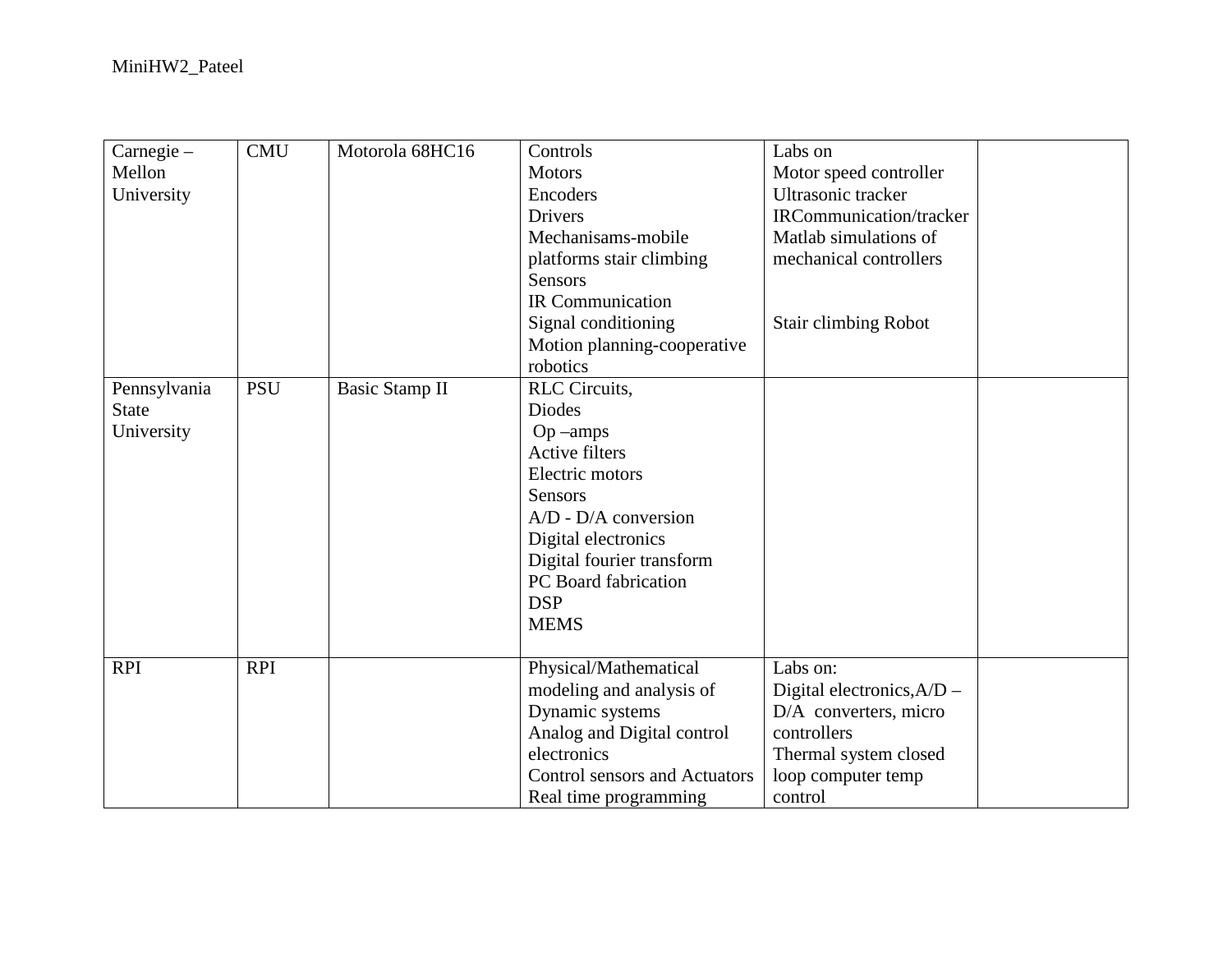| Carnegie – Mellon University | CMU | Motorola 68HC16 | Controls<br>Motors<br>Encoders<br>Drivers<br>Mechanisams-mobile platforms stair climbing<br>Sensors<br>IR Communication<br>Signal conditioning<br>Motion planning-cooperative robotics | Labs on<br>Motor speed controller<br>Ultrasonic tracker<br>IRCommunication/tracker<br>Matlab simulations of mechanical controllers<br><br>Stair climbing Robot | |
|---|---|---|---|---|---|
| Pennsylvania State University | PSU | Basic Stamp II | RLC Circuits,<br>Diodes<br>Op –amps<br>Active filters<br>Electric motors<br>Sensors<br>A/D - D/A conversion<br>Digital electronics<br>Digital fourier transform<br>PC Board fabrication<br>DSP<br>MEMS | | |
| RPI | RPI | | Physical/Mathematical modeling and analysis of Dynamic systems<br>Analog and Digital control electronics<br>Control sensors and Actuators<br>Real time programming | Labs on:<br>Digital electronics,A/D – D/A converters, micro controllers<br>Thermal system closed loop computer temp control | |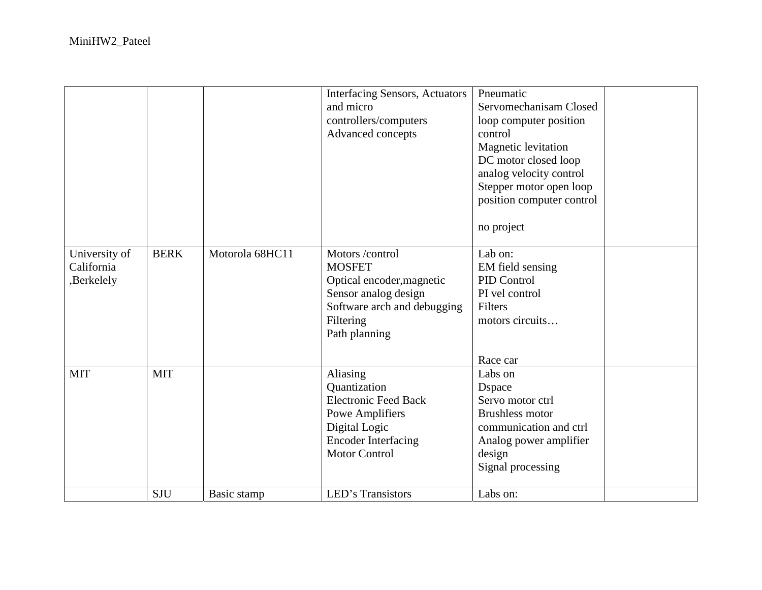| | | | | | |
|---|---|---|---|---|---|
| | | | Interfacing Sensors, Actuators and micro controllers/computers<br>Advanced concepts | Pneumatic Servomechanisam Closed loop computer position control<br>Magnetic levitation<br>DC motor closed loop analog velocity control<br>Stepper motor open loop position computer control<br><br>no project | |
| University of California ,Berkelely | BERK | Motorola 68HC11 | Motors /control<br>MOSFET<br>Optical encoder,magnetic<br>Sensor analog design<br>Software arch and debugging<br>Filtering<br>Path planning | Lab on:<br>EM field sensing<br>PID Control<br>PI vel control<br>Filters<br>motors circuits…<br><br><br>Race car | |
| MIT | MIT | | Aliasing<br>Quantization<br>Electronic Feed Back<br>Powe Amplifiers<br>Digital Logic<br>Encoder Interfacing<br>Motor Control | Labs on<br>Dspace<br>Servo motor ctrl<br>Brushless motor communication and ctrl<br>Analog power amplifier design<br>Signal processing | |
| | SJU | Basic stamp | LED's Transistors | Labs on: | |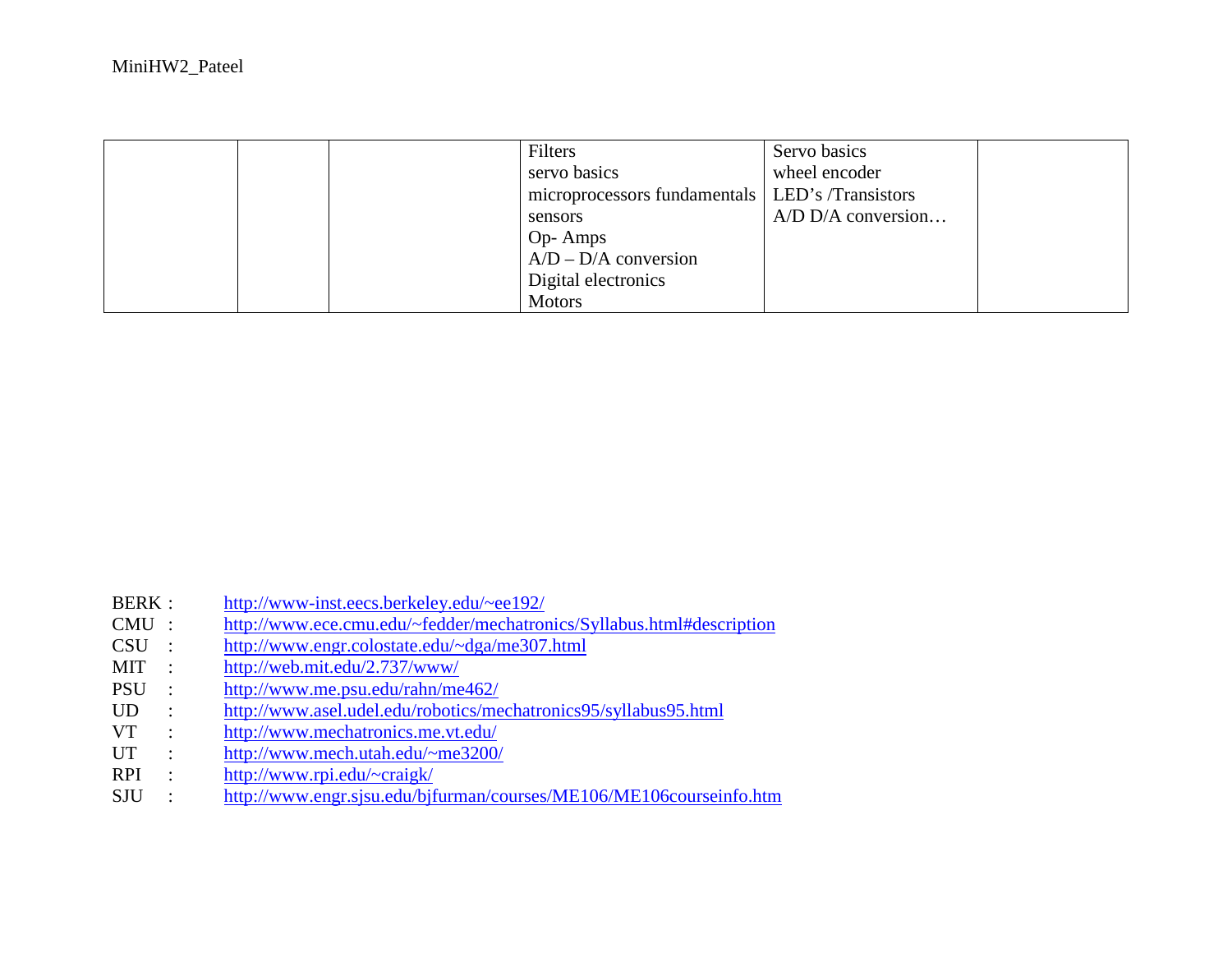| | | | Filters<br>servo basics<br>microprocessors fundamentals<br>sensors<br>Op- Amps<br>A/D – D/A conversion<br>Digital electronics<br>Motors | Servo basics<br>wheel encoder<br>LED's /Transistors<br>A/D D/A conversion… | |
|---|---|---|---|---|---|

BERK : http://www-inst.eecs.berkeley.edu/~ee192/
CMU : http://www.ece.cmu.edu/~fedder/mechatronics/Syllabus.html#description
CSU : http://www.engr.colostate.edu/~dga/me307.html
MIT : http://web.mit.edu/2.737/www/
PSU : http://www.me.psu.edu/rahn/me462/
UD : http://www.asel.udel.edu/robotics/mechatronics95/syllabus95.html
VT : http://www.mechatronics.me.vt.edu/
UT : http://www.mech.utah.edu/~me3200/
RPI : http://www.rpi.edu/~craigk/
SJU : http://www.engr.sjsu.edu/bjfurman/courses/ME106/ME106courseinfo.htm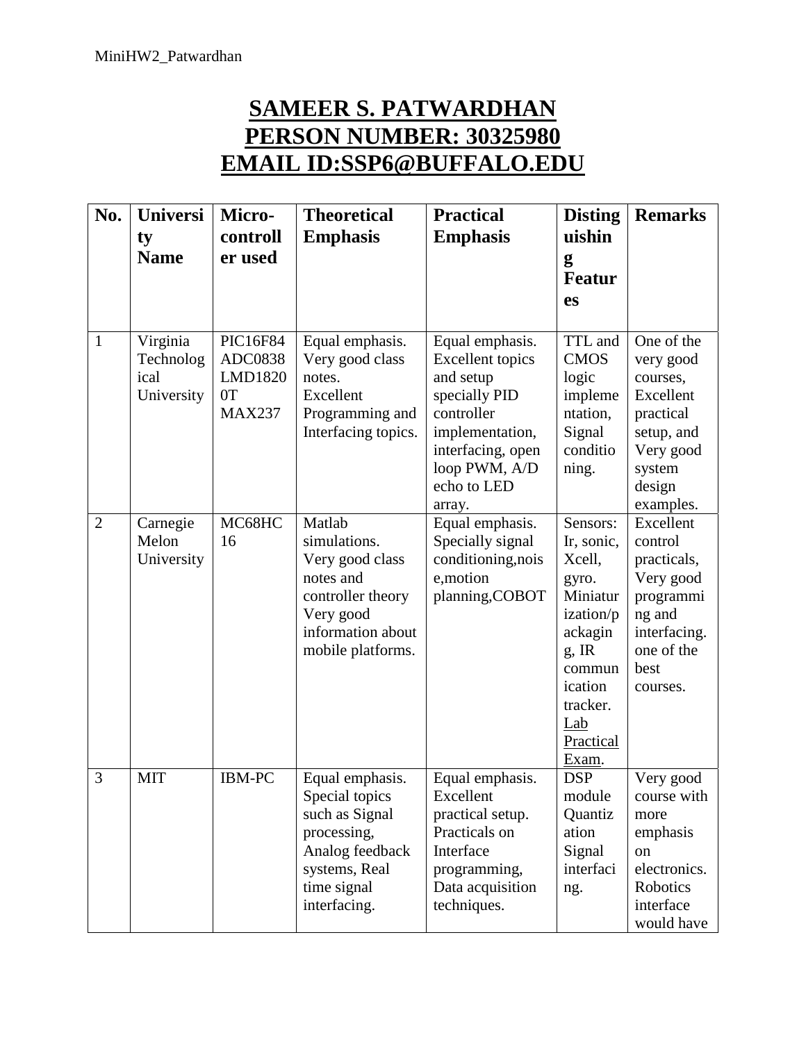# SAMEER S. PATWARDHAN
# PERSON NUMBER: 30325980
# EMAIL ID:SSP6@BUFFALO.EDU

| No. | University Name | Micro-controller used | Theoretical Emphasis | Practical Emphasis | Distinguishing Features | Remarks |
|---|---|---|---|---|---|---|
| 1 | Virginia Technological University | PIC16F84 ADC0838 LMD18200T MAX237 | Equal emphasis. Very good class notes. Excellent Programming and Interfacing topics. | Equal emphasis. Excellent topics and setup specially PID controller implementation, interfacing, open loop PWM, A/D echo to LED array. | TTL and CMOS logic implementation, Signal conditioning. | One of the very good courses, Excellent practical setup, and Very good system design examples. |
| 2 | Carnegie Melon University | MC68HC16 | Matlab simulations. Very good class notes and controller theory Very good information about mobile platforms. | Equal emphasis. Specially signal conditioning,noise,motion planning,COBOT | Sensors: Ir, sonic, Xcell, gyro. Miniaturization/packaging, IR communication tracker. <u>Lab Practical Exam</u>. | Excellent control practicals, Very good programming and interfacing. one of the best courses. |
| 3 | MIT | IBM-PC | Equal emphasis. Special topics such as Signal processing, Analog feedback systems, Real time signal interfacing. | Equal emphasis. Excellent practical setup. Practicals on Interface programming, Data acquisition techniques. | DSP module Quantization Signal interfacing. | Very good course with more emphasis on electronics. Robotics interface would have |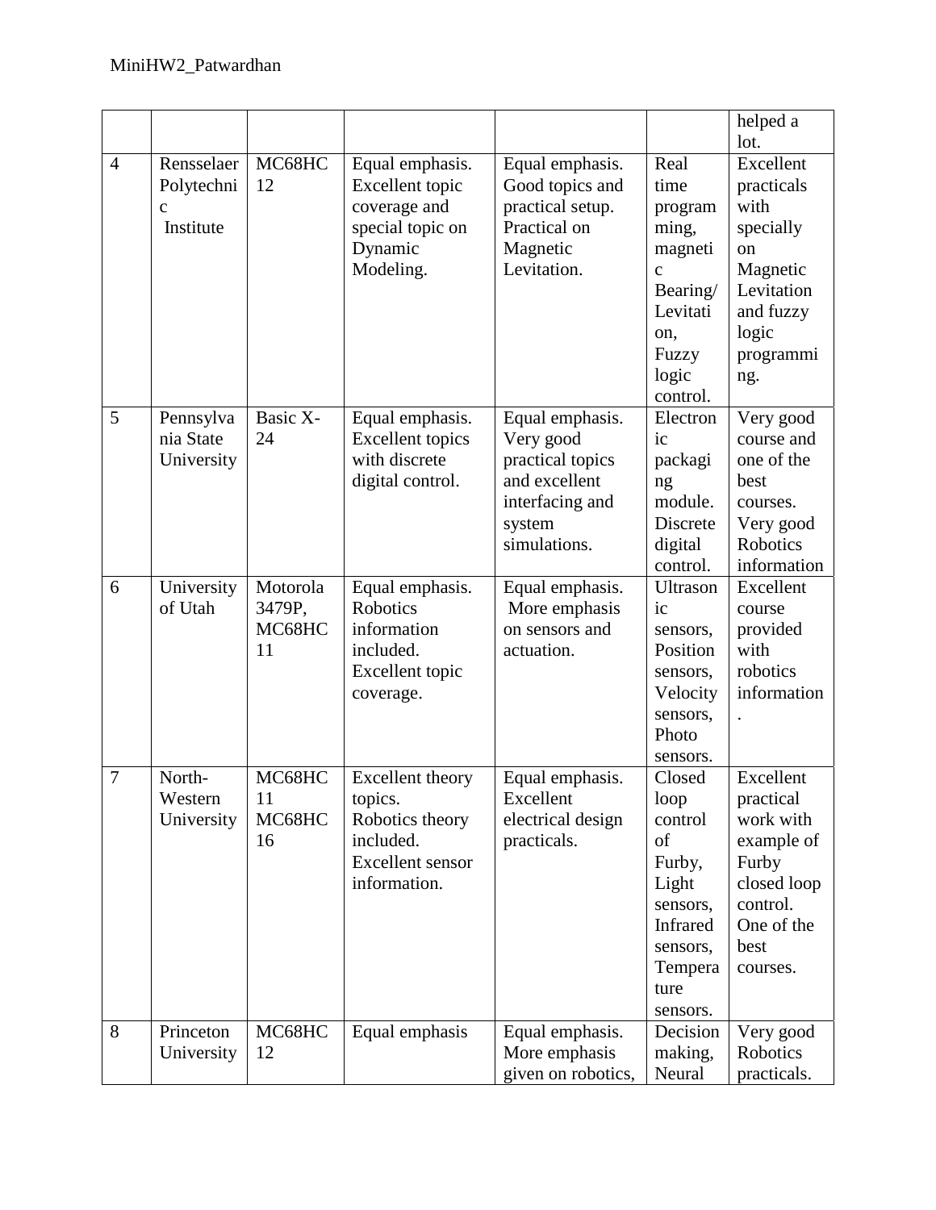| | | | | | | |
|---|---|---|---|---|---|---|
| | | | | | | helped a lot. |
| 4 | Rensselaer Polytechnic Institute | MC68HC12 | Equal emphasis. Excellent topic coverage and special topic on Dynamic Modeling. | Equal emphasis. Good topics and practical setup. Practical on Magnetic Levitation. | Real time programming, magnetic Bearing/ Levitation, Fuzzy logic control. | Excellent practicals with specially on Magnetic Levitation and fuzzy logic programming. |
| 5 | Pennsylvania State University | Basic X-24 | Equal emphasis. Excellent topics with discrete digital control. | Equal emphasis. Very good practical topics and excellent interfacing and system simulations. | Electronic packaging module. Discrete digital control. | Very good course and one of the best courses. Very good Robotics information |
| 6 | University of Utah | Motorola 3479P, MC68HC11 | Equal emphasis. Robotics information included. Excellent topic coverage. | Equal emphasis. More emphasis on sensors and actuation. | Ultrasonic sensors, Position sensors, Velocity sensors, Photo sensors. | Excellent course provided with robotics information. |
| 7 | North-Western University | MC68HC11 MC68HC16 | Excellent theory topics. Robotics theory included. Excellent sensor information. | Equal emphasis. Excellent electrical design practicals. | Closed loop control of Furby, Light sensors, Infrared sensors, Temperature sensors. | Excellent practical work with example of Furby closed loop control. One of the best courses. |
| 8 | Princeton University | MC68HC12 | Equal emphasis | Equal emphasis. More emphasis given on robotics, | Decision making, Neural | Very good Robotics practicals. |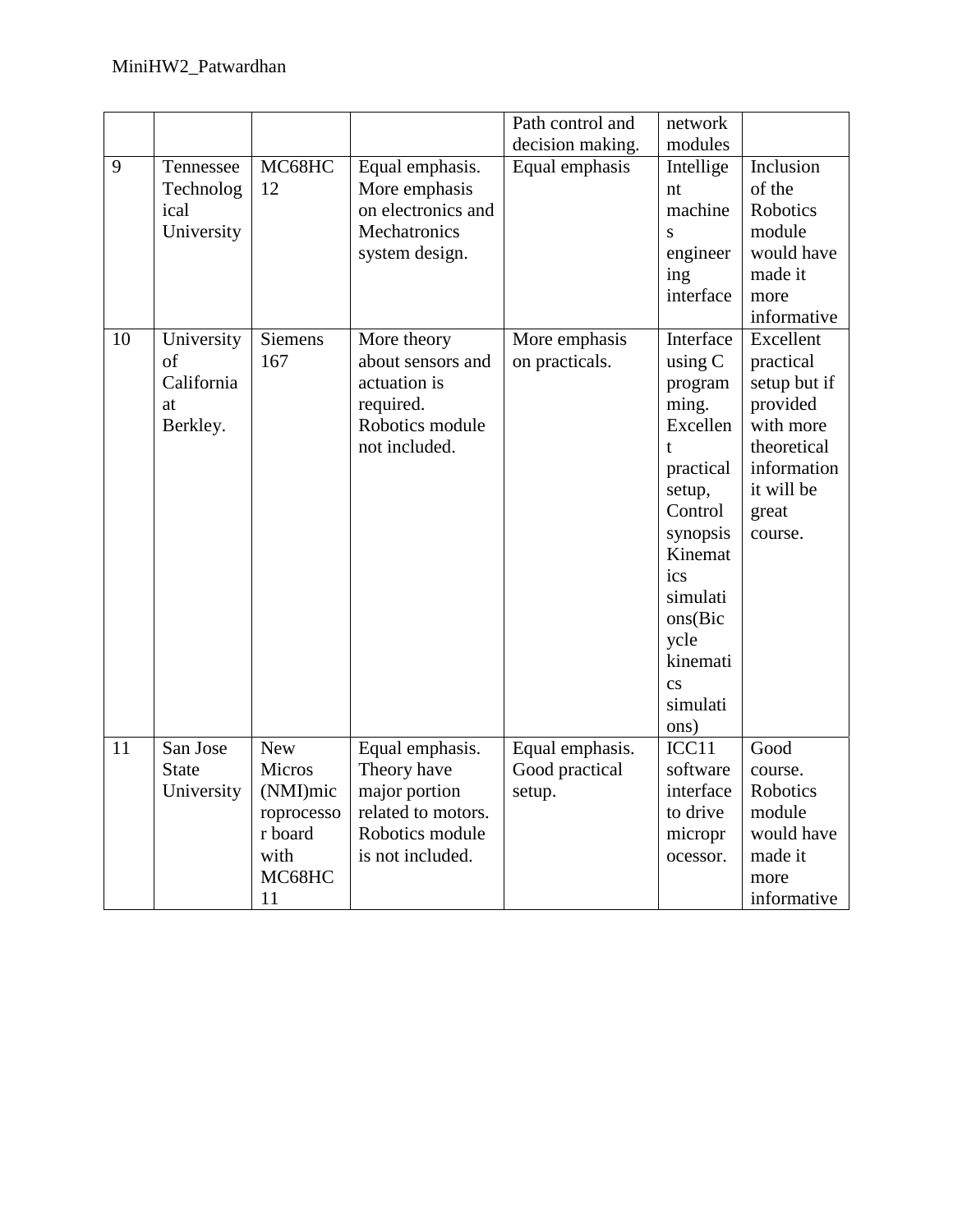| | | | | Path control and decision making. | network modules | |
|---|---|---|---|---|---|---|
| 9 | Tennessee Technological University | MC68HC12 | Equal emphasis. More emphasis on electronics and Mechatronics system design. | Equal emphasis | Intelligent machines engineering interface | Inclusion of the Robotics module would have made it more informative |
| 10 | University of California at Berkley. | Siemens 167 | More theory about sensors and actuation is required. Robotics module not included. | More emphasis on practicals. | Interface using C programming. Excellent practical setup, Control synopsis Kinematics simulations(Bicycle kinematics simulations) | Excellent practical setup but if provided with more theoretical information it will be great course. |
| 11 | San Jose State University | New Micros (NMI)microprocessor board with MC68HC11 | Equal emphasis. Theory have major portion related to motors. Robotics module is not included. | Equal emphasis. Good practical setup. | ICC11 software interface to drive microprocessor. | Good course. Robotics module would have made it more informative |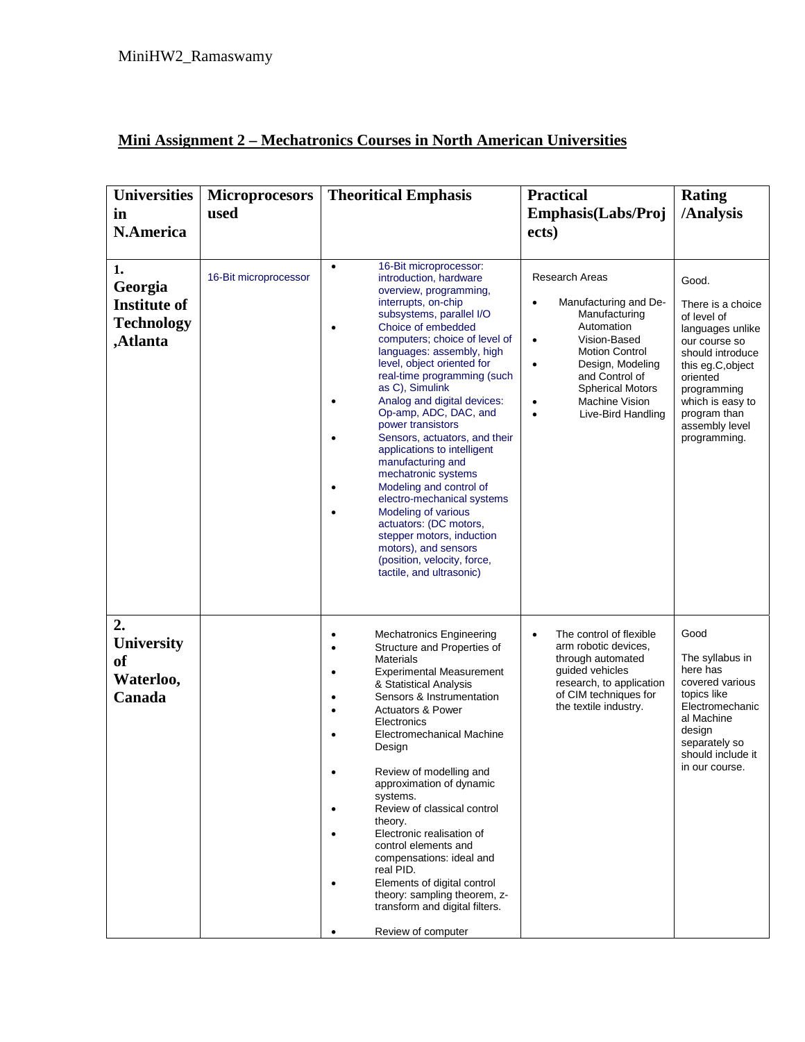## Mini Assignment 2 – Mechatronics Courses in North American Universities

| Universities in N.America | Microprocesors used | Theoritical Emphasis | Practical Emphasis(Labs/Projects) | Rating /Analysis |
|---|---|---|---|---|
| 1. Georgia Institute of Technology ,Atlanta | 16-Bit microprocessor | • 16-Bit microprocessor: introduction, hardware overview, programming, interrupts, on-chip subsystems, parallel I/O <br> • Choice of embedded computers; choice of level of languages: assembly, high level, object oriented for real-time programming (such as C), Simulink <br> • Analog and digital devices: Op-amp, ADC, DAC, and power transistors <br> • Sensors, actuators, and their applications to intelligent manufacturing and mechatronic systems <br> • Modeling and control of electro-mechanical systems <br> • Modeling of various actuators: (DC motors, stepper motors, induction motors), and sensors (position, velocity, force, tactile, and ultrasonic) | Research Areas <br> • Manufacturing and De-Manufacturing Automation <br> • Vision-Based Motion Control <br> • Design, Modeling and Control of Spherical Motors <br> • Machine Vision <br> • Live-Bird Handling | Good. <br><br> There is a choice of level of languages unlike our course so should introduce this eg.C,object oriented programming which is easy to program than assembly level programming. |
| 2. University of Waterloo, Canada | | • Mechatronics Engineering <br> • Structure and Properties of Materials <br> • Experimental Measurement & Statistical Analysis <br> • Sensors & Instrumentation <br> • Actuators & Power Electronics <br> • Electromechanical Machine Design <br> • Review of modelling and approximation of dynamic systems. <br> • Review of classical control theory. <br> • Electronic realisation of control elements and compensations: ideal and real PID. <br> • Elements of digital control theory: sampling theorem, z-transform and digital filters. <br> • Review of computer | • The control of flexible arm robotic devices, through automated guided vehicles research, to application of CIM techniques for the textile industry. | Good <br><br> The syllabus in here has covered various topics like Electromechanical Machine design separately so should include it in our course. |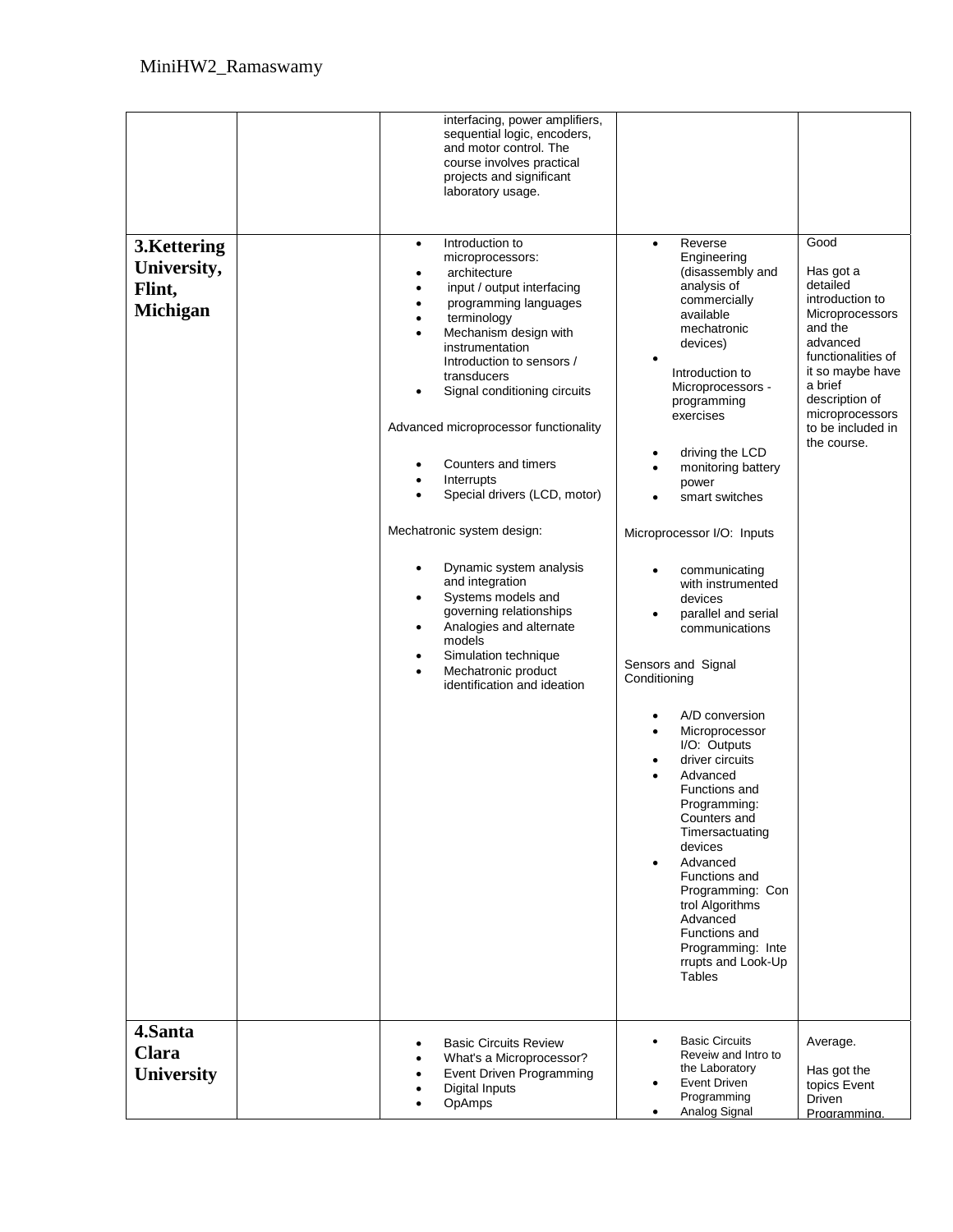| | | | | |
|---|---|---|---|---|
| | | interfacing, power amplifiers, sequential logic, encoders, and motor control. The course involves practical projects and significant laboratory usage. | | |
| **3.Kettering University, Flint, Michigan** | | • Introduction to microprocessors:<br>• architecture<br>• input / output interfacing<br>• programming languages<br>• terminology<br>• Mechanism design with instrumentation Introduction to sensors / transducers<br>• Signal conditioning circuits<br><br>Advanced microprocessor functionality<br><br>• Counters and timers<br>• Interrupts<br>• Special drivers (LCD, motor)<br><br>Mechatronic system design:<br><br>• Dynamic system analysis and integration<br>• Systems models and governing relationships<br>• Analogies and alternate models<br>• Simulation technique<br>• Mechatronic product identification and ideation | • Reverse Engineering (disassembly and analysis of commercially available mechatronic devices)<br>•<br>Introduction to Microprocessors - programming exercises<br><br>• driving the LCD<br>• monitoring battery power<br>• smart switches<br><br>Microprocessor I/O: Inputs<br><br>• communicating with instrumented devices<br>• parallel and serial communications<br><br>Sensors and Signal Conditioning<br><br>• A/D conversion<br>• Microprocessor I/O: Outputs<br>• driver circuits<br>• Advanced Functions and Programming: Counters and Timersactuating devices<br>• Advanced Functions and Programming: Control Algorithms Advanced Functions and Programming: Interrupts and Look-Up Tables | Good<br><br>Has got a detailed introduction to Microprocessors and the advanced functionalities of it so maybe have a brief description of microprocessors to be included in the course. |
| **4.Santa Clara University** | | • Basic Circuits Review<br>• What's a Microprocessor?<br>• Event Driven Programming<br>• Digital Inputs<br>• OpAmps | • Basic Circuits Reveiw and Intro to the Laboratory<br>• Event Driven Programming<br>• Analog Signal | Average.<br><br>Has got the topics Event Driven Programming, |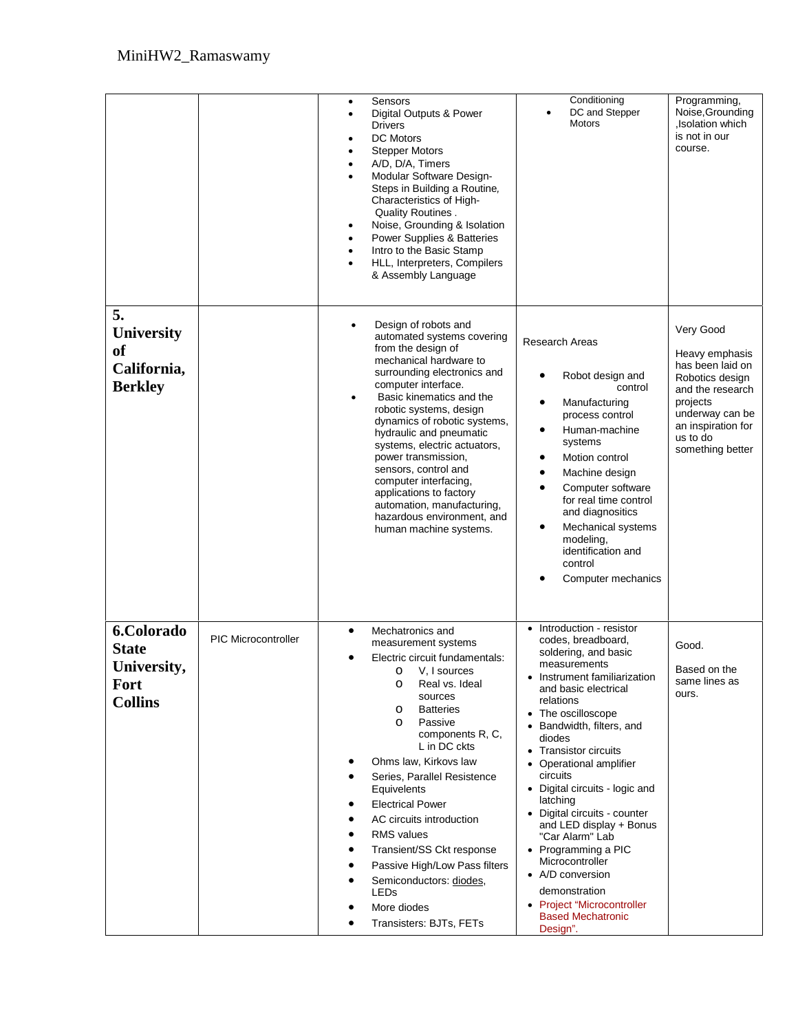| | | | | |
|---|---|---|---|---|
| | | • Sensors<br>• Digital Outputs & Power Drivers<br>• DC Motors<br>• Stepper Motors<br>• A/D, D/A, Timers<br>• Modular Software Design- Steps in Building a Routine, Characteristics of High- Quality Routines .<br>• Noise, Grounding & Isolation<br>• Power Supplies & Batteries<br>• Intro to the Basic Stamp<br>• HLL, Interpreters, Compilers & Assembly Language | Conditioning<br>• DC and Stepper Motors | Programming, Noise,Grounding ,Isolation which is not in our course. |
| **5. University of California, Berkley** | | • Design of robots and automated systems covering from the design of mechanical hardware to surrounding electronics and computer interface.<br>• Basic kinematics and the robotic systems, design dynamics of robotic systems, hydraulic and pneumatic systems, electric actuators, power transmission, sensors, control and computer interfacing, applications to factory automation, manufacturing, hazardous environment, and human machine systems. | Research Areas<br>• Robot design and control<br>• Manufacturing process control<br>• Human-machine systems<br>• Motion control<br>• Machine design<br>• Computer software for real time control and diagonositics<br>• Mechanical systems modeling, identification and control<br>• Computer mechanics | Very Good<br><br>Heavy emphasis has been laid on Robotics design and the research projects underway can be an inspiration for us to do something better |
| **6.Colorado State University, Fort Collins** | PIC Microcontroller | • Mechatronics and measurement systems<br>• Electric circuit fundamentals:<br>  o V, I sources<br>  o Real vs. Ideal sources<br>  o Batteries<br>  o Passive components R, C, L in DC ckts<br>• Ohms law, Kirkovs law<br>• Series, Parallel Resistence Equivelents<br>• Electrical Power<br>• AC circuits introduction<br>• RMS values<br>• Transient/SS Ckt response<br>• Passive High/Low Pass filters<br>• Semiconductors: diodes, LEDs<br>• More diodes<br>• Transisters: BJTs, FETs | • Introduction - resistor codes, breadboard, soldering, and basic measurements<br>• Instrument familiarization and basic electrical relations<br>• The oscilloscope<br>• Bandwidth, filters, and diodes<br>• Transistor circuits<br>• Operational amplifier circuits<br>• Digital circuits - logic and latching<br>• Digital circuits - counter and LED display + Bonus "Car Alarm" Lab<br>• Programming a PIC Microcontroller<br>• A/D conversion demonstration<br>• Project "Microcontroller Based Mechatronic Design". | Good.<br><br>Based on the same lines as ours. |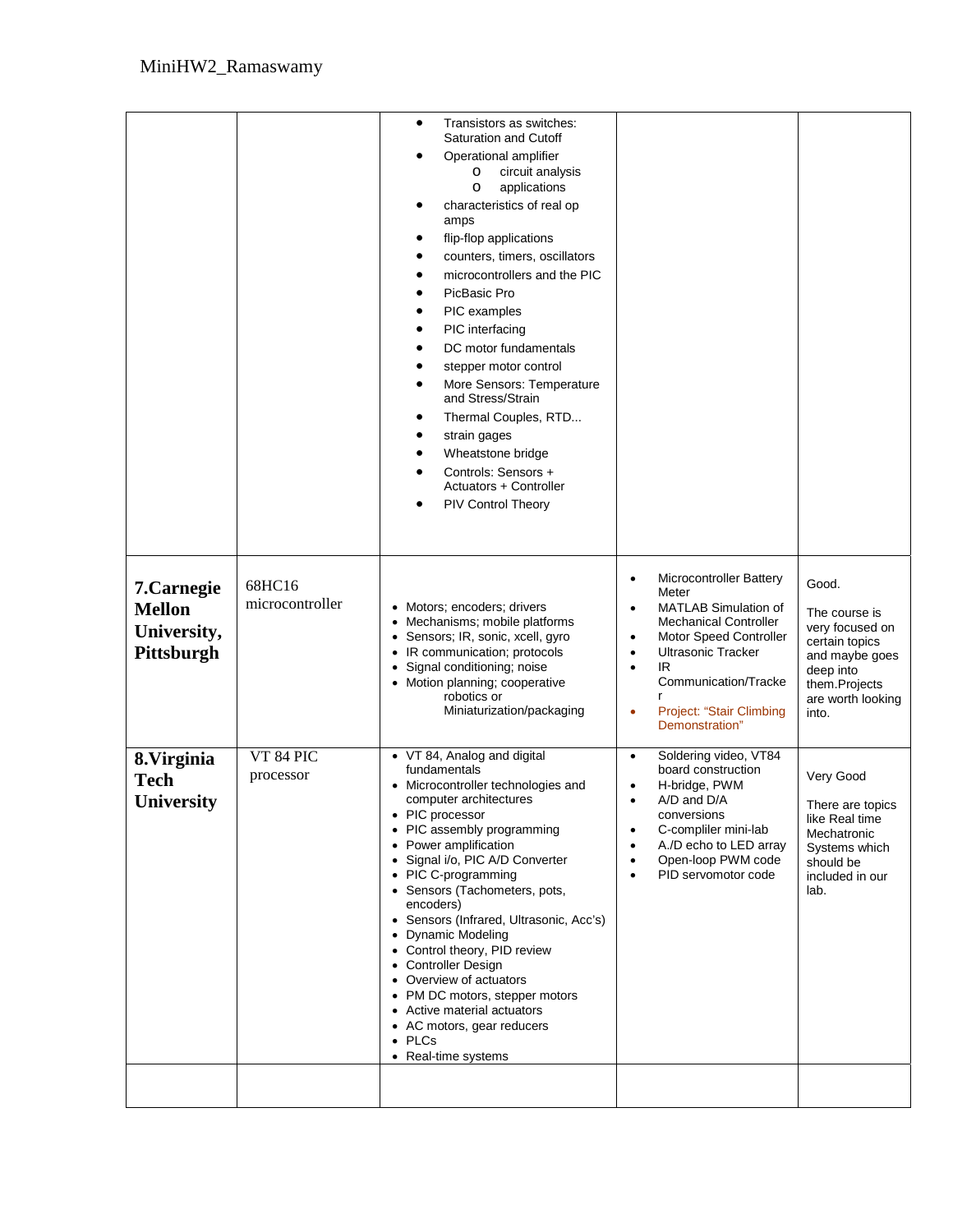| | | | | |
|---|---|---|---|---|
| | | • Transistors as switches: Saturation and Cutoff<br>• Operational amplifier<br>  o circuit analysis<br>  o applications<br>• characteristics of real op amps<br>• flip-flop applications<br>• counters, timers, oscillators<br>• microcontrollers and the PIC<br>• PicBasic Pro<br>• PIC examples<br>• PIC interfacing<br>• DC motor fundamentals<br>• stepper motor control<br>• More Sensors: Temperature and Stress/Strain<br>• Thermal Couples, RTD...<br>• strain gages<br>• Wheatstone bridge<br>• Controls: Sensors + Actuators + Controller<br>• PIV Control Theory | | |
| **7.Carnegie Mellon University, Pittsburgh** | 68HC16 microcontroller | • Motors; encoders; drivers<br>• Mechanisms; mobile platforms<br>• Sensors; IR, sonic, xcell, gyro<br>• IR communication; protocols<br>• Signal conditioning; noise<br>• Motion planning; cooperative robotics or Miniaturization/packaging | • Microcontroller Battery Meter<br>• MATLAB Simulation of Mechanical Controller<br>• Motor Speed Controller<br>• Ultrasonic Tracker<br>• IR Communication/Tracker<br>• Project: "Stair Climbing Demonstration" | Good.<br><br>The course is very focused on certain topics and maybe goes deep into them.Projects are worth looking into. |
| **8.Virginia Tech University** | VT 84 PIC processor | • VT 84, Analog and digital fundamentals<br>• Microcontroller technologies and computer architectures<br>• PIC processor<br>• PIC assembly programming<br>• Power amplification<br>• Signal i/o, PIC A/D Converter<br>• PIC C-programming<br>• Sensors (Tachometers, pots, encoders)<br>• Sensors (Infrared, Ultrasonic, Acc's)<br>• Dynamic Modeling<br>• Control theory, PID review<br>• Controller Design<br>• Overview of actuators<br>• PM DC motors, stepper motors<br>• Active material actuators<br>• AC motors, gear reducers<br>• PLCs<br>• Real-time systems | • Soldering video, VT84 board construction<br>• H-bridge, PWM<br>• A/D and D/A conversions<br>• C-compliler mini-lab<br>• A./D echo to LED array<br>• Open-loop PWM code<br>• PID servomotor code | Very Good<br><br>There are topics like Real time Mechatronic Systems which should be included in our lab. |
| | | | | |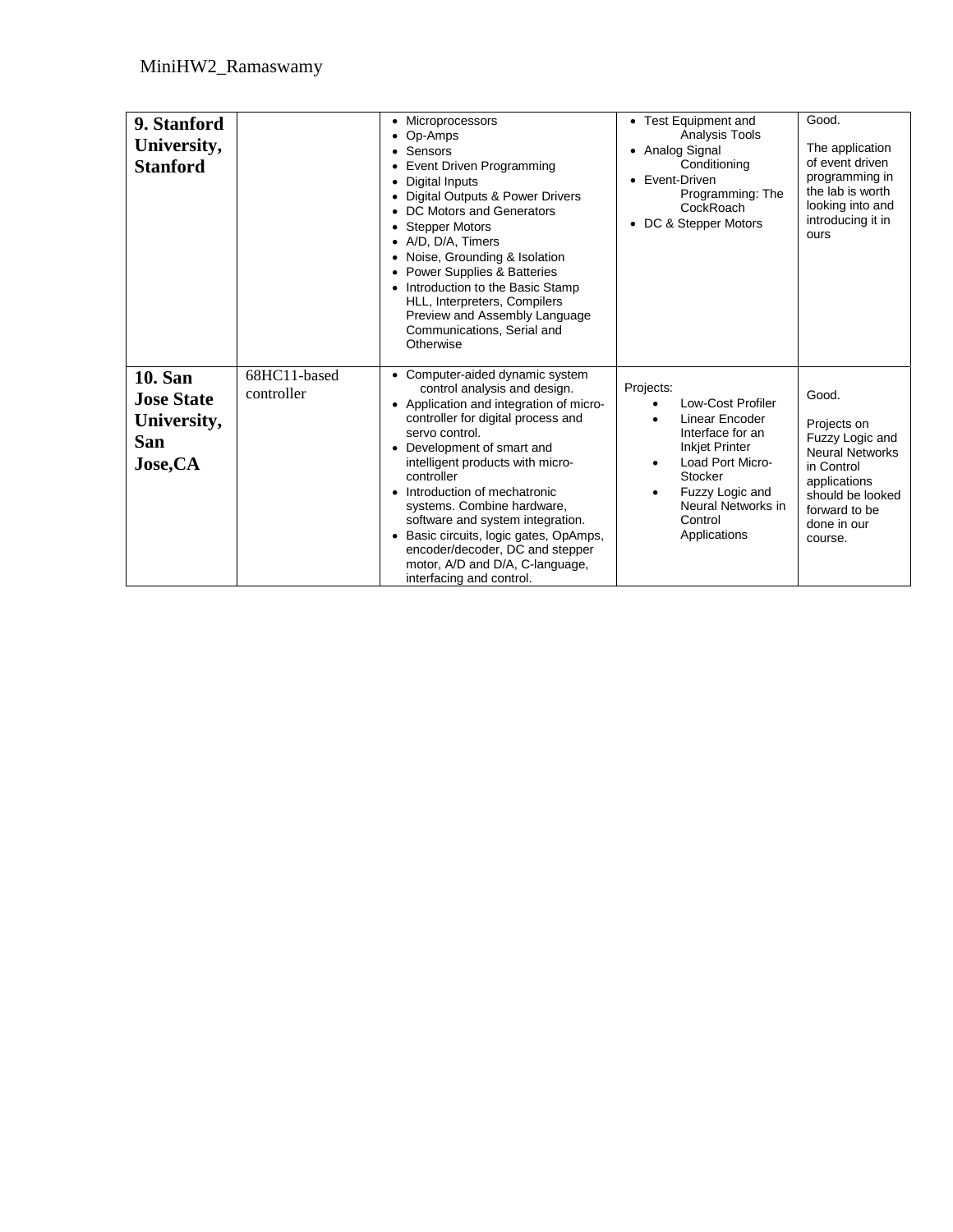| **9. Stanford University, Stanford** | | • Microprocessors<br>• Op-Amps<br>• Sensors<br>• Event Driven Programming<br>• Digital Inputs<br>• Digital Outputs & Power Drivers<br>• DC Motors and Generators<br>• Stepper Motors<br>• A/D, D/A, Timers<br>• Noise, Grounding & Isolation<br>• Power Supplies & Batteries<br>• Introduction to the Basic Stamp HLL, Interpreters, Compilers Preview and Assembly Language Communications, Serial and Otherwise | • Test Equipment and Analysis Tools<br>• Analog Signal Conditioning<br>• Event-Driven Programming: The CockRoach<br>• DC & Stepper Motors | Good.<br><br>The application of event driven programming in the lab is worth looking into and introducing it in ours |
|---|---|---|---|---|
| **10. San Jose State University, San Jose,CA** | 68HC11-based controller | • Computer-aided dynamic system control analysis and design.<br>• Application and integration of micro-controller for digital process and servo control.<br>• Development of smart and intelligent products with micro-controller<br>• Introduction of mechatronic systems. Combine hardware, software and system integration.<br>• Basic circuits, logic gates, OpAmps, encoder/decoder, DC and stepper motor, A/D and D/A, C-language, interfacing and control. | Projects:<br>• Low-Cost Profiler<br>• Linear Encoder Interface for an Inkjet Printer<br>• Load Port Micro-Stocker<br>• Fuzzy Logic and Neural Networks in Control Applications | Good.<br><br>Projects on Fuzzy Logic and Neural Networks in Control applications should be looked forward to be done in our course. |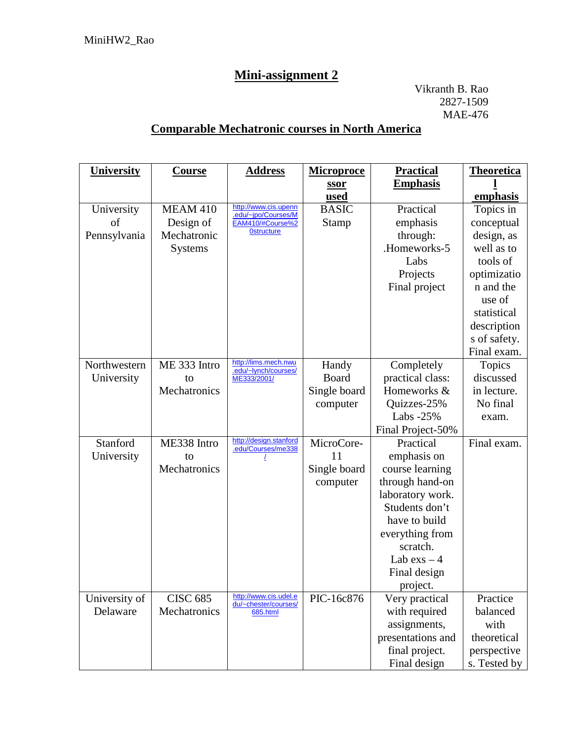MiniHW2_Rao

# Mini-assignment 2

Vikranth B. Rao
2827-1509
MAE-476

## Comparable Mechatronic courses in North America

| University | Course | Address | Microprocessor used | Practical Emphasis | Theoretical emphasis |
|---|---|---|---|---|---|
| University of Pennsylvania | MEAM 410 Design of Mechatronic Systems | http://www.cis.upenn.edu/~jpo/Courses/MEAM410/#Course%20structure | BASIC Stamp | Practical emphasis through: .Homeworks-5 Labs Projects Final project | Topics in conceptual design, as well as to tools of optimization and the use of statistical descriptions of safety. Final exam. |
| Northwestern University | ME 333 Intro to Mechatronics | http://lims.mech.nwu.edu/~lynch/courses/ME333/2001/ | Handy Board Single board computer | Completely practical class: Homeworks & Quizzes-25% Labs -25% Final Project-50% | Topics discussed in lecture. No final exam. |
| Stanford University | ME338 Intro to Mechatronics | http://design.stanford.edu/Courses/me338/ | MicroCore-11 Single board computer | Practical emphasis on course learning through hand-on laboratory work. Students don't have to build everything from scratch. Lab exs – 4 Final design project. | Final exam. |
| University of Delaware | CISC 685 Mechatronics | http://www.cis.udel.edu/~chester/courses/685.html | PIC-16c876 | Very practical with required assignments, presentations and final project. Final design | Practice balanced with theoretical perspectives. Tested by |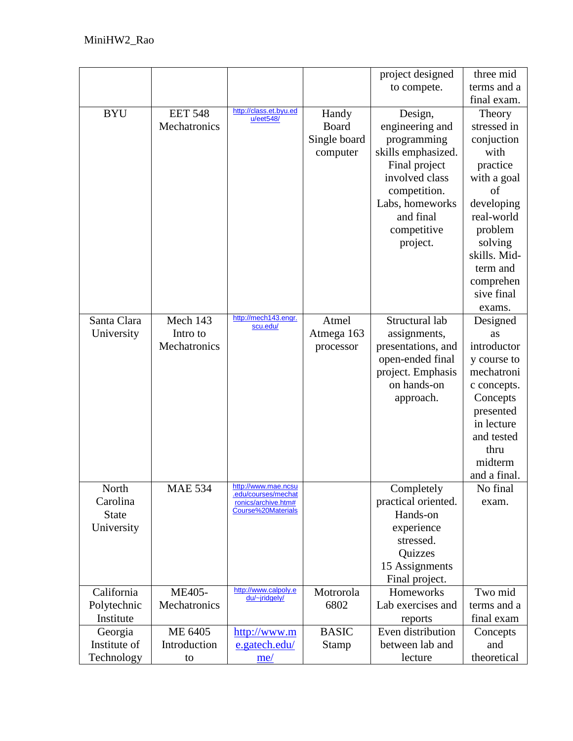| | | | | project designed to compete. | three mid terms and a final exam. |
|---|---|---|---|---|---|
| BYU | EET 548 Mechatronics | http://class.et.byu.edu/eet548/ | Handy Board Single board computer | Design, engineering and programming skills emphasized. Final project involved class competition. Labs, homeworks and final competitive project. | Theory stressed in conjuction with practice with a goal of developing real-world problem solving skills. Mid-term and comprehensive final exams. |
| Santa Clara University | Mech 143 Intro to Mechatronics | http://mech143.engr.scu.edu/ | Atmel Atmega 163 processor | Structural lab assignments, presentations, and open-ended final project. Emphasis on hands-on approach. | Designed as introductory course to mechatronic concepts. Concepts presented in lecture and tested thru midterm and a final. |
| North Carolina State University | MAE 534 | http://www.mae.ncsu.edu/courses/mechatronics/archive.htm#Course%20Materials | | Completely practical oriented. Hands-on experience stressed. Quizzes 15 Assignments Final project. | No final exam. |
| California Polytechnic Institute | ME405-Mechatronics | http://www.calpoly.edu/~jridgely/ | Motrorola 6802 | Homeworks Lab exercises and reports | Two mid terms and a final exam |
| Georgia Institute of Technology | ME 6405 Introduction to | http://www.me.gatech.edu/me/ | BASIC Stamp | Even distribution between lab and lecture | Concepts and theoretical |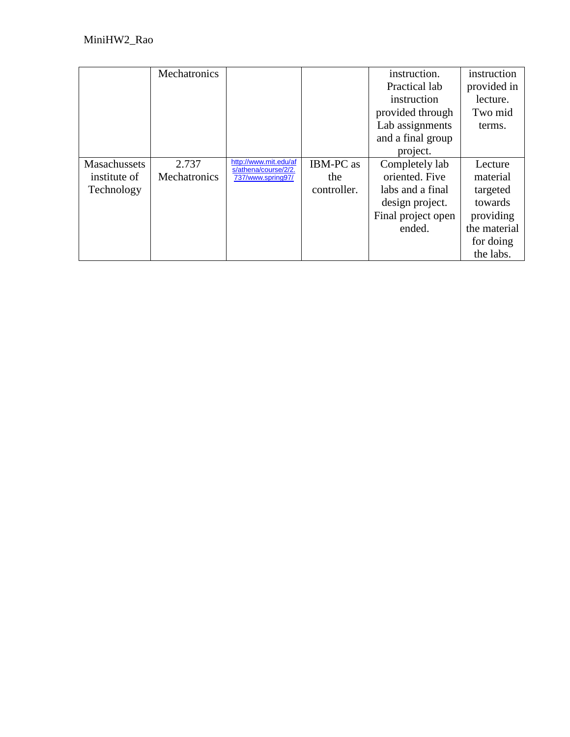| | Mechatronics | | | instruction. Practical lab instruction provided through Lab assignments and a final group project. | instruction provided in lecture. Two mid terms. |
|---|---|---|---|---|---|
| Masachussets institute of Technology | 2.737 Mechatronics | http://www.mit.edu/afs/athena/course/2/2.737/www.spring97/ | IBM-PC as the controller. | Completely lab oriented. Five labs and a final design project. Final project open ended. | Lecture material targeted towards providing the material for doing the labs. |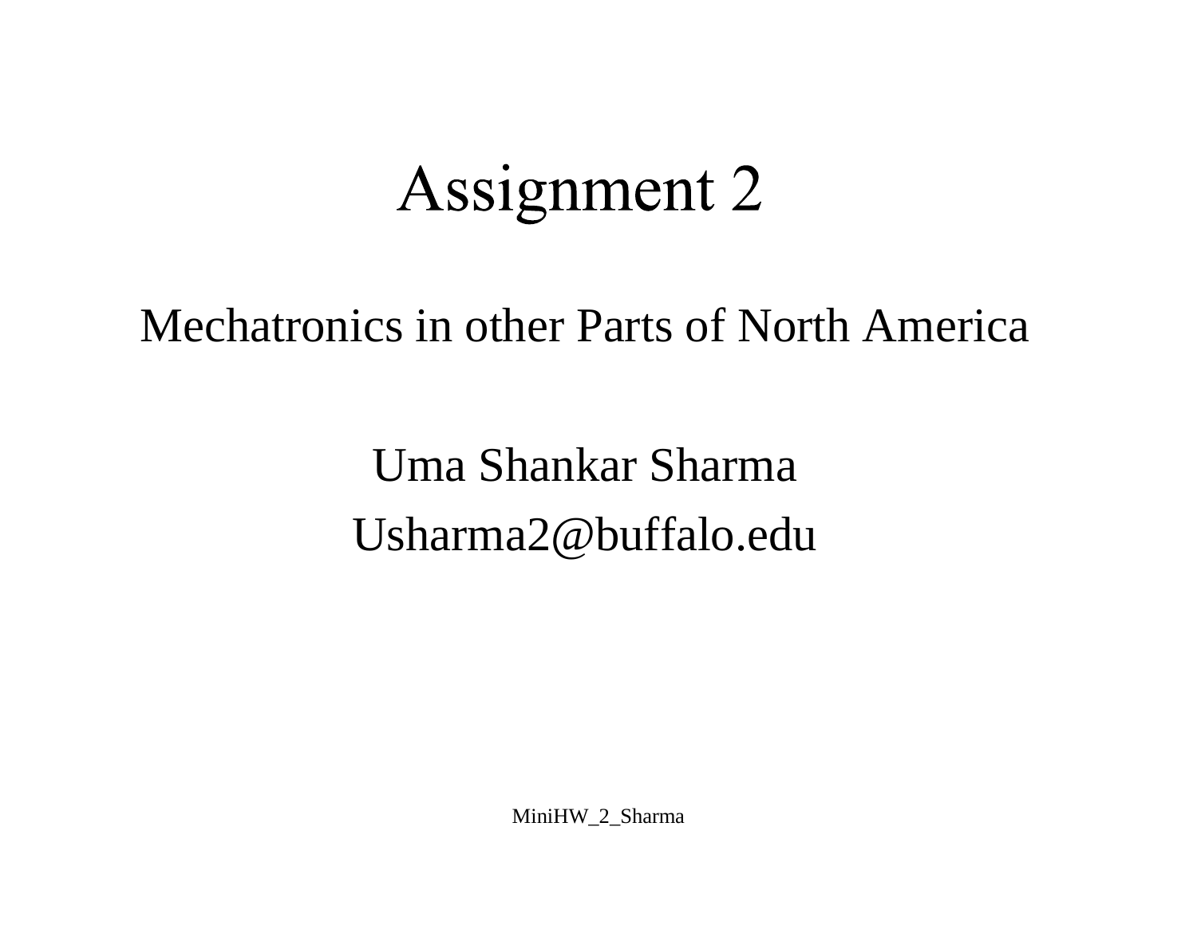# Assignment 2

Mechatronics in other Parts of North America

Uma Shankar Sharma

Usharma2@buffalo.edu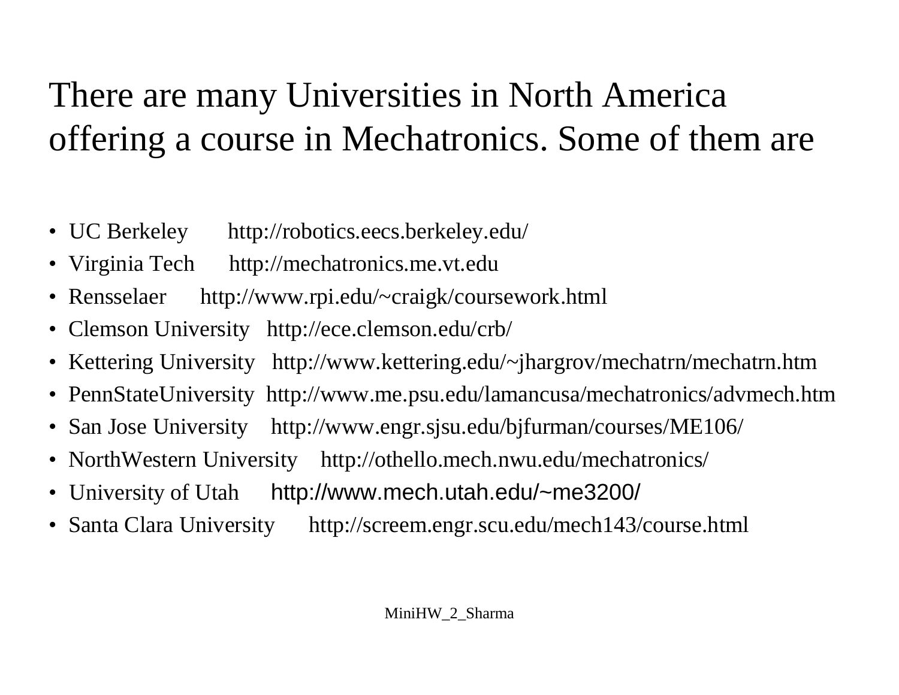# There are many Universities in North America offering a course in Mechatronics. Some of them are

- UC Berkeley http://robotics.eecs.berkeley.edu/
- Virginia Tech http://mechatronics.me.vt.edu
- Rensselaer http://www.rpi.edu/~craigk/coursework.html
- Clemson University http://ece.clemson.edu/crb/
- Kettering University http://www.kettering.edu/~jhargrov/mechatrn/mechatrn.htm
- PennStateUniversity http://www.me.psu.edu/lamancusa/mechatronics/advmech.htm
- San Jose University http://www.engr.sjsu.edu/bjfurman/courses/ME106/
- NorthWestern University http://othello.mech.nwu.edu/mechatronics/
- University of Utah http://www.mech.utah.edu/~me3200/
- Santa Clara University http://screem.engr.scu.edu/mech143/course.html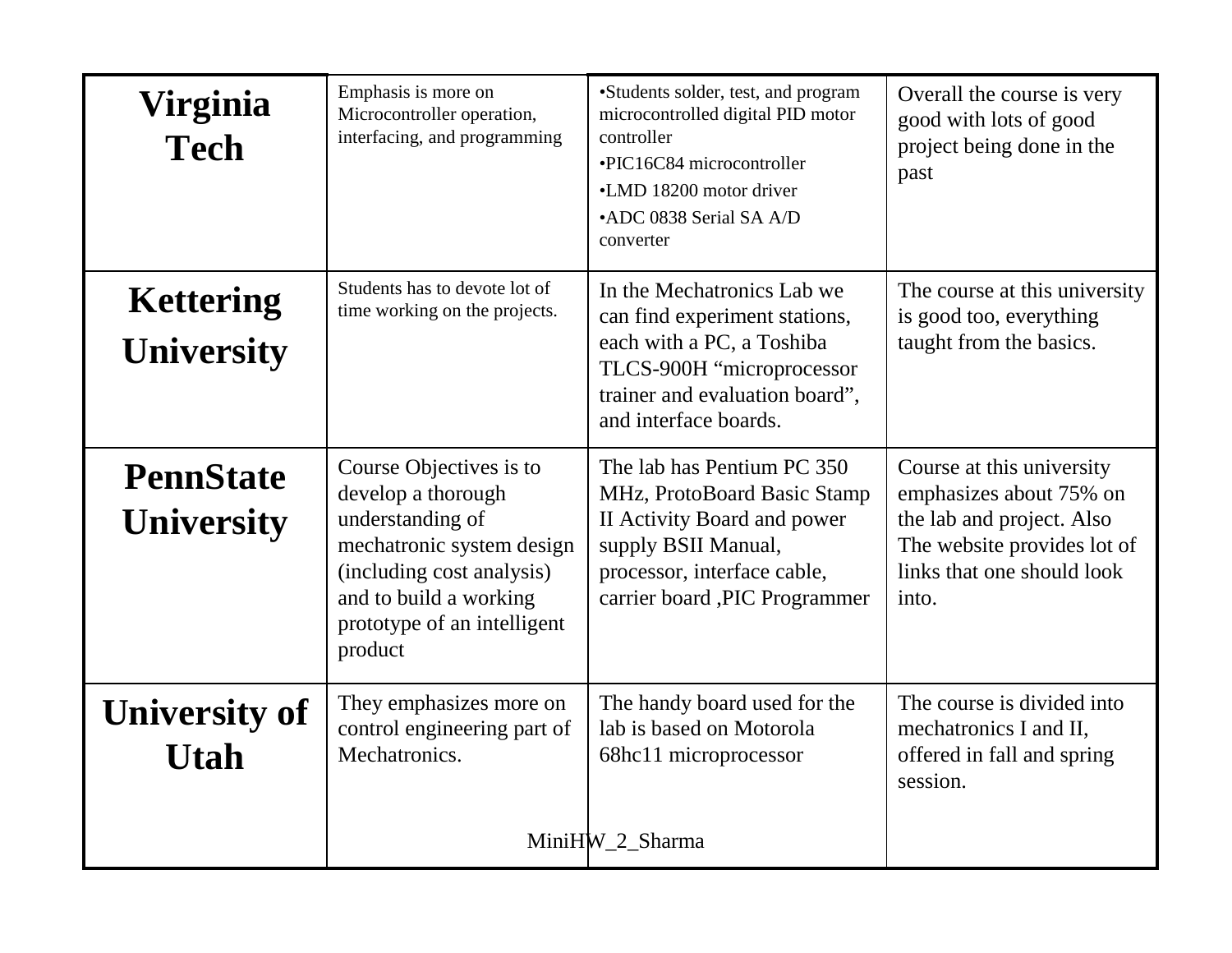| | | | |
|---|---|---|---|
| **Virginia Tech** | Emphasis is more on Microcontroller operation, interfacing, and programming | •Students solder, test, and program microcontrolled digital PID motor controller<br>•PIC16C84 microcontroller<br>•LMD 18200 motor driver<br>•ADC 0838 Serial SA A/D converter | Overall the course is very good with lots of good project being done in the past |
| **Kettering University** | Students has to devote lot of time working on the projects. | In the Mechatronics Lab we can find experiment stations, each with a PC, a Toshiba TLCS-900H "microprocessor trainer and evaluation board", and interface boards. | The course at this university is good too, everything taught from the basics. |
| **PennState University** | Course Objectives is to develop a thorough understanding of mechatronic system design (including cost analysis) and to build a working prototype of an intelligent product | The lab has Pentium PC 350 MHz, ProtoBoard Basic Stamp II Activity Board and power supply BSII Manual, processor, interface cable, carrier board ,PIC Programmer | Course at this university emphasizes about 75% on the lab and project. Also The website provides lot of links that one should look into. |
| **University of Utah** | They emphasizes more on control engineering part of Mechatronics. | The handy board used for the lab is based on Motorola 68hc11 microprocessor | The course is divided into mechatronics I and II, offered in fall and spring session. |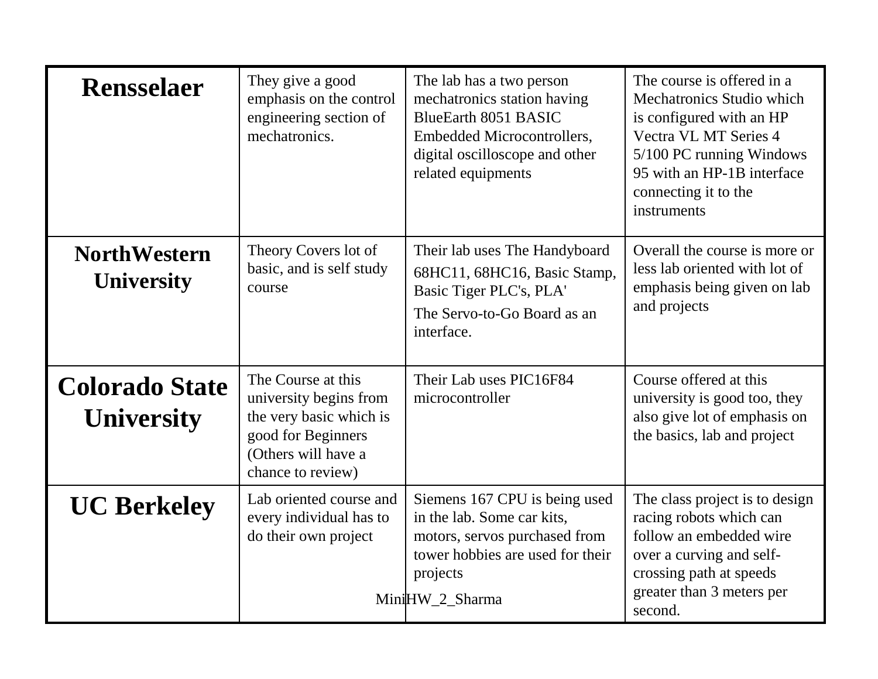| **Rensselaer** | They give a good emphasis on the control engineering section of mechatronics. | The lab has a two person mechatronics station having BlueEarth 8051 BASIC Embedded Microcontrollers, digital oscilloscope and other related equipments | The course is offered in a Mechatronics Studio which is configured with an HP Vectra VL MT Series 4 5/100 PC running Windows 95 with an HP-1B interface connecting it to the instruments |
|---|---|---|---|
| **NorthWestern University** | Theory Covers lot of basic, and is self study course | Their lab uses The Handyboard 68HC11, 68HC16, Basic Stamp, Basic Tiger PLC's, PLA'<br>The Servo-to-Go Board as an interface. | Overall the course is more or less lab oriented with lot of emphasis being given on lab and projects |
| **Colorado State University** | The Course at this university begins from the very basic which is good for Beginners (Others will have a chance to review) | Their Lab uses PIC16F84 microcontroller | Course offered at this university is good too, they also give lot of emphasis on the basics, lab and project |
| **UC Berkeley** | Lab oriented course and every individual has to do their own project | Siemens 167 CPU is being used in the lab. Some car kits, motors, servos purchased from tower hobbies are used for their projects | The class project is to design racing robots which can follow an embedded wire over a curving and self-crossing path at speeds greater than 3 meters per second. |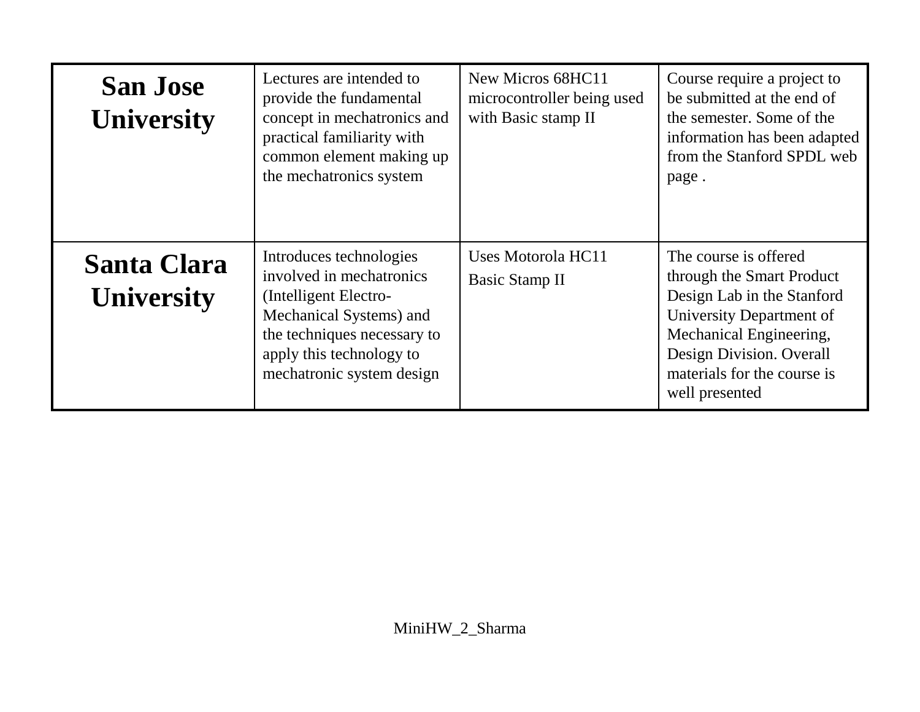| **San Jose University** | Lectures are intended to provide the fundamental concept in mechatronics and practical familiarity with common element making up the mechatronics system | New Micros 68HC11 microcontroller being used with Basic stamp II | Course require a project to be submitted at the end of the semester. Some of the information has been adapted from the Stanford SPDL web page . |
|---|---|---|---|
| **Santa Clara University** | Introduces technologies involved in mechatronics (Intelligent Electro-Mechanical Systems) and the techniques necessary to apply this technology to mechatronic system design | Uses Motorola HC11<br>Basic Stamp II | The course is offered through the Smart Product Design Lab in the Stanford University Department of Mechanical Engineering, Design Division. Overall materials for the course is well presented |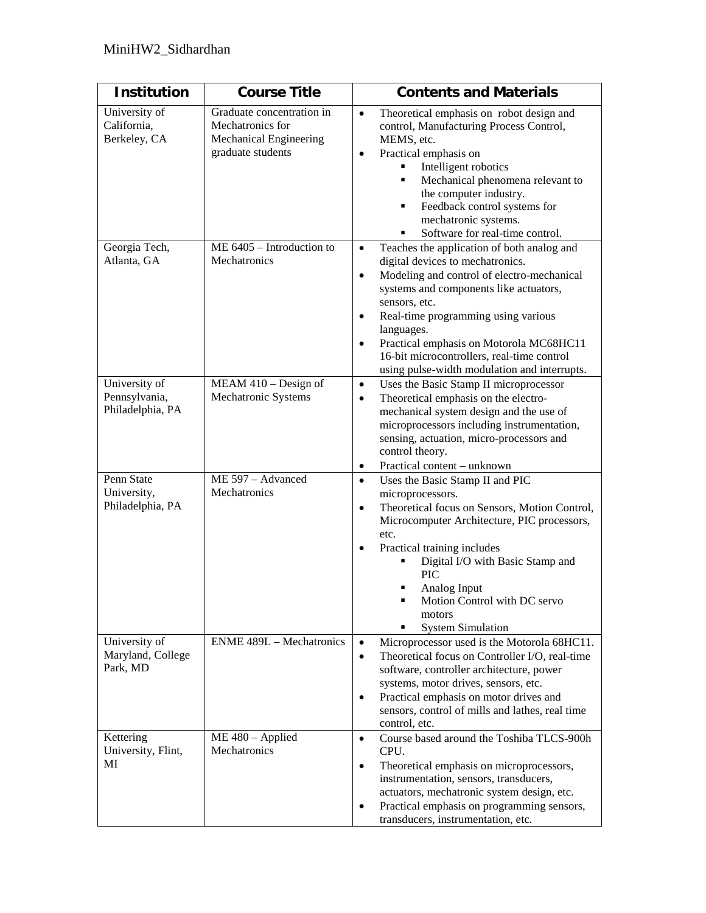MiniHW2_Sidhardhan

| Institution | Course Title | Contents and Materials |
|---|---|---|
| University of California, Berkeley, CA | Graduate concentration in Mechatronics for Mechanical Engineering graduate students | • Theoretical emphasis on robot design and control, Manufacturing Process Control, MEMS, etc.<br>• Practical emphasis on<br>&nbsp;&nbsp;▪ Intelligent robotics<br>&nbsp;&nbsp;▪ Mechanical phenomena relevant to the computer industry.<br>&nbsp;&nbsp;▪ Feedback control systems for mechatronic systems.<br>&nbsp;&nbsp;▪ Software for real-time control. |
| Georgia Tech, Atlanta, GA | ME 6405 – Introduction to Mechatronics | • Teaches the application of both analog and digital devices to mechatronics.<br>• Modeling and control of electro-mechanical systems and components like actuators, sensors, etc.<br>• Real-time programming using various languages.<br>• Practical emphasis on Motorola MC68HC11 16-bit microcontrollers, real-time control using pulse-width modulation and interrupts. |
| University of Pennsylvania, Philadelphia, PA | MEAM 410 – Design of Mechatronic Systems | • Uses the Basic Stamp II microprocessor<br>• Theoretical emphasis on the electro-mechanical system design and the use of microprocessors including instrumentation, sensing, actuation, micro-processors and control theory.<br>• Practical content – unknown |
| Penn State University, Philadelphia, PA | ME 597 – Advanced Mechatronics | • Uses the Basic Stamp II and PIC microprocessors.<br>• Theoretical focus on Sensors, Motion Control, Microcomputer Architecture, PIC processors, etc.<br>• Practical training includes<br>&nbsp;&nbsp;▪ Digital I/O with Basic Stamp and PIC<br>&nbsp;&nbsp;▪ Analog Input<br>&nbsp;&nbsp;▪ Motion Control with DC servo motors<br>&nbsp;&nbsp;▪ System Simulation |
| University of Maryland, College Park, MD | ENME 489L – Mechatronics | • Microprocessor used is the Motorola 68HC11.<br>• Theoretical focus on Controller I/O, real-time software, controller architecture, power systems, motor drives, sensors, etc.<br>• Practical emphasis on motor drives and sensors, control of mills and lathes, real time control, etc. |
| Kettering University, Flint, MI | ME 480 – Applied Mechatronics | • Course based around the Toshiba TLCS-900h CPU.<br>• Theoretical emphasis on microprocessors, instrumentation, sensors, transducers, actuators, mechatronic system design, etc.<br>• Practical emphasis on programming sensors, transducers, instrumentation, etc. |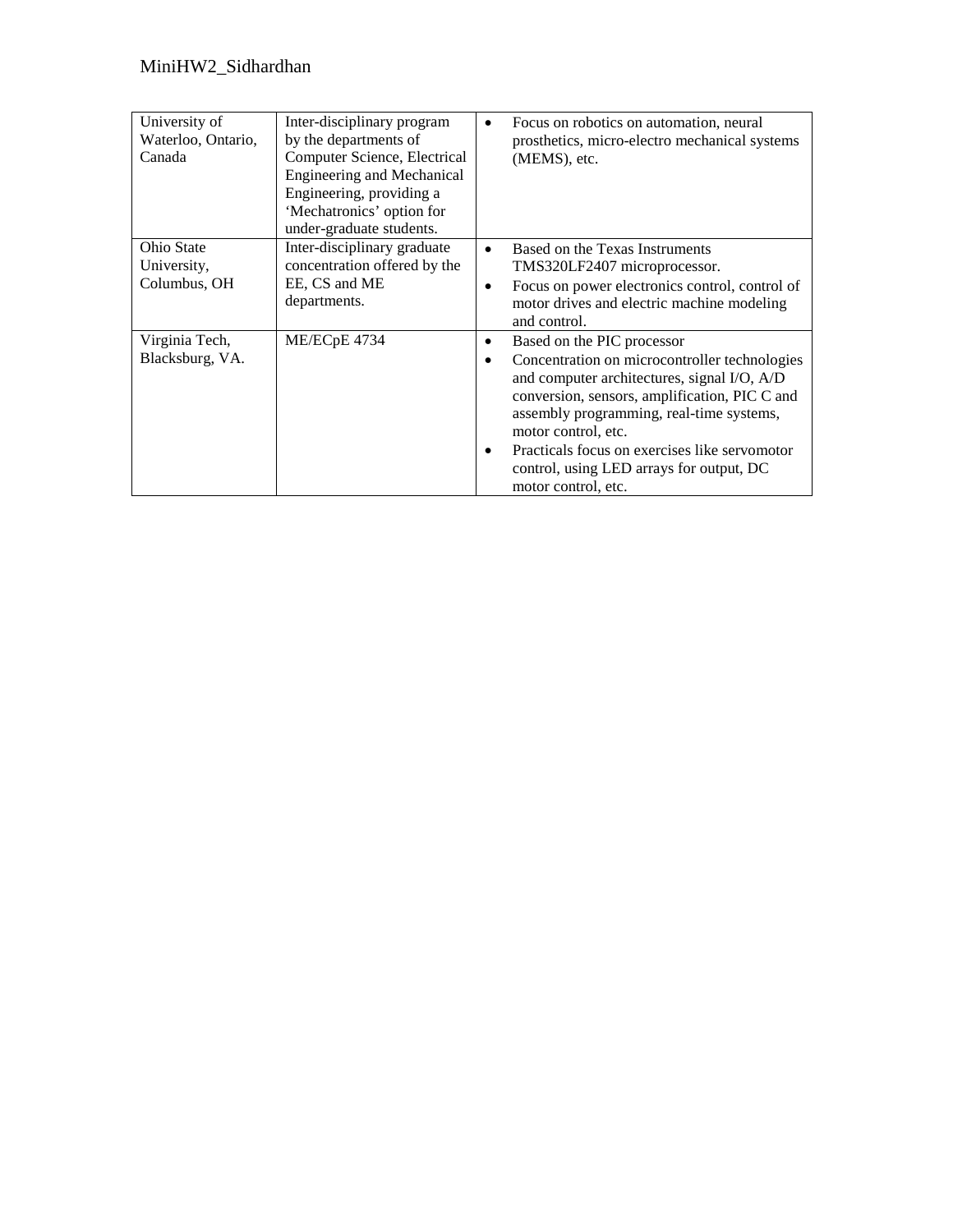| | | |
|---|---|---|
| University of Waterloo, Ontario, Canada | Inter-disciplinary program by the departments of Computer Science, Electrical Engineering and Mechanical Engineering, providing a 'Mechatronics' option for under-graduate students. | • Focus on robotics on automation, neural prosthetics, micro-electro mechanical systems (MEMS), etc. |
| Ohio State University, Columbus, OH | Inter-disciplinary graduate concentration offered by the EE, CS and ME departments. | • Based on the Texas Instruments TMS320LF2407 microprocessor.<br>• Focus on power electronics control, control of motor drives and electric machine modeling and control. |
| Virginia Tech, Blacksburg, VA. | ME/ECpE 4734 | • Based on the PIC processor<br>• Concentration on microcontroller technologies and computer architectures, signal I/O, A/D conversion, sensors, amplification, PIC C and assembly programming, real-time systems, motor control, etc.<br>• Practicals focus on exercises like servomotor control, using LED arrays for output, DC motor control, etc. |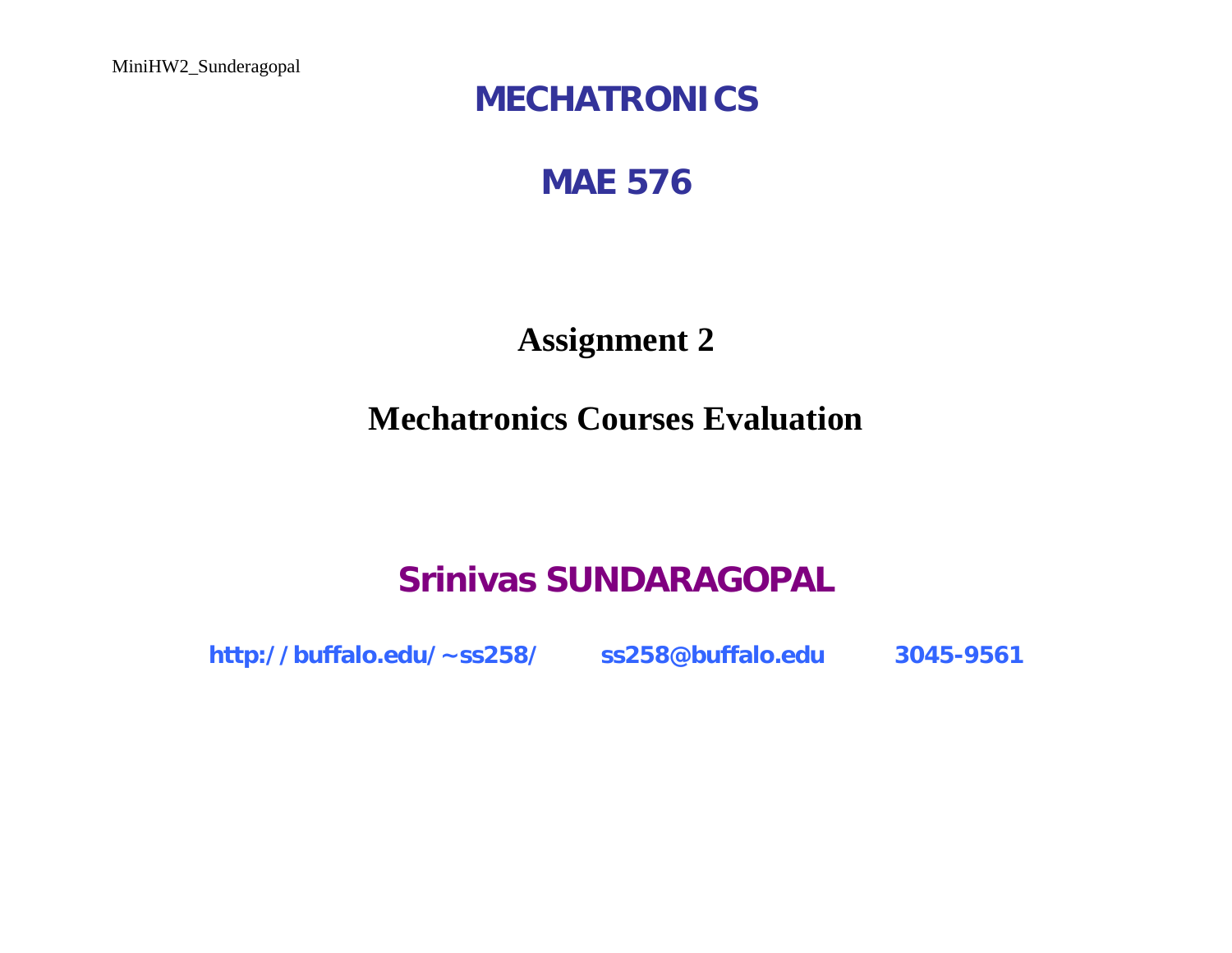# MECHATRONICS

# MAE 576

## Assignment 2

## Mechatronics Courses Evaluation

**Srinivas SUNDARAGOPAL**

**http://buffalo.edu/~ss258/** **ss258@buffalo.edu** **3045-9561**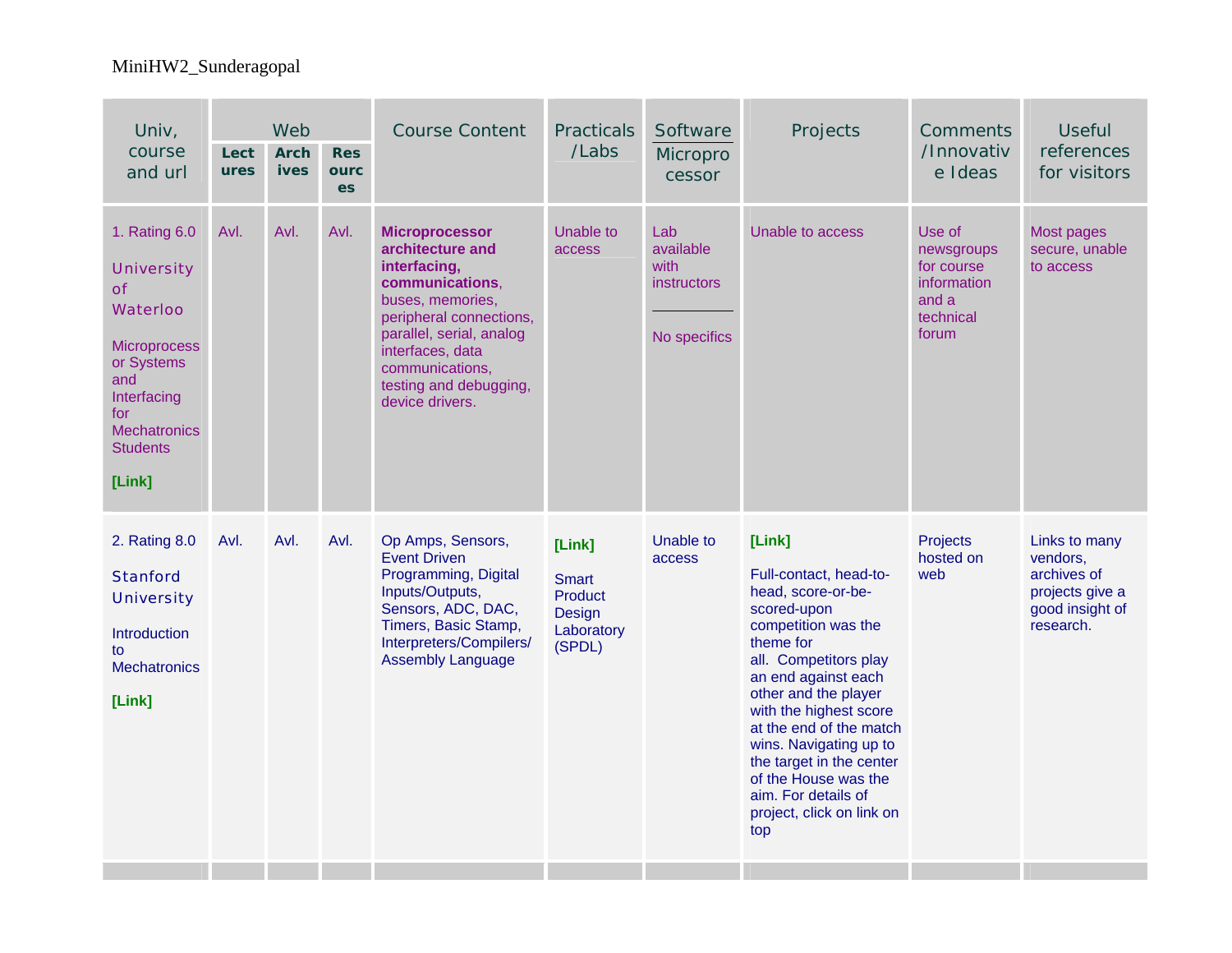MiniHW2_Sunderagopal

| Univ, course and url | Web | | | Course Content | Practicals /Labs | Software / Microprocessor | Projects | Comments /Innovative Ideas | Useful references for visitors |
|---|---|---|---|---|---|---|---|---|---|
| | Lectures | Archives | Resources | | | | | | |
| 1. Rating 6.0 University of Waterloo Microprocessor Systems and Interfacing for Mechatronics Students **[Link]** | Avl. | Avl. | Avl. | **Microprocessor architecture and interfacing, communications**, buses, memories, peripheral connections, parallel, serial, analog interfaces, data communications, testing and debugging, device drivers. | Unable to access | Lab available with instructors / No specifics | Unable to access | Use of newsgroups for course information and a technical forum | Most pages secure, unable to access |
| 2. Rating 8.0 Stanford University Introduction to Mechatronics **[Link]** | Avl. | Avl. | Avl. | Op Amps, Sensors, Event Driven Programming, Digital Inputs/Outputs, Sensors, ADC, DAC, Timers, Basic Stamp, Interpreters/Compilers/ Assembly Language | **[Link]** Smart Product Design Laboratory (SPDL) | Unable to access | **[Link]** Full-contact, head-to-head, score-or-be-scored-upon competition was the theme for all. Competitors play an end against each other and the player with the highest score at the end of the match wins. Navigating up to the target in the center of the House was the aim. For details of project, click on link on top | Projects hosted on web | Links to many vendors, archives of projects give a good insight of research. |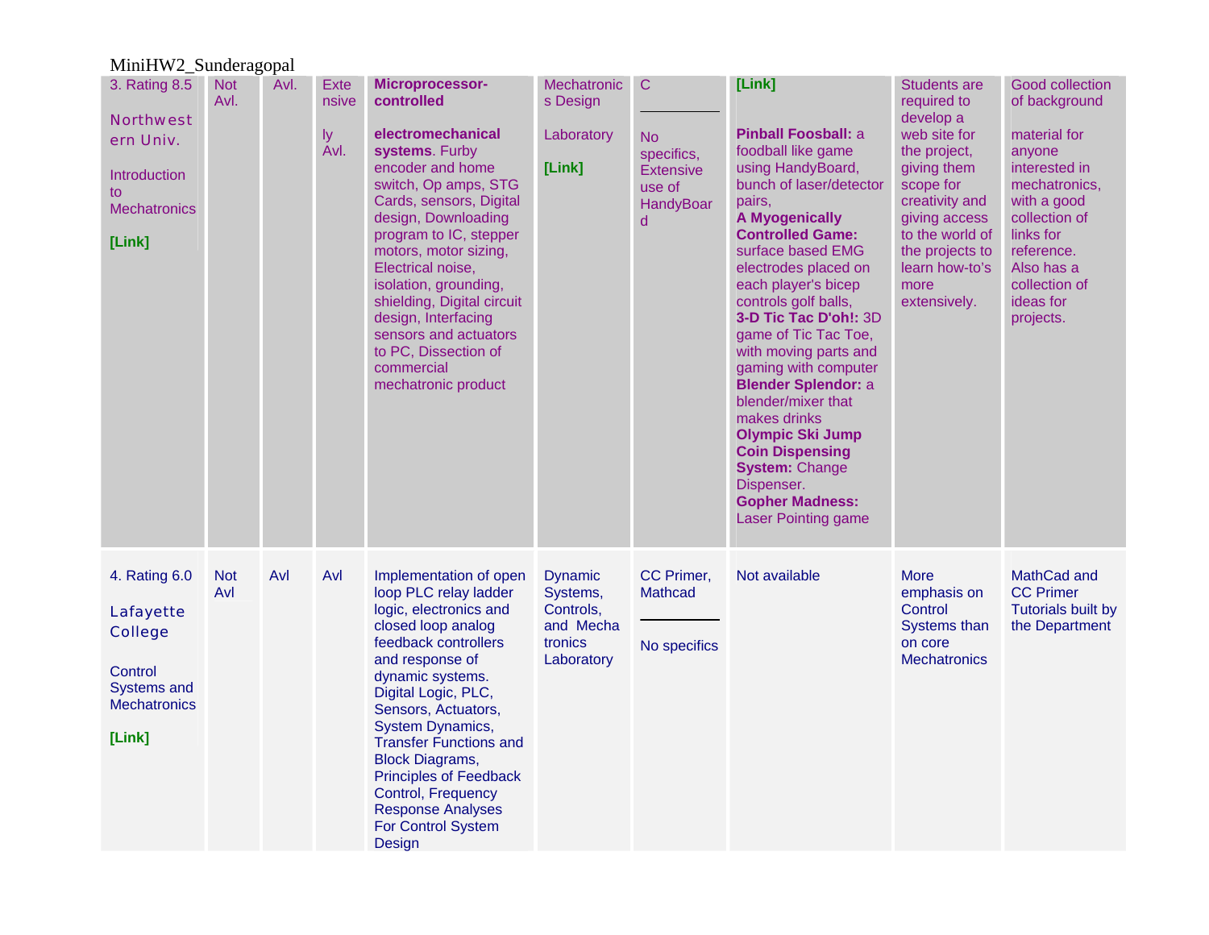MiniHW2_Sunderagopal

| | | | | | | | | | |
|---|---|---|---|---|---|---|---|---|---|
| 3. Rating 8.5<br><br>Northwestern Univ.<br><br>Introduction to Mechatronics<br><br>**[Link]** | Not Avl. | Avl. | Extensively Avl. | **Microprocessor-controlled electromechanical systems**. Furby encoder and home switch, Op amps, STG Cards, sensors, Digital design, Downloading program to IC, stepper motors, motor sizing, Electrical noise, isolation, grounding, shielding, Digital circuit design, Interfacing sensors and actuators to PC, Dissection of commercial mechatronic product | Mechatronics Design Laboratory<br><br>**[Link]** | C<br><br>No specifics, Extensive use of HandyBoard | **[Link]**<br><br>**Pinball Foosball:** a foodball like game using HandyBoard, bunch of laser/detector pairs,<br>**A Myogenically Controlled Game:** surface based EMG electrodes placed on each player's bicep controls golf balls,<br>**3-D Tic Tac D'oh!:** 3D game of Tic Tac Toe, with moving parts and gaming with computer<br>**Blender Splendor:** a blender/mixer that makes drinks<br>**Olympic Ski Jump Coin Dispensing System:** Change Dispenser.<br>**Gopher Madness:** Laser Pointing game | Students are required to develop a web site for the project, giving them scope for creativity and giving access to the world of the projects to learn how-to's more extensively. | Good collection of background material for anyone interested in mechatronics, with a good collection of links for reference. Also has a collection of ideas for projects. |
| 4. Rating 6.0<br><br>Lafayette College<br><br>Control Systems and Mechatronics<br><br>**[Link]** | Not Avl | Avl | Avl | Implementation of open loop PLC relay ladder logic, electronics and closed loop analog feedback controllers and response of dynamic systems. Digital Logic, PLC, Sensors, Actuators, System Dynamics, Transfer Functions and Block Diagrams, Principles of Feedback Control, Frequency Response Analyses For Control System Design | Dynamic Systems, Controls, and Mechatronics Laboratory | CC Primer, Mathcad<br><br>No specifics | Not available | More emphasis on Control Systems than on core Mechatronics | MathCad and CC Primer Tutorials built by the Department |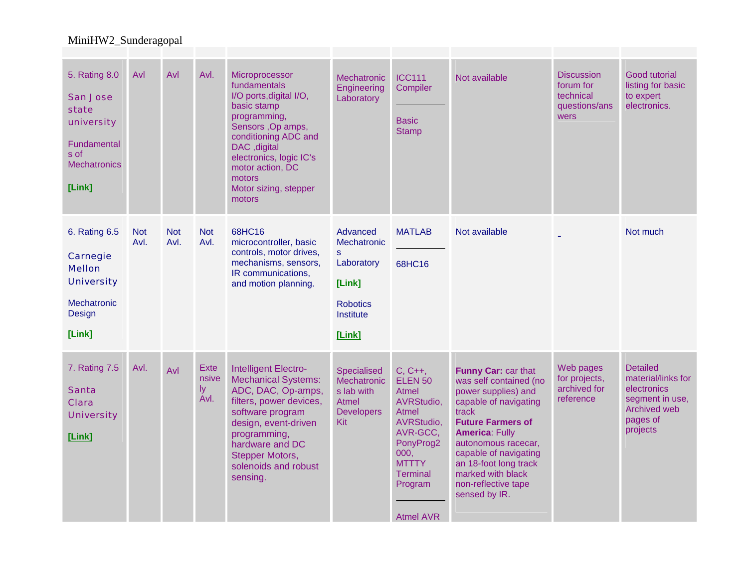MiniHW2_Sunderagopal

| | | | | | | | | | |
|---|---|---|---|---|---|---|---|---|---|
| 5. Rating 8.0<br><br>San Jose state university<br><br>Fundamentals of Mechatronics<br><br>**[Link]** | Avl | Avl | Avl. | Microprocessor fundamentals<br>I/O ports,digital I/O, basic stamp programming,<br>Sensors ,Op amps, conditioning ADC and DAC ,digital electronics, logic IC's motor action, DC motors<br>Motor sizing, stepper motors | Mechatronic Engineering Laboratory | ICC111 Compiler<br><br>Basic Stamp | Not available | Discussion forum for technical questions/answers | Good tutorial listing for basic to expert electronics. |
| 6. Rating 6.5<br><br>Carnegie Mellon University<br><br>Mechatronic Design<br><br>**[Link]** | Not Avl. | Not Avl. | Not Avl. | 68HC16 microcontroller, basic controls, motor drives, mechanisms, sensors, IR communications, and motion planning. | Advanced Mechatronics Laboratory<br><br>**[Link]**<br><br>Robotics Institute<br><br>**[Link]** | MATLAB<br><br>68HC16 | Not available | - | Not much |
| 7. Rating 7.5<br><br>Santa Clara University<br><br>**[Link]** | Avl. | Avl | Extensively Avl. | Intelligent Electro-Mechanical Systems: ADC, DAC, Op-amps, filters, power devices, software program design, event-driven programming, hardware and DC Stepper Motors, solenoids and robust sensing. | Specialised Mechatronics lab with Atmel Developers Kit | C, C++, ELEN 50 Atmel AVRStudio, Atmel AVRStudio, AVR-GCC, PonyProg2000, MTTTY Terminal Program<br><br>Atmel AVR | **Funny Car:** car that was self contained (no power supplies) and capable of navigating track<br>**Future Farmers of America**: Fully autonomous racecar, capable of navigating an 18-foot long track marked with black non-reflective tape sensed by IR. | Web pages for projects, archived for reference | Detailed material/links for electronics segment in use, Archived web pages of projects |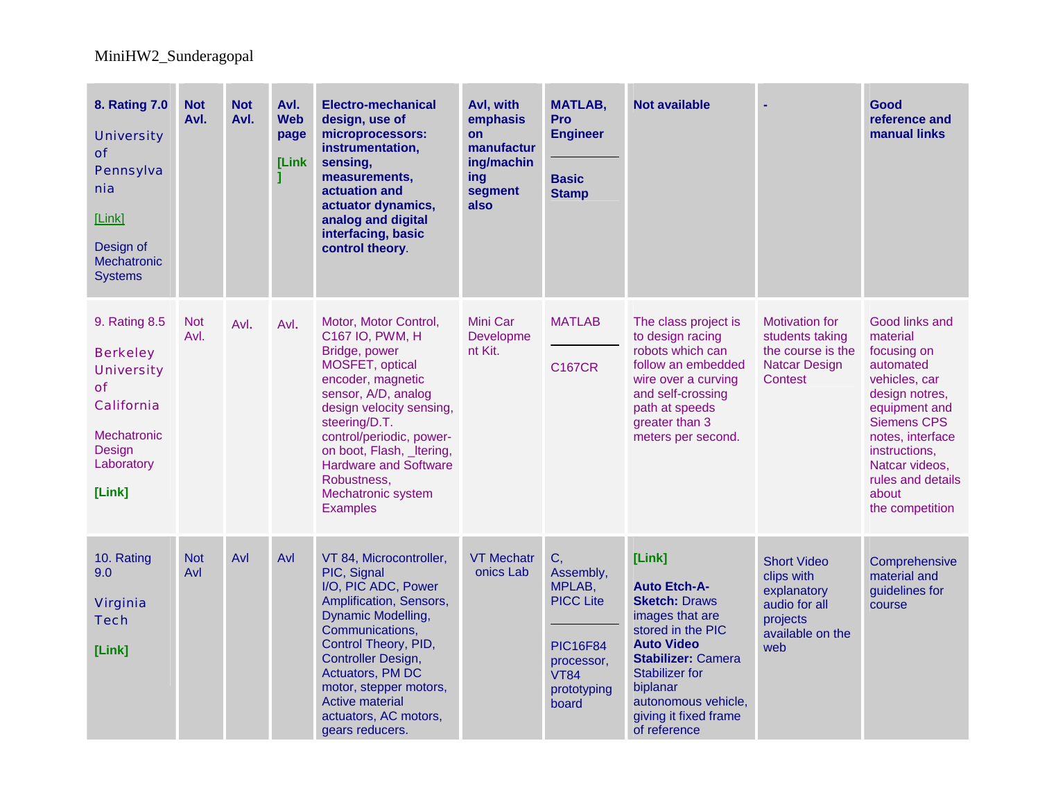MiniHW2_Sunderagopal

| | | | | | | | | | |
|---|---|---|---|---|---|---|---|---|---|
| **8. Rating 7.0** University of Pennsylvania [Link] Design of Mechatronic Systems | **Not Avl.** | **Not Avl.** | **Avl. Web page** **[Link]** | **Electro-mechanical design, use of microprocessors: instrumentation, sensing, measurements, actuation and actuator dynamics, analog and digital interfacing, basic control theory**. | **Avl, with emphasis on manufacturing/machining segment also** | **MATLAB, Pro Engineer** <br> **Basic Stamp** | **Not available** | **-** | **Good reference and manual links** |
| 9. Rating 8.5 Berkeley University of California Mechatronic Design Laboratory **[Link]** | Not Avl. | Avl. | Avl. | Motor, Motor Control, C167 IO, PWM, H Bridge, power MOSFET, optical encoder, magnetic sensor, A/D, analog design velocity sensing, steering/D.T. control/periodic, power-on boot, Flash, _ltering, Hardware and Software Robustness, Mechatronic system Examples | Mini Car Development Kit. | MATLAB <br> C167CR | The class project is to design racing robots which can follow an embedded wire over a curving and self-crossing path at speeds greater than 3 meters per second. | Motivation for students taking the course is the Natcar Design Contest | Good links and material focusing on automated vehicles, car design notres, equipment and Siemens CPS notes, interface instructions, Natcar videos, rules and details about the competition |
| 10. Rating 9.0 Virginia Tech **[Link]** | Not Avl | Avl | Avl | VT 84, Microcontroller, PIC, Signal I/O, PIC ADC, Power Amplification, Sensors, Dynamic Modelling, Communications, Control Theory, PID, Controller Design, Actuators, PM DC motor, stepper motors, Active material actuators, AC motors, gears reducers. | VT Mechatronics Lab | C, Assembly, MPLAB, PICC Lite <br> PIC16F84 processor, VT84 prototyping board | **[Link]** **Auto Etch-A-Sketch:** Draws images that are stored in the PIC **Auto Video Stabilizer:** Camera Stabilizer for biplanar autonomous vehicle, giving it fixed frame of reference | Short Video clips with explanatory audio for all projects available on the web | Comprehensive material and guidelines for course |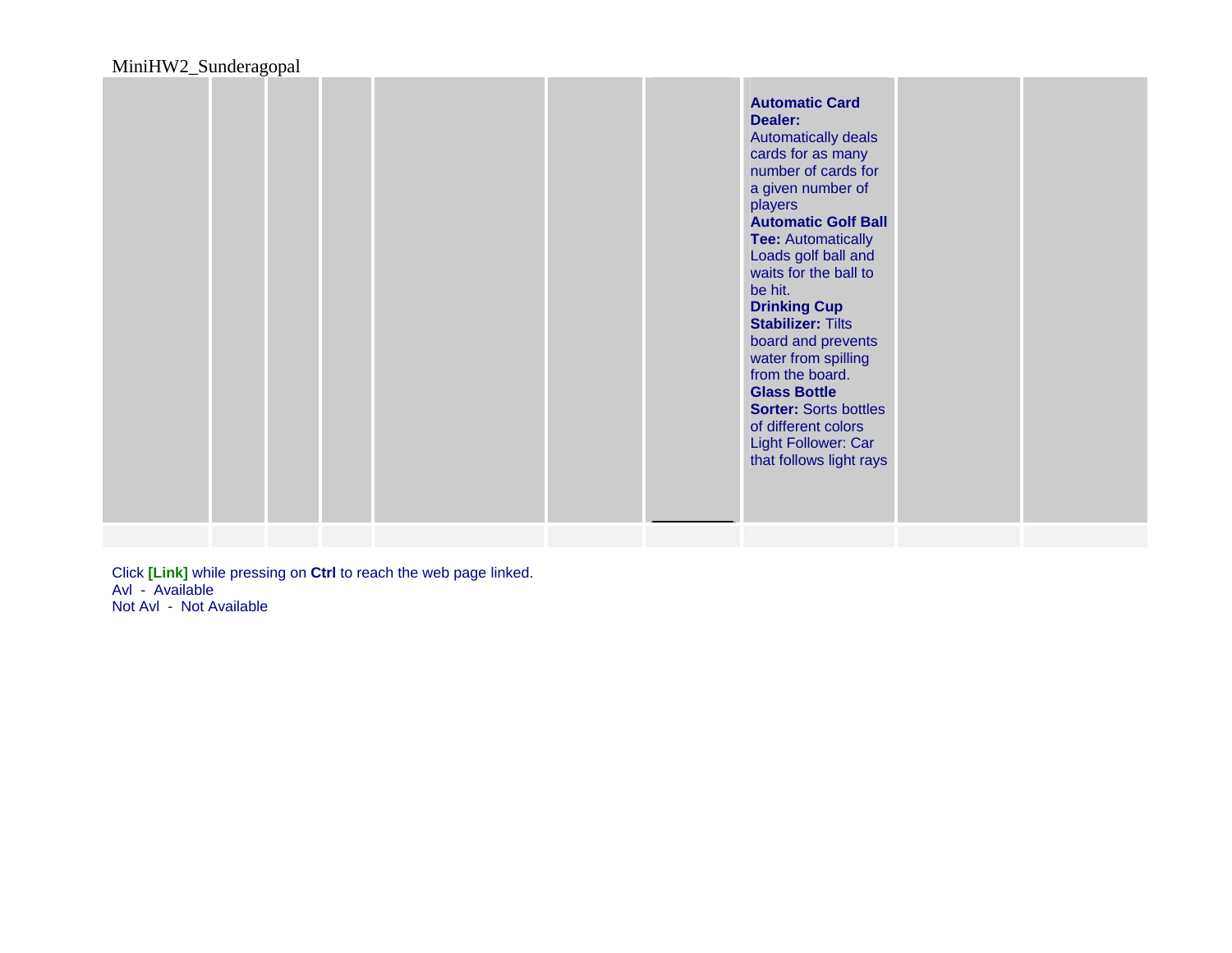MiniHW2_Sunderagopal

| | | | | | | | | | |
|---|---|---|---|---|---|---|---|---|---|
| | | | | | | | **Automatic Card Dealer:** Automatically deals cards for as many number of cards for a given number of players **Automatic Golf Ball Tee:** Automatically Loads golf ball and waits for the ball to be hit. **Drinking Cup Stabilizer:** Tilts board and prevents water from spilling from the board. **Glass Bottle Sorter:** Sorts bottles of different colors Light Follower: Car that follows light rays | | |
| | | | | | | | | | |

Click **[Link]** while pressing on **Ctrl** to reach the web page linked.
Avl - Available
Not Avl - Not Available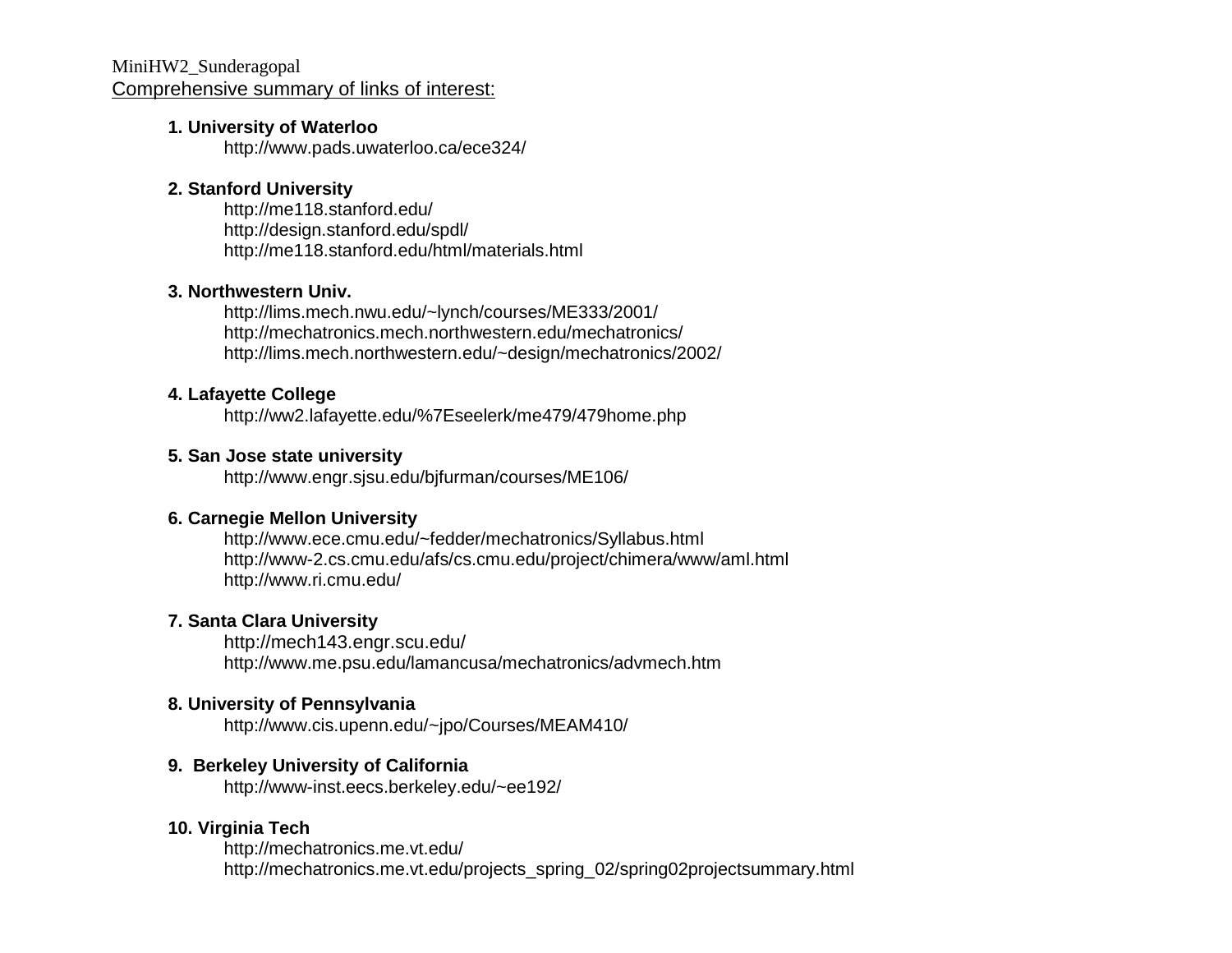MiniHW2_Sunderagopal

Comprehensive summary of links of interest:

1. **University of Waterloo**
   http://www.pads.uwaterloo.ca/ece324/

2. **Stanford University**
   http://me118.stanford.edu/
   http://design.stanford.edu/spdl/
   http://me118.stanford.edu/html/materials.html

3. **Northwestern Univ.**
   http://lims.mech.nwu.edu/~lynch/courses/ME333/2001/
   http://mechatronics.mech.northwestern.edu/mechatronics/
   http://lims.mech.northwestern.edu/~design/mechatronics/2002/

4. **Lafayette College**
   http://ww2.lafayette.edu/%7Eseelerk/me479/479home.php

5. **San Jose state university**
   http://www.engr.sjsu.edu/bjfurman/courses/ME106/

6. **Carnegie Mellon University**
   http://www.ece.cmu.edu/~fedder/mechatronics/Syllabus.html
   http://www-2.cs.cmu.edu/afs/cs.cmu.edu/project/chimera/www/aml.html
   http://www.ri.cmu.edu/

7. **Santa Clara University**
   http://mech143.engr.scu.edu/
   http://www.me.psu.edu/lamancusa/mechatronics/advmech.htm

8. **University of Pennsylvania**
   http://www.cis.upenn.edu/~jpo/Courses/MEAM410/

9. **Berkeley University of California**
   http://www-inst.eecs.berkeley.edu/~ee192/

10. **Virginia Tech**
    http://mechatronics.me.vt.edu/
    http://mechatronics.me.vt.edu/projects_spring_02/spring02projectsummary.html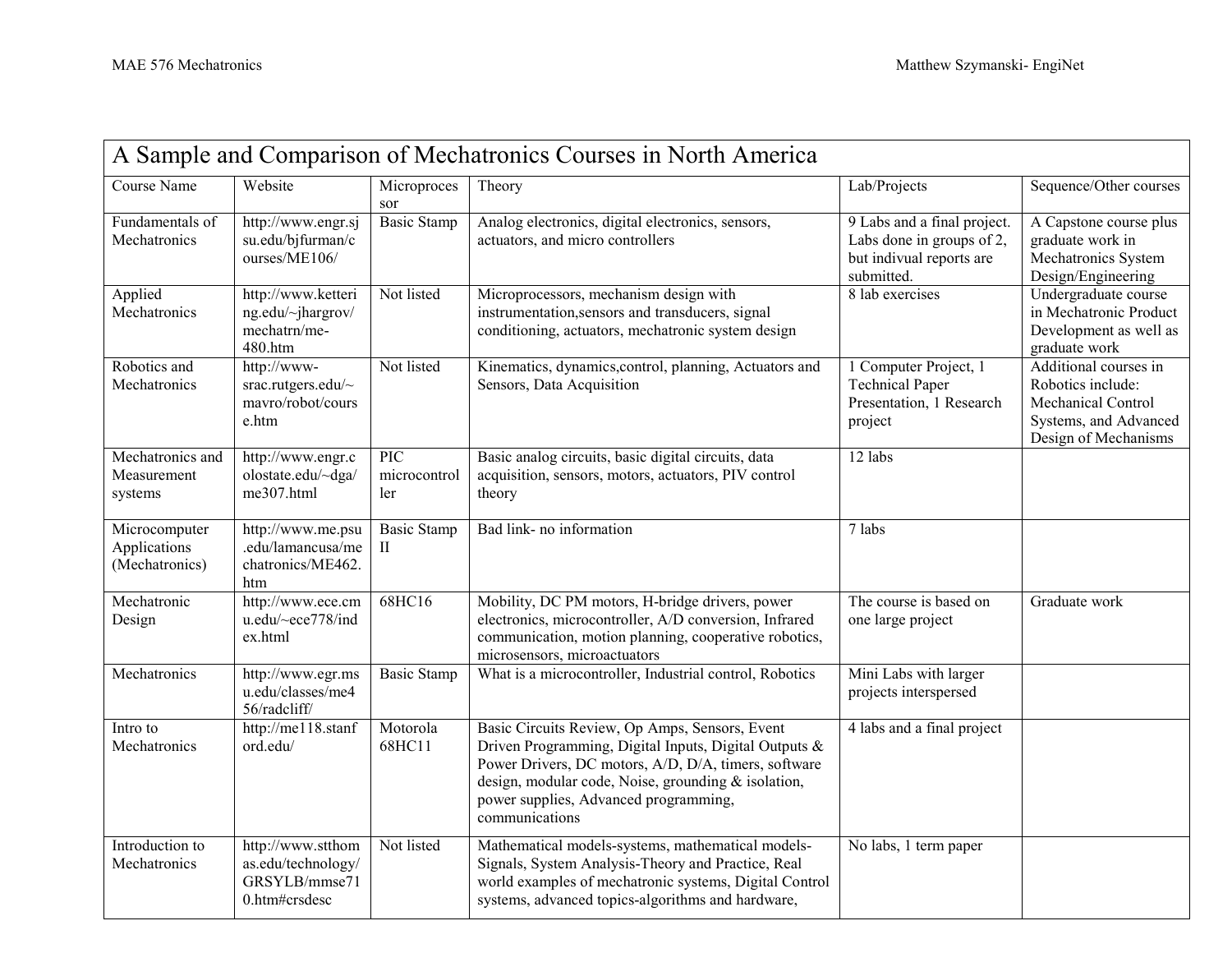| A Sample and Comparison of Mechatronics Courses in North America | | | | | |
|---|---|---|---|---|---|
| Course Name | Website | Microprocessor | Theory | Lab/Projects | Sequence/Other courses |
| Fundamentals of Mechatronics | http://www.engr.sjsu.edu/bjfurman/courses/ME106/ | Basic Stamp | Analog electronics, digital electronics, sensors, actuators, and micro controllers | 9 Labs and a final project. Labs done in groups of 2, but indivual reports are submitted. | A Capstone course plus graduate work in Mechatronics System Design/Engineering |
| Applied Mechatronics | http://www.kettering.edu/~jhargrov/mechatrn/me-480.htm | Not listed | Microprocessors, mechanism design with instrumentation,sensors and transducers, signal conditioning, actuators, mechatronic system design | 8 lab exercises | Undergraduate course in Mechatronic Product Development as well as graduate work |
| Robotics and Mechatronics | http://www-srac.rutgers.edu/~mavro/robot/course.htm | Not listed | Kinematics, dynamics,control, planning, Actuators and Sensors, Data Acquisition | 1 Computer Project, 1 Technical Paper Presentation, 1 Research project | Additional courses in Robotics include: Mechanical Control Systems, and Advanced Design of Mechanisms |
| Mechatronics and Measurement systems | http://www.engr.colostate.edu/~dga/me307.html | PIC microcontroller | Basic analog circuits, basic digital circuits, data acquisition, sensors, motors, actuators, PIV control theory | 12 labs | |
| Microcomputer Applications (Mechatronics) | http://www.me.psu.edu/lamancusa/mechatronics/ME462.htm | Basic Stamp II | Bad link- no information | 7 labs | |
| Mechatronic Design | http://www.ece.cmu.edu/~ece778/index.html | 68HC16 | Mobility, DC PM motors, H-bridge drivers, power electronics, microcontroller, A/D conversion, Infrared communication, motion planning, cooperative robotics, microsensors, microactuators | The course is based on one large project | Graduate work |
| Mechatronics | http://www.egr.msu.edu/classes/me456/radcliff/ | Basic Stamp | What is a microcontroller, Industrial control, Robotics | Mini Labs with larger projects interspersed | |
| Intro to Mechatronics | http://me118.stanford.edu/ | Motorola 68HC11 | Basic Circuits Review, Op Amps, Sensors, Event Driven Programming, Digital Inputs, Digital Outputs & Power Drivers, DC motors, A/D, D/A, timers, software design, modular code, Noise, grounding & isolation, power supplies, Advanced programming, communications | 4 labs and a final project | |
| Introduction to Mechatronics | http://www.stthomas.edu/technology/GRSYLB/mmse710.htm#crsdesc | Not listed | Mathematical models-systems, mathematical models-Signals, System Analysis-Theory and Practice, Real world examples of mechatronic systems, Digital Control systems, advanced topics-algorithms and hardware, | No labs, 1 term paper | |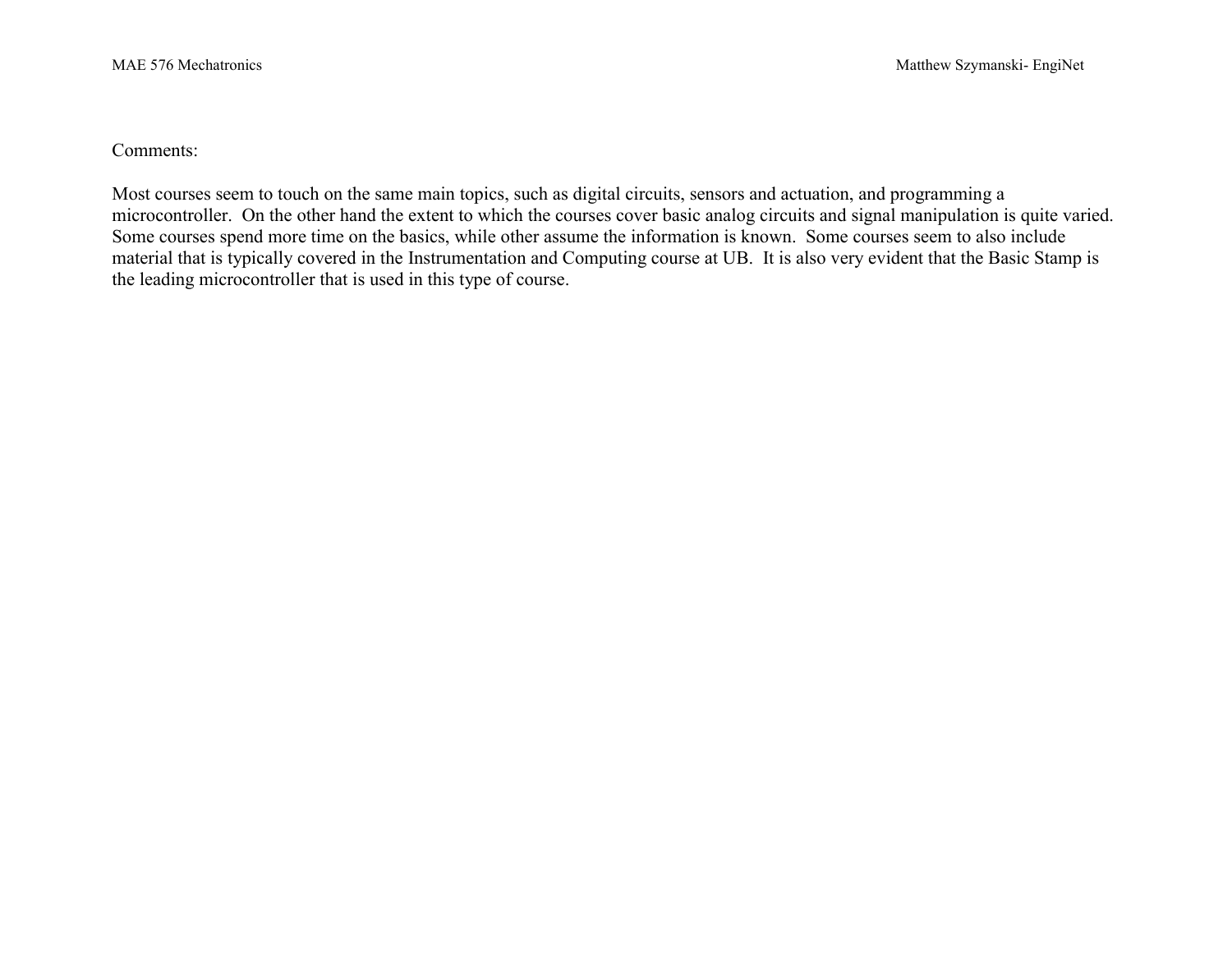Comments:

Most courses seem to touch on the same main topics, such as digital circuits, sensors and actuation, and programming a microcontroller. On the other hand the extent to which the courses cover basic analog circuits and signal manipulation is quite varied. Some courses spend more time on the basics, while other assume the information is known. Some courses seem to also include material that is typically covered in the Instrumentation and Computing course at UB. It is also very evident that the Basic Stamp is the leading microcontroller that is used in this type of course.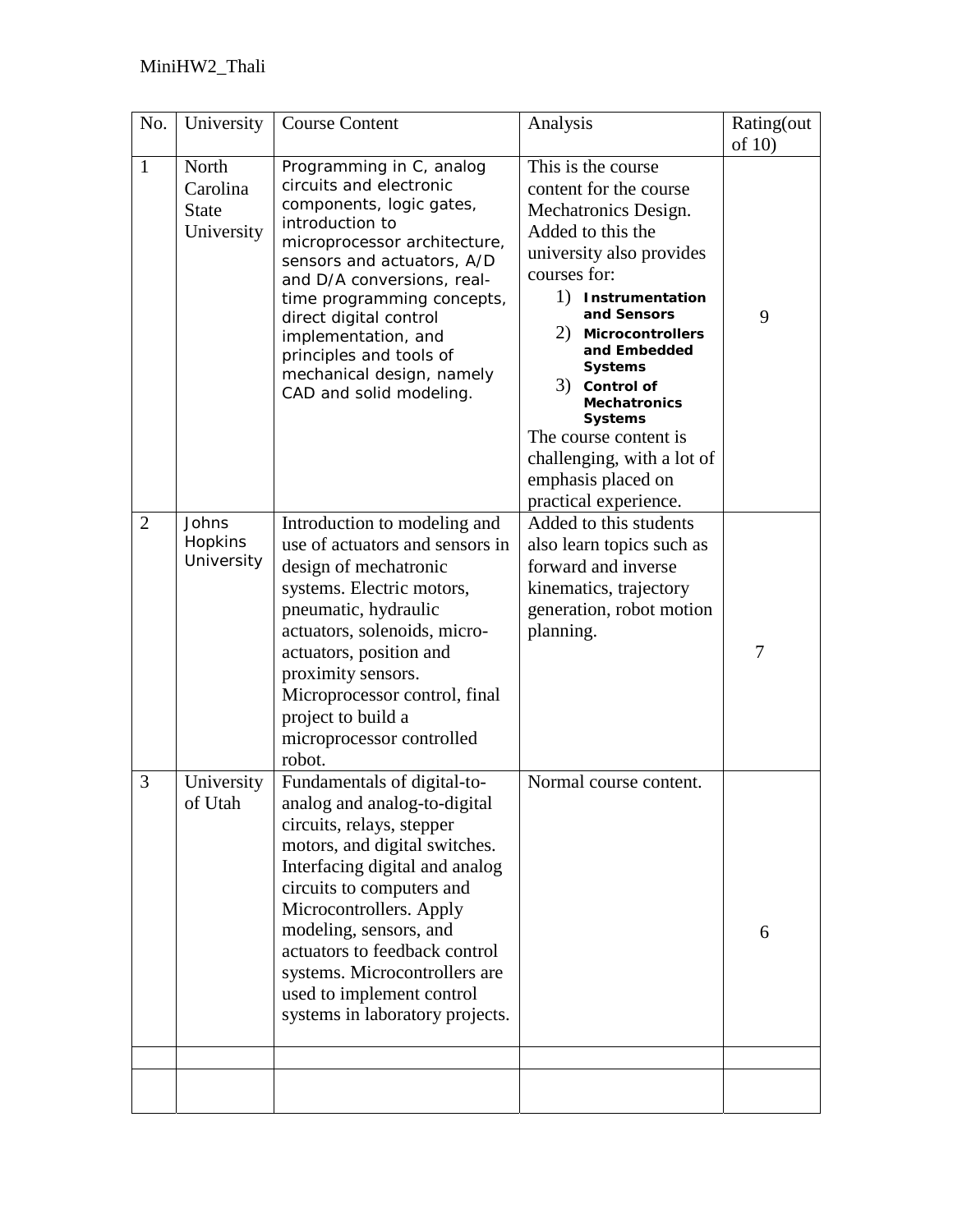MiniHW2_Thali

| No. | University | Course Content | Analysis | Rating(out of 10) |
|---|---|---|---|---|
| 1 | North Carolina State University | Programming in C, analog circuits and electronic components, logic gates, introduction to microprocessor architecture, sensors and actuators, A/D and D/A conversions, real-time programming concepts, direct digital control implementation, and principles and tools of mechanical design, namely CAD and solid modeling. | This is the course content for the course Mechatronics Design. Added to this the university also provides courses for: 1) **Instrumentation and Sensors** 2) **Microcontrollers and Embedded Systems** 3) **Control of Mechatronics Systems** The course content is challenging, with a lot of emphasis placed on practical experience. | 9 |
| 2 | Johns Hopkins University | Introduction to modeling and use of actuators and sensors in design of mechatronic systems. Electric motors, pneumatic, hydraulic actuators, solenoids, micro-actuators, position and proximity sensors. Microprocessor control, final project to build a microprocessor controlled robot. | Added to this students also learn topics such as forward and inverse kinematics, trajectory generation, robot motion planning. | 7 |
| 3 | University of Utah | Fundamentals of digital-to-analog and analog-to-digital circuits, relays, stepper motors, and digital switches. Interfacing digital and analog circuits to computers and Microcontrollers. Apply modeling, sensors, and actuators to feedback control systems. Microcontrollers are used to implement control systems in laboratory projects. | Normal course content. | 6 |
| | | | | |
| | | | | |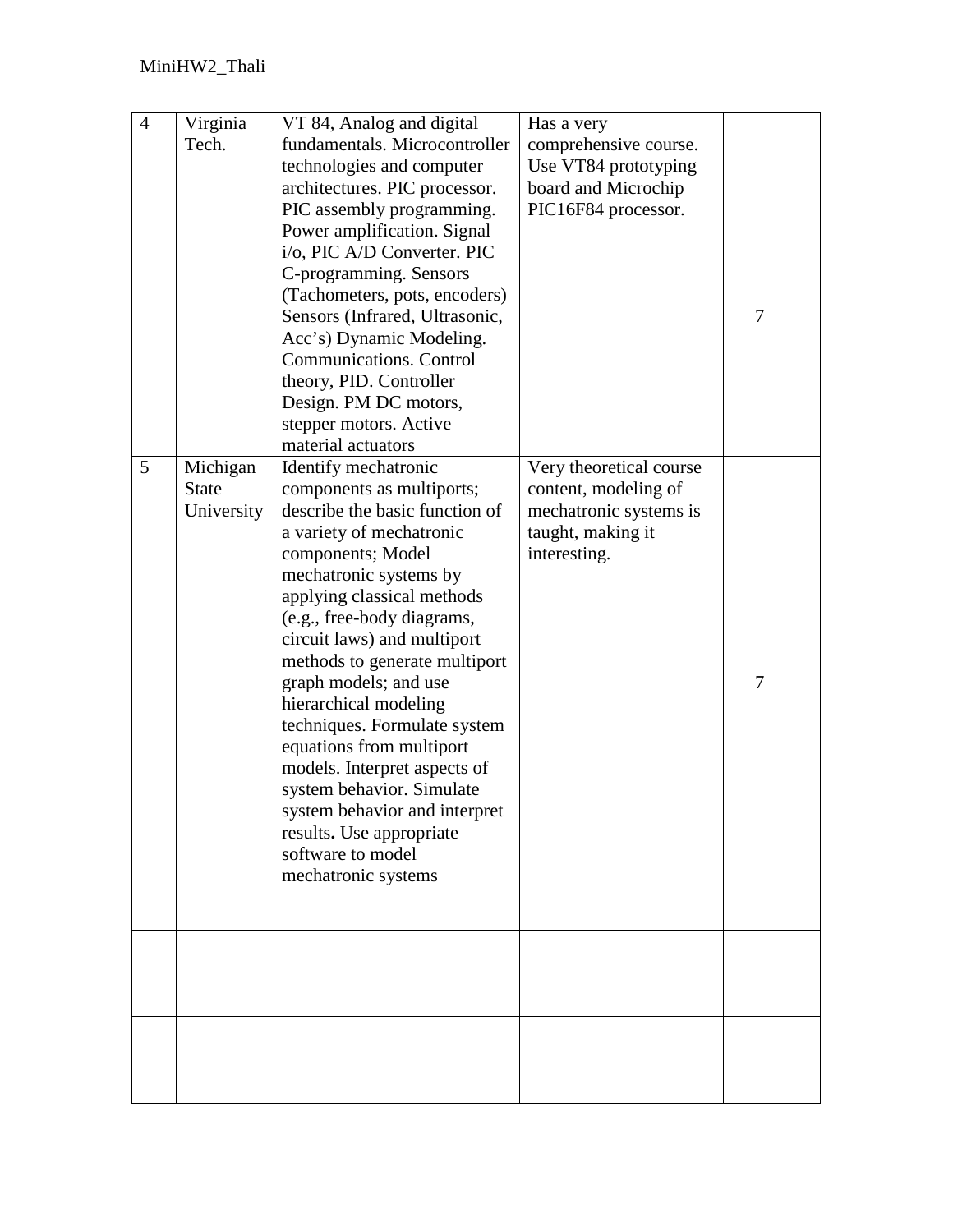| 4 | Virginia Tech. | VT 84, Analog and digital fundamentals. Microcontroller technologies and computer architectures. PIC processor. PIC assembly programming. Power amplification. Signal i/o, PIC A/D Converter. PIC C-programming. Sensors (Tachometers, pots, encoders) Sensors (Infrared, Ultrasonic, Acc's) Dynamic Modeling. Communications. Control theory, PID. Controller Design. PM DC motors, stepper motors. Active material actuators | Has a very comprehensive course. Use VT84 prototyping board and Microchip PIC16F84 processor. | 7 |
|---|---|---|---|---|
| 5 | Michigan State University | Identify mechatronic components as multiports; describe the basic function of a variety of mechatronic components; Model mechatronic systems by applying classical methods (e.g., free-body diagrams, circuit laws) and multiport methods to generate multiport graph models; and use hierarchical modeling techniques. Formulate system equations from multiport models. Interpret aspects of system behavior. Simulate system behavior and interpret results**.** Use appropriate software to model mechatronic systems | Very theoretical course content, modeling of mechatronic systems is taught, making it interesting. | 7 |
| | | | | |
| | | | | |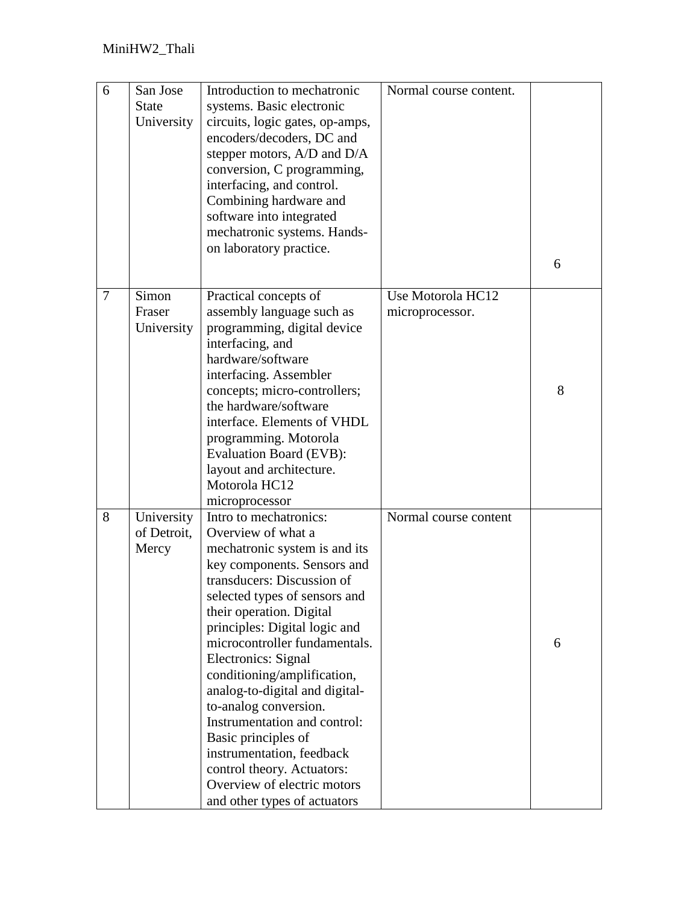| 6 | San Jose State University | Introduction to mechatronic systems. Basic electronic circuits, logic gates, op-amps, encoders/decoders, DC and stepper motors, A/D and D/A conversion, C programming, interfacing, and control. Combining hardware and software into integrated mechatronic systems. Hands-on laboratory practice. | Normal course content. | 6 |
|---|---|---|---|---|
| 7 | Simon Fraser University | Practical concepts of assembly language such as programming, digital device interfacing, and hardware/software interfacing. Assembler concepts; micro-controllers; the hardware/software interface. Elements of VHDL programming. Motorola Evaluation Board (EVB): layout and architecture. Motorola HC12 microprocessor | Use Motorola HC12 microprocessor. | 8 |
| 8 | University of Detroit, Mercy | Intro to mechatronics: Overview of what a mechatronic system is and its key components. Sensors and transducers: Discussion of selected types of sensors and their operation. Digital principles: Digital logic and microcontroller fundamentals. Electronics: Signal conditioning/amplification, analog-to-digital and digital-to-analog conversion. Instrumentation and control: Basic principles of instrumentation, feedback control theory. Actuators: Overview of electric motors and other types of actuators | Normal course content | 6 |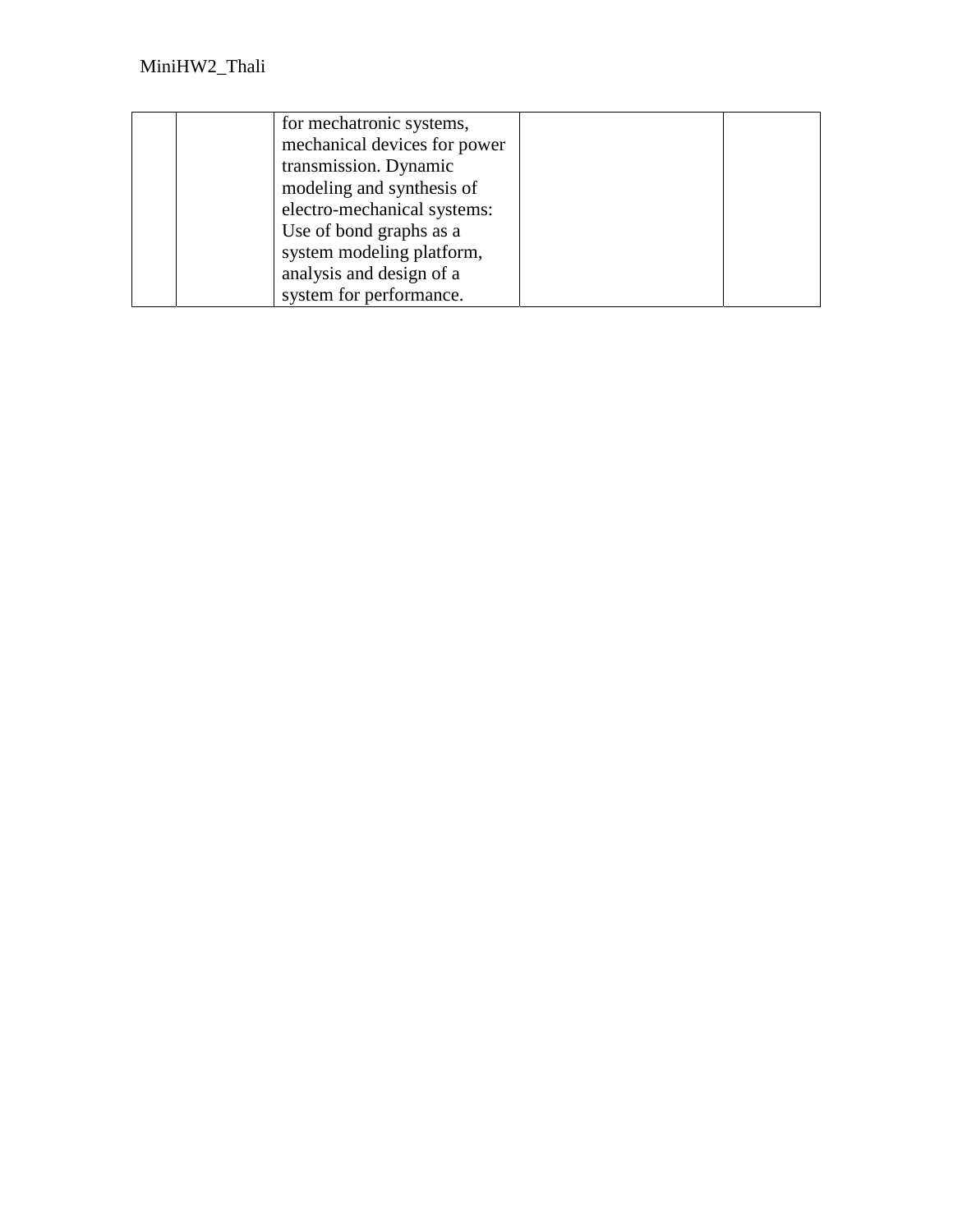| | | | | |
|---|---|---|---|---|
| | | for mechatronic systems, mechanical devices for power transmission. Dynamic modeling and synthesis of electro-mechanical systems: Use of bond graphs as a system modeling platform, analysis and design of a system for performance. | | |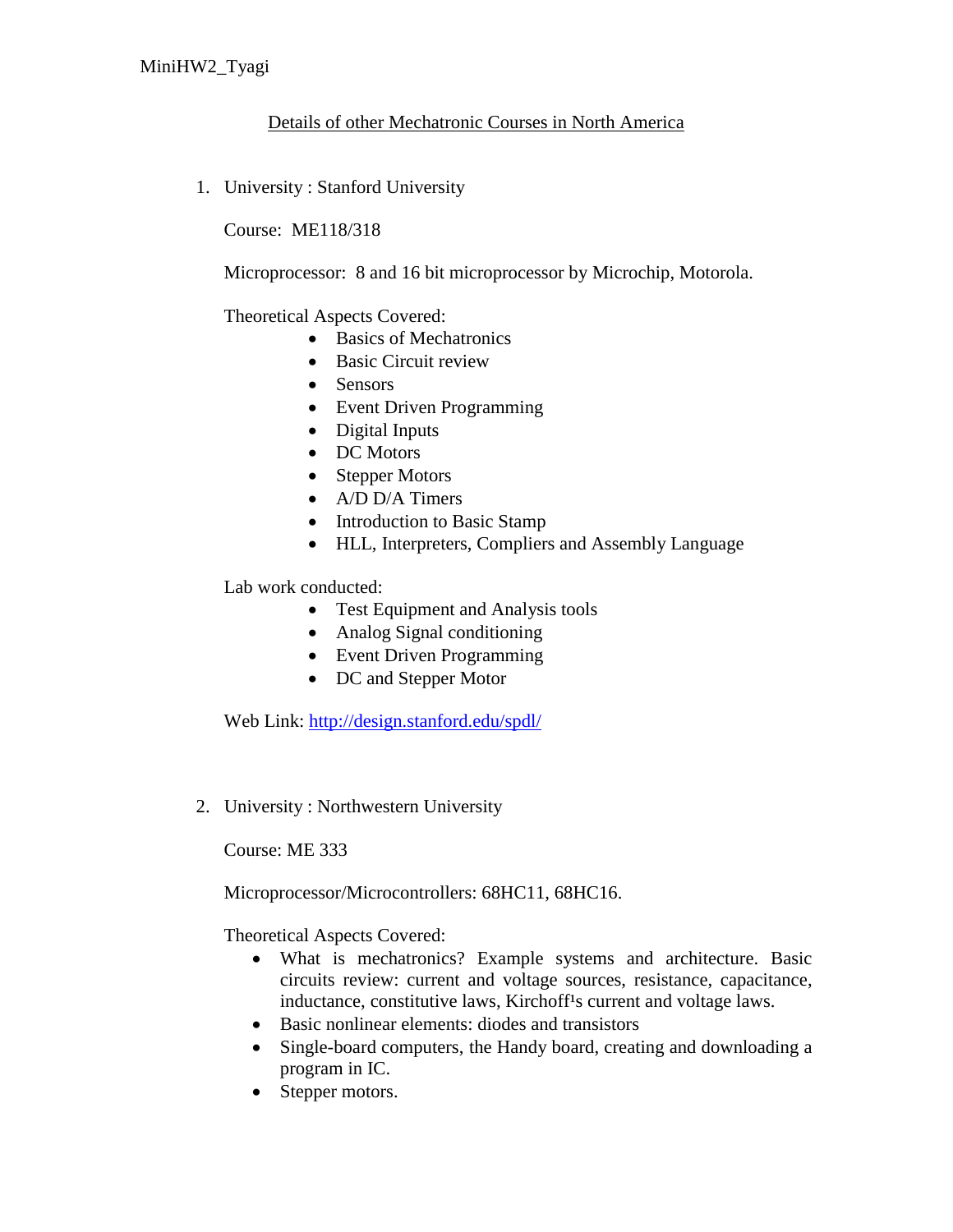MiniHW2_Tyagi

Details of other Mechatronic Courses in North America

1. University : Stanford University

   Course: ME118/318

   Microprocessor: 8 and 16 bit microprocessor by Microchip, Motorola.

   Theoretical Aspects Covered:
   - Basics of Mechatronics
   - Basic Circuit review
   - Sensors
   - Event Driven Programming
   - Digital Inputs
   - DC Motors
   - Stepper Motors
   - A/D D/A Timers
   - Introduction to Basic Stamp
   - HLL, Interpreters, Compliers and Assembly Language

   Lab work conducted:
   - Test Equipment and Analysis tools
   - Analog Signal conditioning
   - Event Driven Programming
   - DC and Stepper Motor

   Web Link: http://design.stanford.edu/spdl/

2. University : Northwestern University

   Course: ME 333

   Microprocessor/Microcontrollers: 68HC11, 68HC16.

   Theoretical Aspects Covered:
   - What is mechatronics? Example systems and architecture. Basic circuits review: current and voltage sources, resistance, capacitance, inductance, constitutive laws, Kirchoff¹s current and voltage laws.
   - Basic nonlinear elements: diodes and transistors
   - Single-board computers, the Handy board, creating and downloading a program in IC.
   - Stepper motors.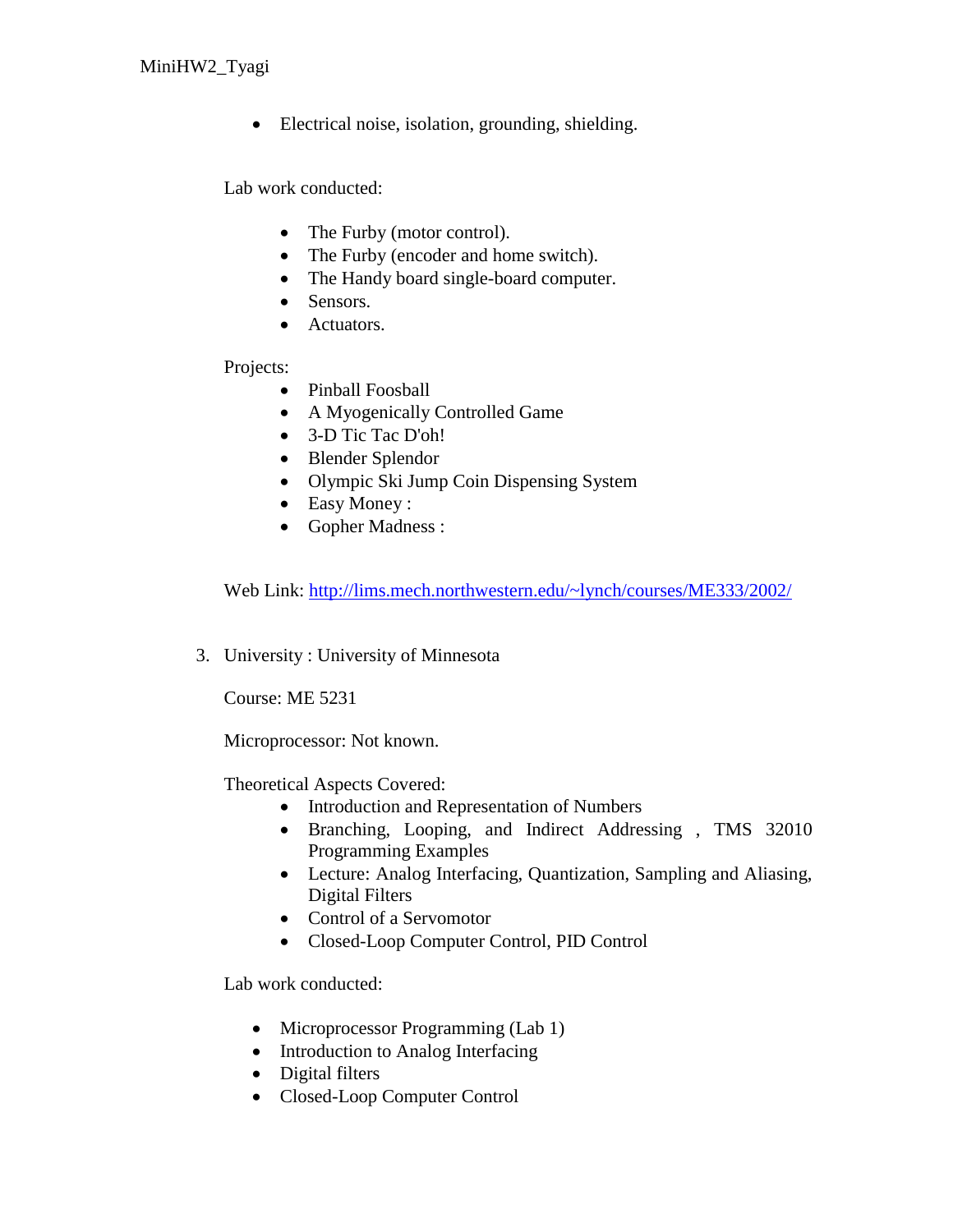- Electrical noise, isolation, grounding, shielding.

Lab work conducted:

- The Furby (motor control).
- The Furby (encoder and home switch).
- The Handy board single-board computer.
- Sensors.
- Actuators.

Projects:

- Pinball Foosball
- A Myogenically Controlled Game
- 3-D Tic Tac D'oh!
- Blender Splendor
- Olympic Ski Jump Coin Dispensing System
- Easy Money :
- Gopher Madness :

Web Link: [http://lims.mech.northwestern.edu/~lynch/courses/ME333/2002/](http://lims.mech.northwestern.edu/~lynch/courses/ME333/2002/)

3. University : University of Minnesota

   Course: ME 5231

   Microprocessor: Not known.

   Theoretical Aspects Covered:

   - Introduction and Representation of Numbers
   - Branching, Looping, and Indirect Addressing , TMS 32010 Programming Examples
   - Lecture: Analog Interfacing, Quantization, Sampling and Aliasing, Digital Filters
   - Control of a Servomotor
   - Closed-Loop Computer Control, PID Control

   Lab work conducted:

   - Microprocessor Programming (Lab 1)
   - Introduction to Analog Interfacing
   - Digital filters
   - Closed-Loop Computer Control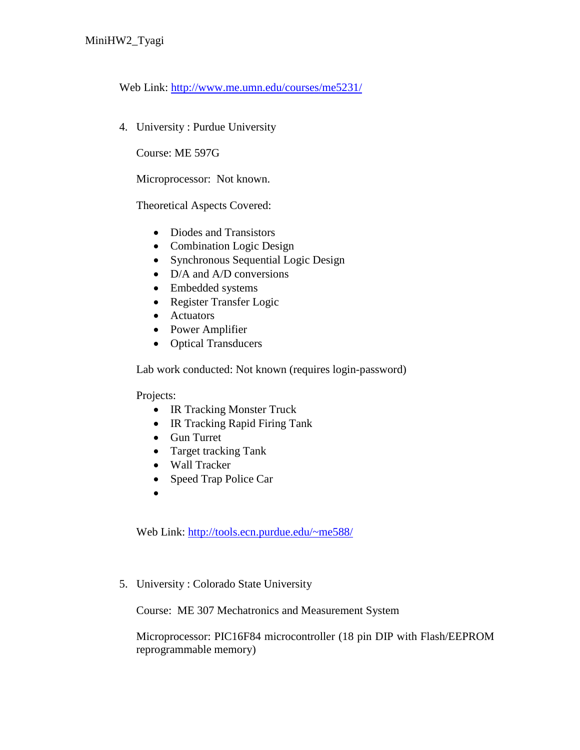Web Link: http://www.me.umn.edu/courses/me5231/

4. University : Purdue University

   Course: ME 597G

   Microprocessor: Not known.

   Theoretical Aspects Covered:

   - Diodes and Transistors
   - Combination Logic Design
   - Synchronous Sequential Logic Design
   - D/A and A/D conversions
   - Embedded systems
   - Register Transfer Logic
   - Actuators
   - Power Amplifier
   - Optical Transducers

   Lab work conducted: Not known (requires login-password)

   Projects:
   - IR Tracking Monster Truck
   - IR Tracking Rapid Firing Tank
   - Gun Turret
   - Target tracking Tank
   - Wall Tracker
   - Speed Trap Police Car
   - 

   Web Link: http://tools.ecn.purdue.edu/~me588/

5. University : Colorado State University

   Course: ME 307 Mechatronics and Measurement System

   Microprocessor: PIC16F84 microcontroller (18 pin DIP with Flash/EEPROM reprogrammable memory)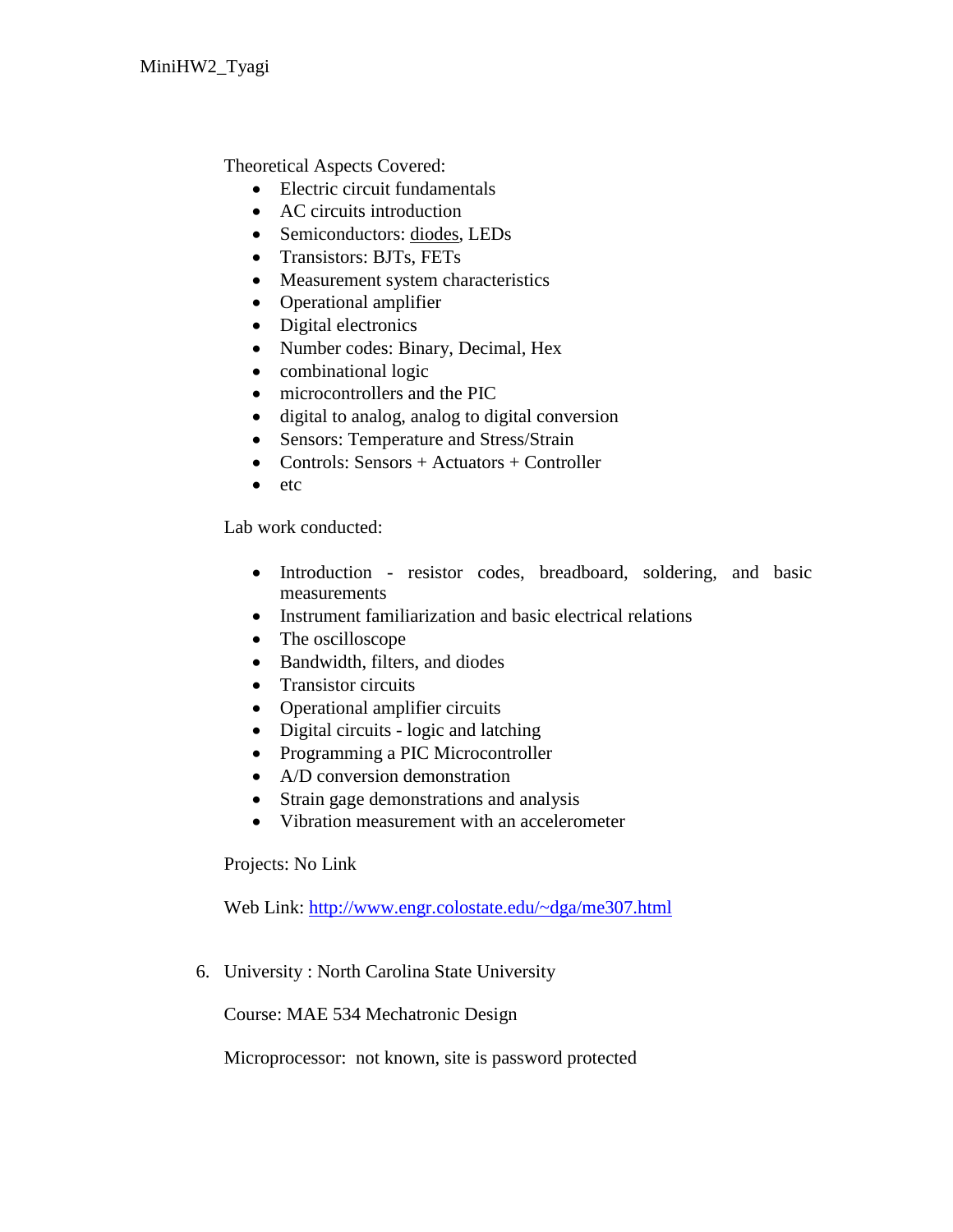Theoretical Aspects Covered:

- Electric circuit fundamentals
- AC circuits introduction
- Semiconductors: diodes, LEDs
- Transistors: BJTs, FETs
- Measurement system characteristics
- Operational amplifier
- Digital electronics
- Number codes: Binary, Decimal, Hex
- combinational logic
- microcontrollers and the PIC
- digital to analog, analog to digital conversion
- Sensors: Temperature and Stress/Strain
- Controls: Sensors + Actuators + Controller
- etc

Lab work conducted:

- Introduction - resistor codes, breadboard, soldering, and basic measurements
- Instrument familiarization and basic electrical relations
- The oscilloscope
- Bandwidth, filters, and diodes
- Transistor circuits
- Operational amplifier circuits
- Digital circuits - logic and latching
- Programming a PIC Microcontroller
- A/D conversion demonstration
- Strain gage demonstrations and analysis
- Vibration measurement with an accelerometer

Projects: No Link

Web Link: [http://www.engr.colostate.edu/~dga/me307.html](http://www.engr.colostate.edu/~dga/me307.html)

6. University : North Carolina State University

   Course: MAE 534 Mechatronic Design

   Microprocessor: not known, site is password protected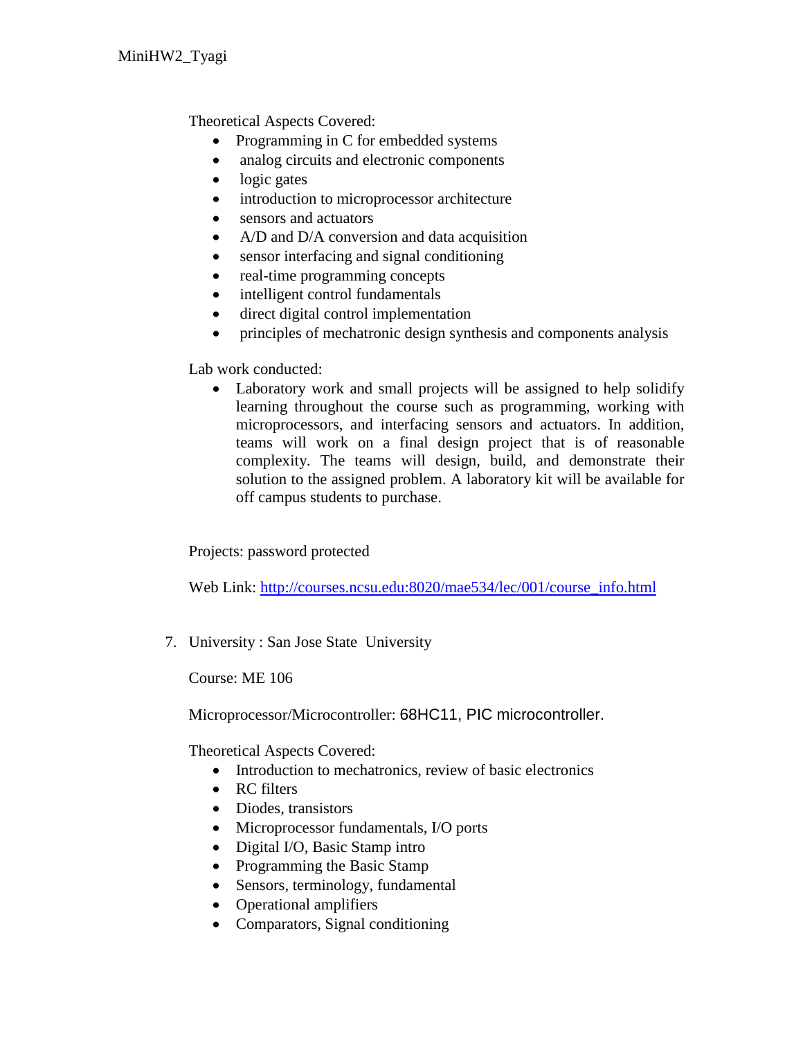Theoretical Aspects Covered:

- Programming in C for embedded systems
- analog circuits and electronic components
- logic gates
- introduction to microprocessor architecture
- sensors and actuators
- A/D and D/A conversion and data acquisition
- sensor interfacing and signal conditioning
- real-time programming concepts
- intelligent control fundamentals
- direct digital control implementation
- principles of mechatronic design synthesis and components analysis

Lab work conducted:

- Laboratory work and small projects will be assigned to help solidify learning throughout the course such as programming, working with microprocessors, and interfacing sensors and actuators. In addition, teams will work on a final design project that is of reasonable complexity. The teams will design, build, and demonstrate their solution to the assigned problem. A laboratory kit will be available for off campus students to purchase.

Projects: password protected

Web Link: [http://courses.ncsu.edu:8020/mae534/lec/001/course_info.html](http://courses.ncsu.edu:8020/mae534/lec/001/course_info.html)

7. University : San Jose State University

   Course: ME 106

   Microprocessor/Microcontroller: 68HC11, PIC microcontroller.

   Theoretical Aspects Covered:

   - Introduction to mechatronics, review of basic electronics
   - RC filters
   - Diodes, transistors
   - Microprocessor fundamentals, I/O ports
   - Digital I/O, Basic Stamp intro
   - Programming the Basic Stamp
   - Sensors, terminology, fundamental
   - Operational amplifiers
   - Comparators, Signal conditioning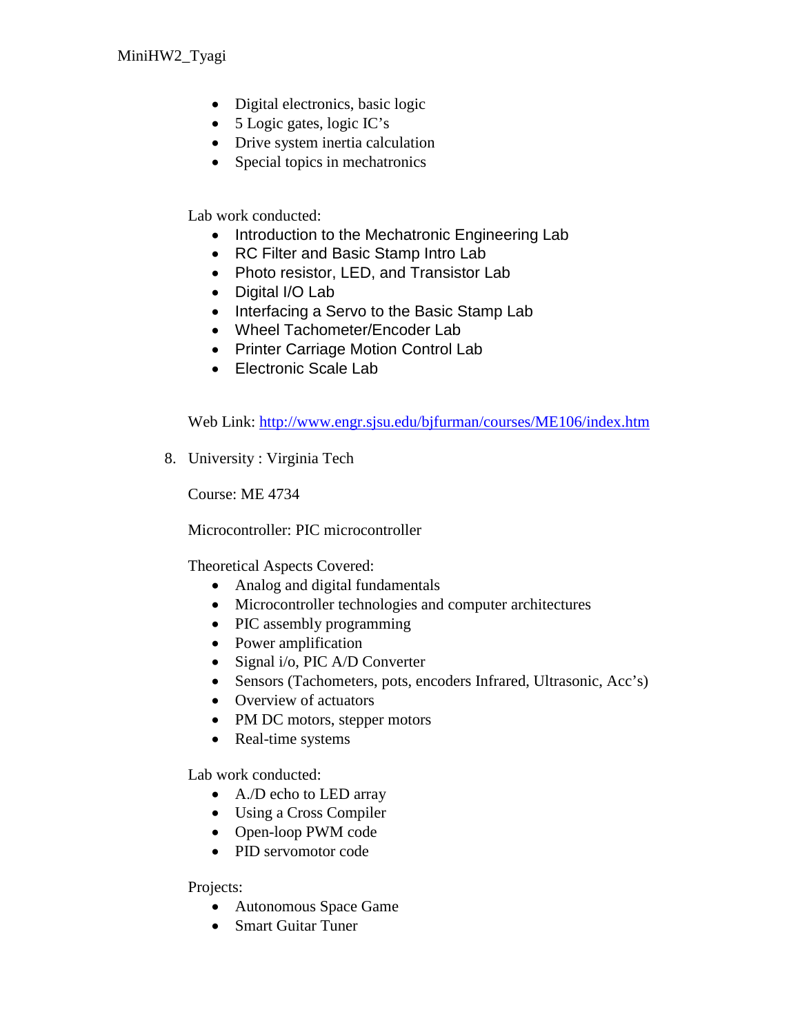- Digital electronics, basic logic
- 5 Logic gates, logic IC's
- Drive system inertia calculation
- Special topics in mechatronics

Lab work conducted:

- Introduction to the Mechatronic Engineering Lab
- RC Filter and Basic Stamp Intro Lab
- Photo resistor, LED, and Transistor Lab
- Digital I/O Lab
- Interfacing a Servo to the Basic Stamp Lab
- Wheel Tachometer/Encoder Lab
- Printer Carriage Motion Control Lab
- Electronic Scale Lab

Web Link: http://www.engr.sjsu.edu/bjfurman/courses/ME106/index.htm

8. University : Virginia Tech

   Course: ME 4734

   Microcontroller: PIC microcontroller

   Theoretical Aspects Covered:

   - Analog and digital fundamentals
   - Microcontroller technologies and computer architectures
   - PIC assembly programming
   - Power amplification
   - Signal i/o, PIC A/D Converter
   - Sensors (Tachometers, pots, encoders Infrared, Ultrasonic, Acc's)
   - Overview of actuators
   - PM DC motors, stepper motors
   - Real-time systems

   Lab work conducted:

   - A./D echo to LED array
   - Using a Cross Compiler
   - Open-loop PWM code
   - PID servomotor code

   Projects:

   - Autonomous Space Game
   - Smart Guitar Tuner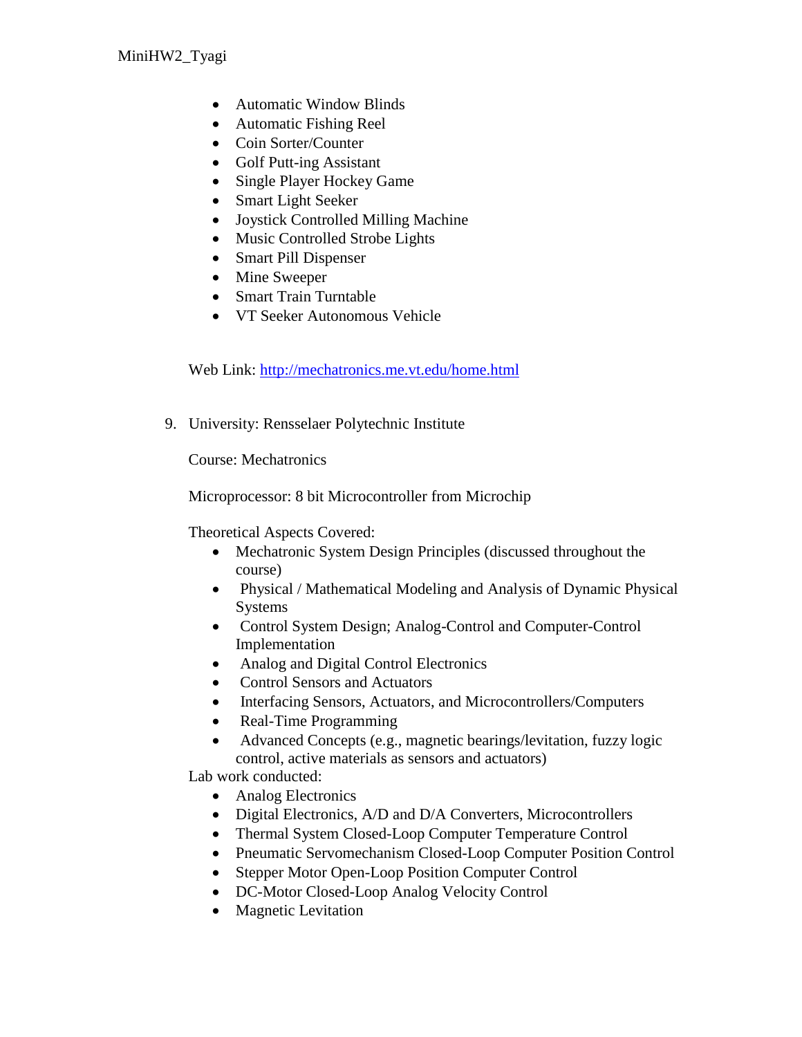- Automatic Window Blinds
- Automatic Fishing Reel
- Coin Sorter/Counter
- Golf Putt-ing Assistant
- Single Player Hockey Game
- Smart Light Seeker
- Joystick Controlled Milling Machine
- Music Controlled Strobe Lights
- Smart Pill Dispenser
- Mine Sweeper
- Smart Train Turntable
- VT Seeker Autonomous Vehicle

Web Link: [http://mechatronics.me.vt.edu/home.html](http://mechatronics.me.vt.edu/home.html)

9. University: Rensselaer Polytechnic Institute

   Course: Mechatronics

   Microprocessor: 8 bit Microcontroller from Microchip

   Theoretical Aspects Covered:

   - Mechatronic System Design Principles (discussed throughout the course)
   - Physical / Mathematical Modeling and Analysis of Dynamic Physical Systems
   - Control System Design; Analog-Control and Computer-Control Implementation
   - Analog and Digital Control Electronics
   - Control Sensors and Actuators
   - Interfacing Sensors, Actuators, and Microcontrollers/Computers
   - Real-Time Programming
   - Advanced Concepts (e.g., magnetic bearings/levitation, fuzzy logic control, active materials as sensors and actuators)

   Lab work conducted:

   - Analog Electronics
   - Digital Electronics, A/D and D/A Converters, Microcontrollers
   - Thermal System Closed-Loop Computer Temperature Control
   - Pneumatic Servomechanism Closed-Loop Computer Position Control
   - Stepper Motor Open-Loop Position Computer Control
   - DC-Motor Closed-Loop Analog Velocity Control
   - Magnetic Levitation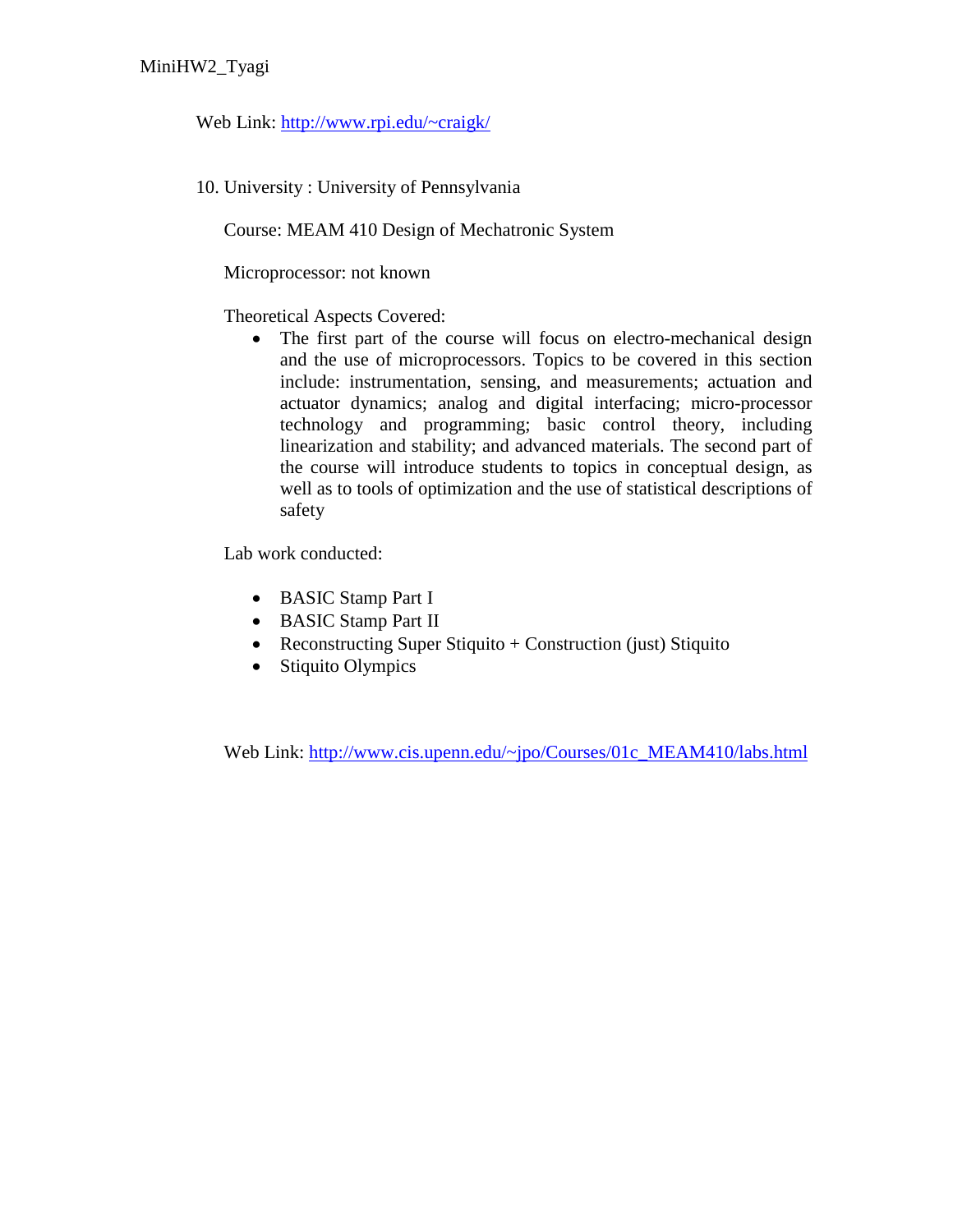Web Link: http://www.rpi.edu/~craigk/

10. University : University of Pennsylvania

Course: MEAM 410 Design of Mechatronic System

Microprocessor: not known

Theoretical Aspects Covered:

- The first part of the course will focus on electro-mechanical design and the use of microprocessors. Topics to be covered in this section include: instrumentation, sensing, and measurements; actuation and actuator dynamics; analog and digital interfacing; micro-processor technology and programming; basic control theory, including linearization and stability; and advanced materials. The second part of the course will introduce students to topics in conceptual design, as well as to tools of optimization and the use of statistical descriptions of safety

Lab work conducted:

- BASIC Stamp Part I
- BASIC Stamp Part II
- Reconstructing Super Stiquito + Construction (just) Stiquito
- Stiquito Olympics

Web Link: http://www.cis.upenn.edu/~jpo/Courses/01c_MEAM410/labs.html